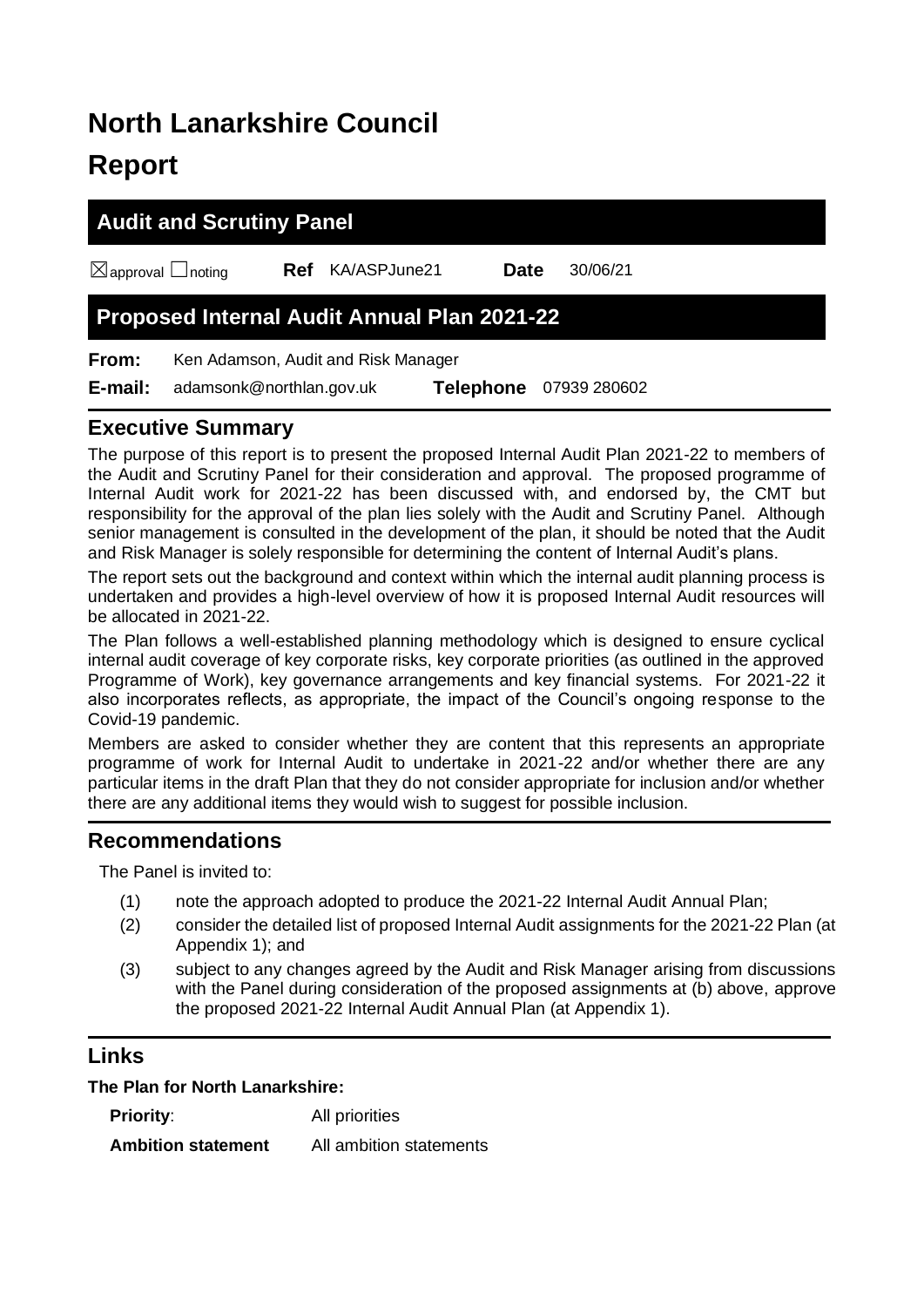# North Lanarkshire Council

# Report

## Audit and Scrutiny Panel

☒approval ☐noting **Ref** KA/ASPJune21 **Date** 30/06/21

## Proposed Internal Audit Annual Plan 2021-22

**From:** Ken Adamson, Audit and Risk Manager

**E-mail:** adamsonk@northlan.gov.uk **Telephone** 07939 280602

## Executive Summary

The purpose of this report is to present the proposed Internal Audit Plan 2021-22 to members of the Audit and Scrutiny Panel for their consideration and approval. The proposed programme of Internal Audit work for 2021-22 has been discussed with, and endorsed by, the CMT but responsibility for the approval of the plan lies solely with the Audit and Scrutiny Panel. Although senior management is consulted in the development of the plan, it should be noted that the Audit and Risk Manager is solely responsible for determining the content of Internal Audit's plans.

The report sets out the background and context within which the internal audit planning process is undertaken and provides a high-level overview of how it is proposed Internal Audit resources will be allocated in 2021-22.

The Plan follows a well-established planning methodology which is designed to ensure cyclical internal audit coverage of key corporate risks, key corporate priorities (as outlined in the approved Programme of Work), key governance arrangements and key financial systems. For 2021-22 it also incorporates reflects, as appropriate, the impact of the Council's ongoing response to the Covid-19 pandemic.

Members are asked to consider whether they are content that this represents an appropriate programme of work for Internal Audit to undertake in 2021-22 and/or whether there are any particular items in the draft Plan that they do not consider appropriate for inclusion and/or whether there are any additional items they would wish to suggest for possible inclusion.

## Recommendations

The Panel is invited to:

(1) note the approach adopted to produce the 2021-22 Internal Audit Annual Plan;

(2) consider the detailed list of proposed Internal Audit assignments for the 2021-22 Plan (at Appendix 1); and

(3) subject to any changes agreed by the Audit and Risk Manager arising from discussions with the Panel during consideration of the proposed assignments at (b) above, approve the proposed 2021-22 Internal Audit Annual Plan (at Appendix 1).

## Links

**The Plan for North Lanarkshire:**

**Priority**: All priorities

**Ambition statement** All ambition statements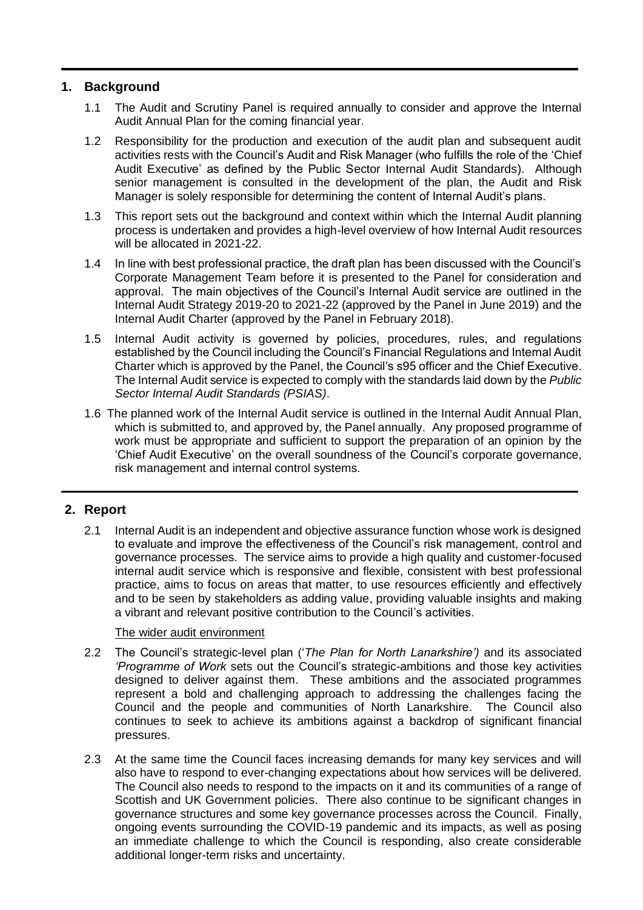## 1. Background

1.1 The Audit and Scrutiny Panel is required annually to consider and approve the Internal Audit Annual Plan for the coming financial year.

1.2 Responsibility for the production and execution of the audit plan and subsequent audit activities rests with the Council's Audit and Risk Manager (who fulfills the role of the 'Chief Audit Executive' as defined by the Public Sector Internal Audit Standards). Although senior management is consulted in the development of the plan, the Audit and Risk Manager is solely responsible for determining the content of Internal Audit's plans.

1.3 This report sets out the background and context within which the Internal Audit planning process is undertaken and provides a high-level overview of how Internal Audit resources will be allocated in 2021-22.

1.4 In line with best professional practice, the draft plan has been discussed with the Council's Corporate Management Team before it is presented to the Panel for consideration and approval. The main objectives of the Council's Internal Audit service are outlined in the Internal Audit Strategy 2019-20 to 2021-22 (approved by the Panel in June 2019) and the Internal Audit Charter (approved by the Panel in February 2018).

1.5 Internal Audit activity is governed by policies, procedures, rules, and regulations established by the Council including the Council's Financial Regulations and Internal Audit Charter which is approved by the Panel, the Council's s95 officer and the Chief Executive. The Internal Audit service is expected to comply with the standards laid down by the *Public Sector Internal Audit Standards (PSIAS)*.

1.6 The planned work of the Internal Audit service is outlined in the Internal Audit Annual Plan, which is submitted to, and approved by, the Panel annually. Any proposed programme of work must be appropriate and sufficient to support the preparation of an opinion by the 'Chief Audit Executive' on the overall soundness of the Council's corporate governance, risk management and internal control systems.

## 2. Report

2.1 Internal Audit is an independent and objective assurance function whose work is designed to evaluate and improve the effectiveness of the Council's risk management, control and governance processes. The service aims to provide a high quality and customer-focused internal audit service which is responsive and flexible, consistent with best professional practice, aims to focus on areas that matter, to use resources efficiently and effectively and to be seen by stakeholders as adding value, providing valuable insights and making a vibrant and relevant positive contribution to the Council's activities.

<u>The wider audit environment</u>

2.2 The Council's strategic-level plan ('*The Plan for North Lanarkshire')* and its associated *'Programme of Work* sets out the Council's strategic-ambitions and those key activities designed to deliver against them. These ambitions and the associated programmes represent a bold and challenging approach to addressing the challenges facing the Council and the people and communities of North Lanarkshire. The Council also continues to seek to achieve its ambitions against a backdrop of significant financial pressures.

2.3 At the same time the Council faces increasing demands for many key services and will also have to respond to ever-changing expectations about how services will be delivered. The Council also needs to respond to the impacts on it and its communities of a range of Scottish and UK Government policies. There also continue to be significant changes in governance structures and some key governance processes across the Council. Finally, ongoing events surrounding the COVID-19 pandemic and its impacts, as well as posing an immediate challenge to which the Council is responding, also create considerable additional longer-term risks and uncertainty.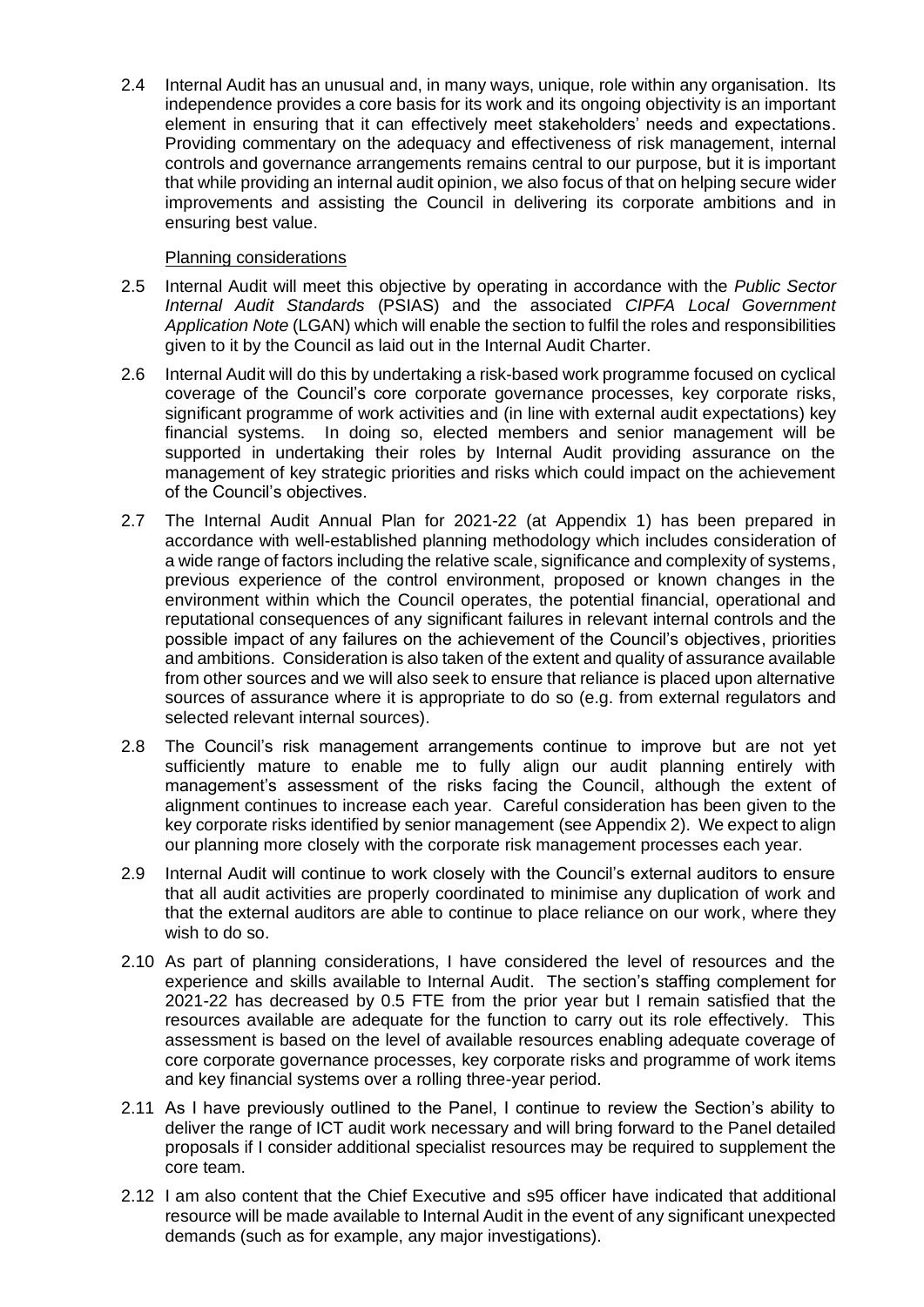2.4 Internal Audit has an unusual and, in many ways, unique, role within any organisation. Its independence provides a core basis for its work and its ongoing objectivity is an important element in ensuring that it can effectively meet stakeholders' needs and expectations. Providing commentary on the adequacy and effectiveness of risk management, internal controls and governance arrangements remains central to our purpose, but it is important that while providing an internal audit opinion, we also focus of that on helping secure wider improvements and assisting the Council in delivering its corporate ambitions and in ensuring best value.

Planning considerations

2.5 Internal Audit will meet this objective by operating in accordance with the *Public Sector Internal Audit Standards* (PSIAS) and the associated *CIPFA Local Government Application Note* (LGAN) which will enable the section to fulfil the roles and responsibilities given to it by the Council as laid out in the Internal Audit Charter.

2.6 Internal Audit will do this by undertaking a risk-based work programme focused on cyclical coverage of the Council's core corporate governance processes, key corporate risks, significant programme of work activities and (in line with external audit expectations) key financial systems. In doing so, elected members and senior management will be supported in undertaking their roles by Internal Audit providing assurance on the management of key strategic priorities and risks which could impact on the achievement of the Council's objectives.

2.7 The Internal Audit Annual Plan for 2021-22 (at Appendix 1) has been prepared in accordance with well-established planning methodology which includes consideration of a wide range of factors including the relative scale, significance and complexity of systems, previous experience of the control environment, proposed or known changes in the environment within which the Council operates, the potential financial, operational and reputational consequences of any significant failures in relevant internal controls and the possible impact of any failures on the achievement of the Council's objectives, priorities and ambitions. Consideration is also taken of the extent and quality of assurance available from other sources and we will also seek to ensure that reliance is placed upon alternative sources of assurance where it is appropriate to do so (e.g. from external regulators and selected relevant internal sources).

2.8 The Council's risk management arrangements continue to improve but are not yet sufficiently mature to enable me to fully align our audit planning entirely with management's assessment of the risks facing the Council, although the extent of alignment continues to increase each year. Careful consideration has been given to the key corporate risks identified by senior management (see Appendix 2). We expect to align our planning more closely with the corporate risk management processes each year.

2.9 Internal Audit will continue to work closely with the Council's external auditors to ensure that all audit activities are properly coordinated to minimise any duplication of work and that the external auditors are able to continue to place reliance on our work, where they wish to do so.

2.10 As part of planning considerations, I have considered the level of resources and the experience and skills available to Internal Audit. The section's staffing complement for 2021-22 has decreased by 0.5 FTE from the prior year but I remain satisfied that the resources available are adequate for the function to carry out its role effectively. This assessment is based on the level of available resources enabling adequate coverage of core corporate governance processes, key corporate risks and programme of work items and key financial systems over a rolling three-year period.

2.11 As I have previously outlined to the Panel, I continue to review the Section's ability to deliver the range of ICT audit work necessary and will bring forward to the Panel detailed proposals if I consider additional specialist resources may be required to supplement the core team.

2.12 I am also content that the Chief Executive and s95 officer have indicated that additional resource will be made available to Internal Audit in the event of any significant unexpected demands (such as for example, any major investigations).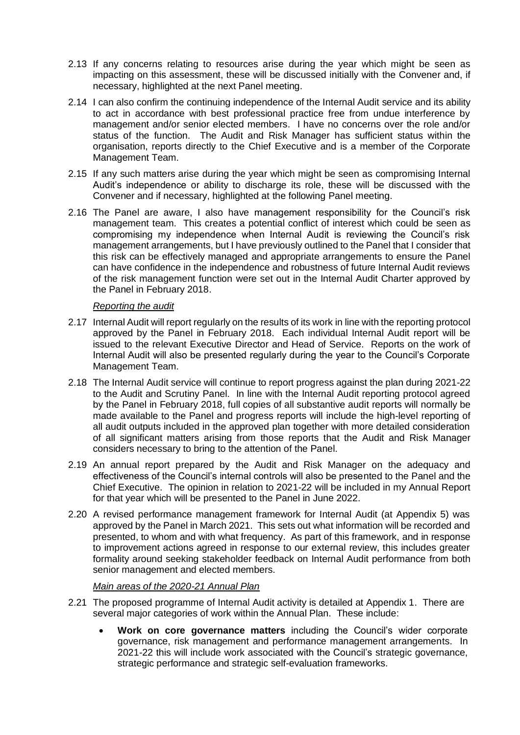2.13 If any concerns relating to resources arise during the year which might be seen as impacting on this assessment, these will be discussed initially with the Convener and, if necessary, highlighted at the next Panel meeting.

2.14 I can also confirm the continuing independence of the Internal Audit service and its ability to act in accordance with best professional practice free from undue interference by management and/or senior elected members. I have no concerns over the role and/or status of the function. The Audit and Risk Manager has sufficient status within the organisation, reports directly to the Chief Executive and is a member of the Corporate Management Team.

2.15 If any such matters arise during the year which might be seen as compromising Internal Audit's independence or ability to discharge its role, these will be discussed with the Convener and if necessary, highlighted at the following Panel meeting.

2.16 The Panel are aware, I also have management responsibility for the Council's risk management team. This creates a potential conflict of interest which could be seen as compromising my independence when Internal Audit is reviewing the Council's risk management arrangements, but I have previously outlined to the Panel that I consider that this risk can be effectively managed and appropriate arrangements to ensure the Panel can have confidence in the independence and robustness of future Internal Audit reviews of the risk management function were set out in the Internal Audit Charter approved by the Panel in February 2018.

*Reporting the audit*

2.17 Internal Audit will report regularly on the results of its work in line with the reporting protocol approved by the Panel in February 2018. Each individual Internal Audit report will be issued to the relevant Executive Director and Head of Service. Reports on the work of Internal Audit will also be presented regularly during the year to the Council's Corporate Management Team.

2.18 The Internal Audit service will continue to report progress against the plan during 2021-22 to the Audit and Scrutiny Panel. In line with the Internal Audit reporting protocol agreed by the Panel in February 2018, full copies of all substantive audit reports will normally be made available to the Panel and progress reports will include the high-level reporting of all audit outputs included in the approved plan together with more detailed consideration of all significant matters arising from those reports that the Audit and Risk Manager considers necessary to bring to the attention of the Panel.

2.19 An annual report prepared by the Audit and Risk Manager on the adequacy and effectiveness of the Council's internal controls will also be presented to the Panel and the Chief Executive. The opinion in relation to 2021-22 will be included in my Annual Report for that year which will be presented to the Panel in June 2022.

2.20 A revised performance management framework for Internal Audit (at Appendix 5) was approved by the Panel in March 2021. This sets out what information will be recorded and presented, to whom and with what frequency. As part of this framework, and in response to improvement actions agreed in response to our external review, this includes greater formality around seeking stakeholder feedback on Internal Audit performance from both senior management and elected members.

*Main areas of the 2020-21 Annual Plan*

2.21 The proposed programme of Internal Audit activity is detailed at Appendix 1. There are several major categories of work within the Annual Plan. These include:

- **Work on core governance matters** including the Council's wider corporate governance, risk management and performance management arrangements. In 2021-22 this will include work associated with the Council's strategic governance, strategic performance and strategic self-evaluation frameworks.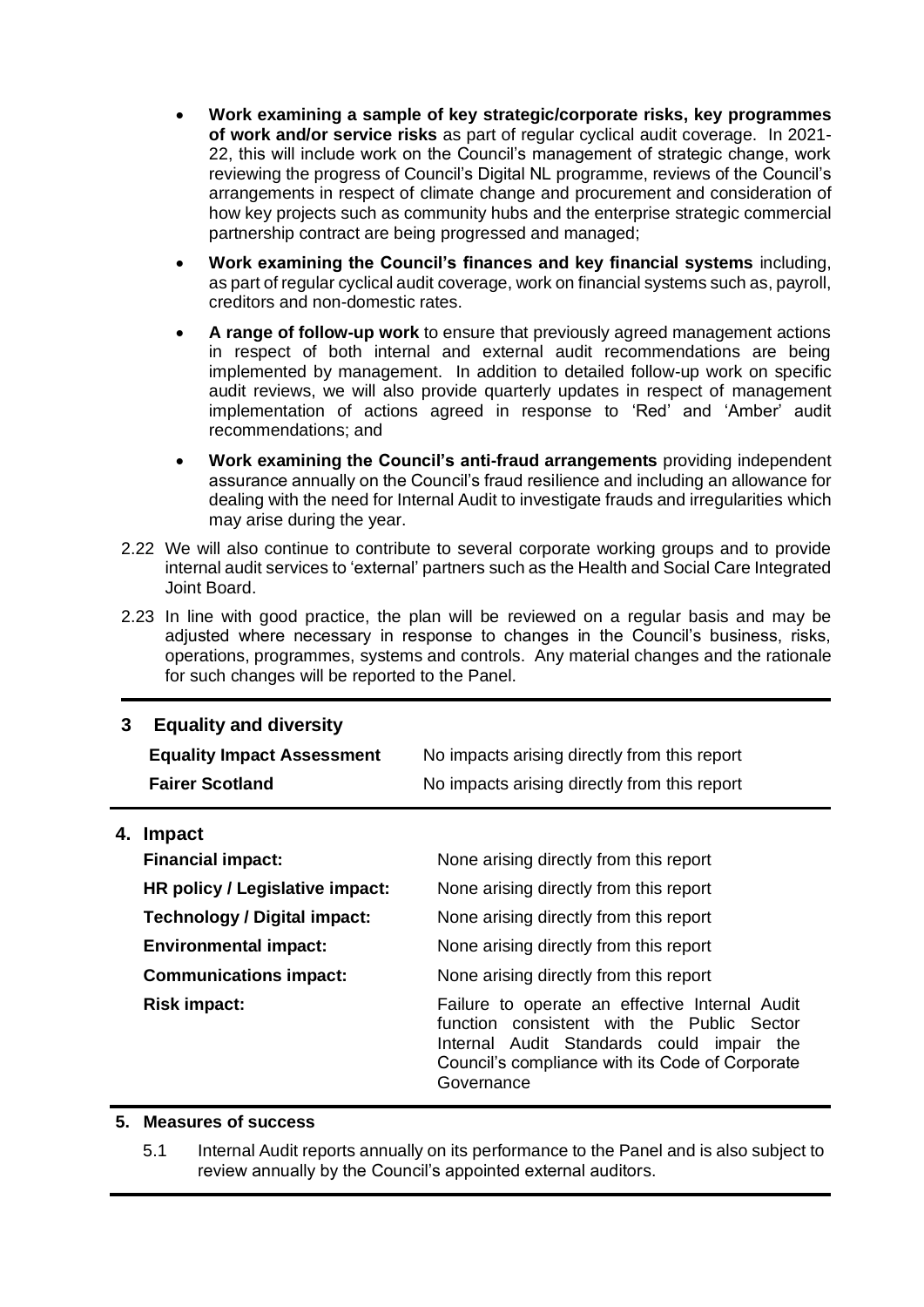- **Work examining a sample of key strategic/corporate risks, key programmes of work and/or service risks** as part of regular cyclical audit coverage. In 2021-22, this will include work on the Council's management of strategic change, work reviewing the progress of Council's Digital NL programme, reviews of the Council's arrangements in respect of climate change and procurement and consideration of how key projects such as community hubs and the enterprise strategic commercial partnership contract are being progressed and managed;
- **Work examining the Council's finances and key financial systems** including, as part of regular cyclical audit coverage, work on financial systems such as, payroll, creditors and non-domestic rates.
- **A range of follow-up work** to ensure that previously agreed management actions in respect of both internal and external audit recommendations are being implemented by management. In addition to detailed follow-up work on specific audit reviews, we will also provide quarterly updates in respect of management implementation of actions agreed in response to 'Red' and 'Amber' audit recommendations; and
- **Work examining the Council's anti-fraud arrangements** providing independent assurance annually on the Council's fraud resilience and including an allowance for dealing with the need for Internal Audit to investigate frauds and irregularities which may arise during the year.

2.22 We will also continue to contribute to several corporate working groups and to provide internal audit services to 'external' partners such as the Health and Social Care Integrated Joint Board.

2.23 In line with good practice, the plan will be reviewed on a regular basis and may be adjusted where necessary in response to changes in the Council's business, risks, operations, programmes, systems and controls. Any material changes and the rationale for such changes will be reported to the Panel.

## 3 Equality and diversity

| | |
|---|---|
| **Equality Impact Assessment** | No impacts arising directly from this report |
| **Fairer Scotland** | No impacts arising directly from this report |

## 4. Impact

| | |
|---|---|
| **Financial impact:** | None arising directly from this report |
| **HR policy / Legislative impact:** | None arising directly from this report |
| **Technology / Digital impact:** | None arising directly from this report |
| **Environmental impact:** | None arising directly from this report |
| **Communications impact:** | None arising directly from this report |
| **Risk impact:** | Failure to operate an effective Internal Audit function consistent with the Public Sector Internal Audit Standards could impair the Council's compliance with its Code of Corporate Governance |

## 5. Measures of success

5.1 Internal Audit reports annually on its performance to the Panel and is also subject to review annually by the Council's appointed external auditors.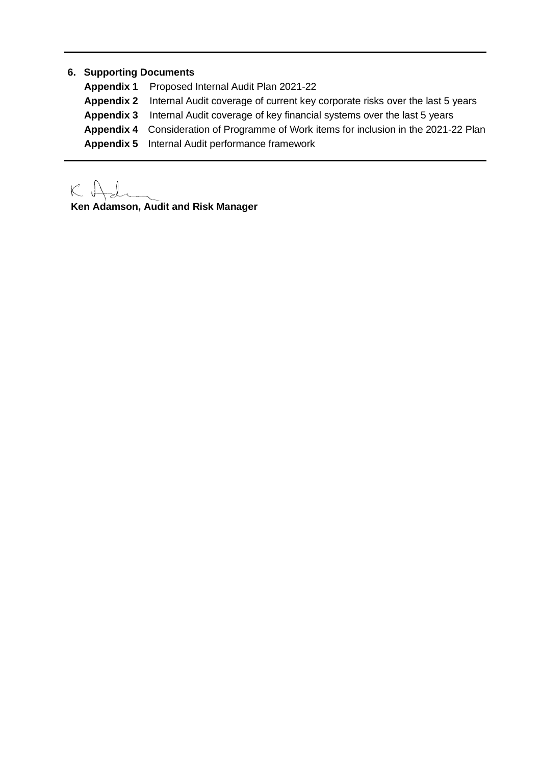## 6. Supporting Documents

**Appendix 1** Proposed Internal Audit Plan 2021-22

**Appendix 2** Internal Audit coverage of current key corporate risks over the last 5 years

**Appendix 3** Internal Audit coverage of key financial systems over the last 5 years

**Appendix 4** Consideration of Programme of Work items for inclusion in the 2021-22 Plan

**Appendix 5** Internal Audit performance framework

**Ken Adamson, Audit and Risk Manager**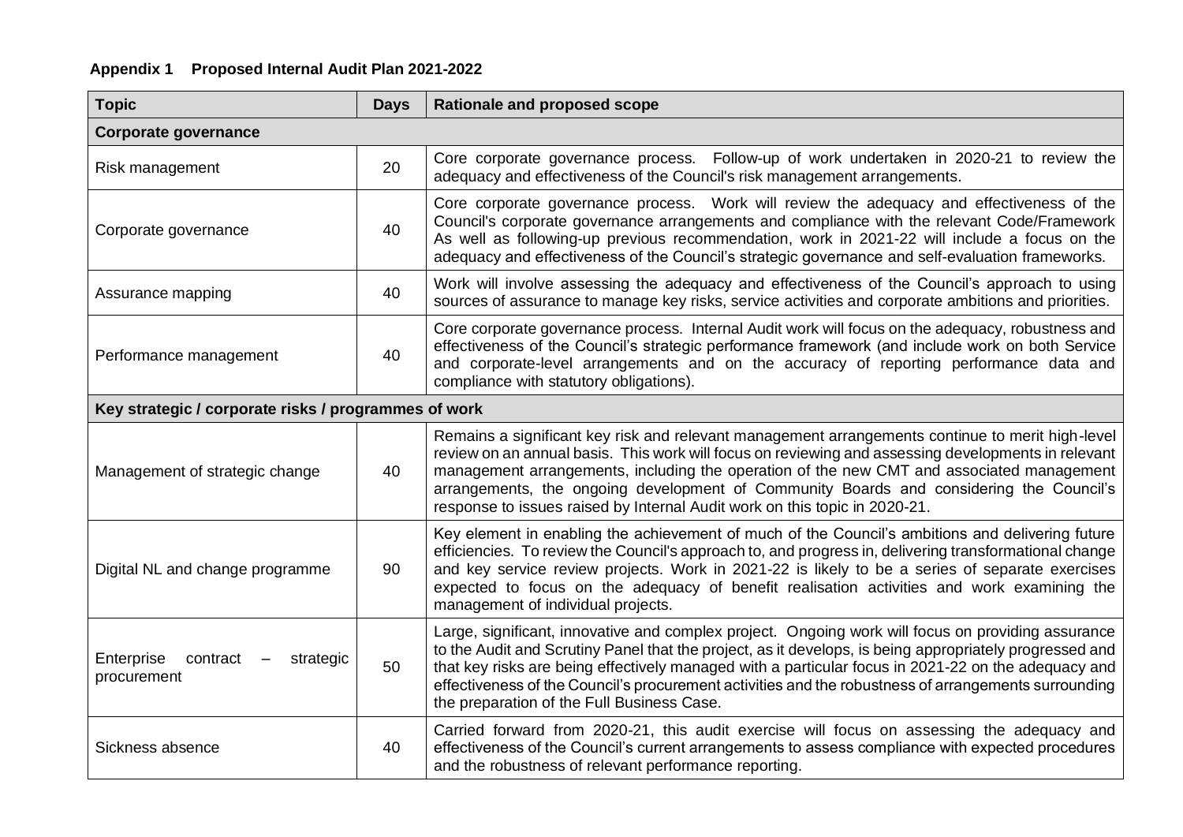**Appendix 1 Proposed Internal Audit Plan 2021-2022**

| Topic | Days | Rationale and proposed scope |
|---|---|---|
| **Corporate governance** | | |
| Risk management | 20 | Core corporate governance process. Follow-up of work undertaken in 2020-21 to review the adequacy and effectiveness of the Council's risk management arrangements. |
| Corporate governance | 40 | Core corporate governance process. Work will review the adequacy and effectiveness of the Council's corporate governance arrangements and compliance with the relevant Code/Framework As well as following-up previous recommendation, work in 2021-22 will include a focus on the adequacy and effectiveness of the Council's strategic governance and self-evaluation frameworks. |
| Assurance mapping | 40 | Work will involve assessing the adequacy and effectiveness of the Council's approach to using sources of assurance to manage key risks, service activities and corporate ambitions and priorities. |
| Performance management | 40 | Core corporate governance process. Internal Audit work will focus on the adequacy, robustness and effectiveness of the Council's strategic performance framework (and include work on both Service and corporate-level arrangements and on the accuracy of reporting performance data and compliance with statutory obligations). |
| **Key strategic / corporate risks / programmes of work** | | |
| Management of strategic change | 40 | Remains a significant key risk and relevant management arrangements continue to merit high-level review on an annual basis. This work will focus on reviewing and assessing developments in relevant management arrangements, including the operation of the new CMT and associated management arrangements, the ongoing development of Community Boards and considering the Council's response to issues raised by Internal Audit work on this topic in 2020-21. |
| Digital NL and change programme | 90 | Key element in enabling the achievement of much of the Council's ambitions and delivering future efficiencies. To review the Council's approach to, and progress in, delivering transformational change and key service review projects. Work in 2021-22 is likely to be a series of separate exercises expected to focus on the adequacy of benefit realisation activities and work examining the management of individual projects. |
| Enterprise contract – strategic procurement | 50 | Large, significant, innovative and complex project. Ongoing work will focus on providing assurance to the Audit and Scrutiny Panel that the project, as it develops, is being appropriately progressed and that key risks are being effectively managed with a particular focus in 2021-22 on the adequacy and effectiveness of the Council's procurement activities and the robustness of arrangements surrounding the preparation of the Full Business Case. |
| Sickness absence | 40 | Carried forward from 2020-21, this audit exercise will focus on assessing the adequacy and effectiveness of the Council's current arrangements to assess compliance with expected procedures and the robustness of relevant performance reporting. |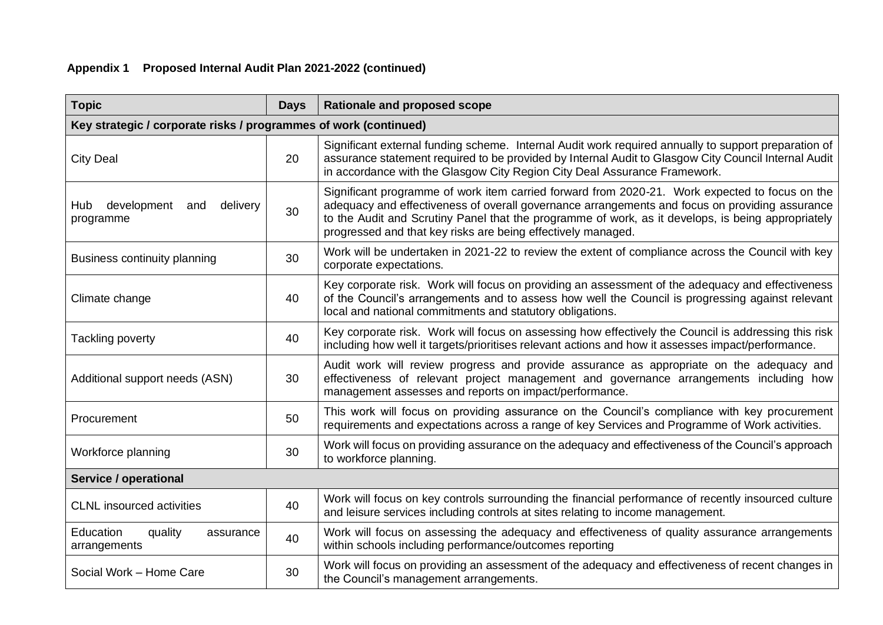**Appendix 1 Proposed Internal Audit Plan 2021-2022 (continued)**

| Topic | Days | Rationale and proposed scope |
|---|---|---|
| **Key strategic / corporate risks / programmes of work (continued)** | | |
| City Deal | 20 | Significant external funding scheme. Internal Audit work required annually to support preparation of assurance statement required to be provided by Internal Audit to Glasgow City Council Internal Audit in accordance with the Glasgow City Region City Deal Assurance Framework. |
| Hub development and delivery programme | 30 | Significant programme of work item carried forward from 2020-21. Work expected to focus on the adequacy and effectiveness of overall governance arrangements and focus on providing assurance to the Audit and Scrutiny Panel that the programme of work, as it develops, is being appropriately progressed and that key risks are being effectively managed. |
| Business continuity planning | 30 | Work will be undertaken in 2021-22 to review the extent of compliance across the Council with key corporate expectations. |
| Climate change | 40 | Key corporate risk. Work will focus on providing an assessment of the adequacy and effectiveness of the Council's arrangements and to assess how well the Council is progressing against relevant local and national commitments and statutory obligations. |
| Tackling poverty | 40 | Key corporate risk. Work will focus on assessing how effectively the Council is addressing this risk including how well it targets/prioritises relevant actions and how it assesses impact/performance. |
| Additional support needs (ASN) | 30 | Audit work will review progress and provide assurance as appropriate on the adequacy and effectiveness of relevant project management and governance arrangements including how management assesses and reports on impact/performance. |
| Procurement | 50 | This work will focus on providing assurance on the Council's compliance with key procurement requirements and expectations across a range of key Services and Programme of Work activities. |
| Workforce planning | 30 | Work will focus on providing assurance on the adequacy and effectiveness of the Council's approach to workforce planning. |
| **Service / operational** | | |
| CLNL insourced activities | 40 | Work will focus on key controls surrounding the financial performance of recently insourced culture and leisure services including controls at sites relating to income management. |
| Education quality assurance arrangements | 40 | Work will focus on assessing the adequacy and effectiveness of quality assurance arrangements within schools including performance/outcomes reporting |
| Social Work – Home Care | 30 | Work will focus on providing an assessment of the adequacy and effectiveness of recent changes in the Council's management arrangements. |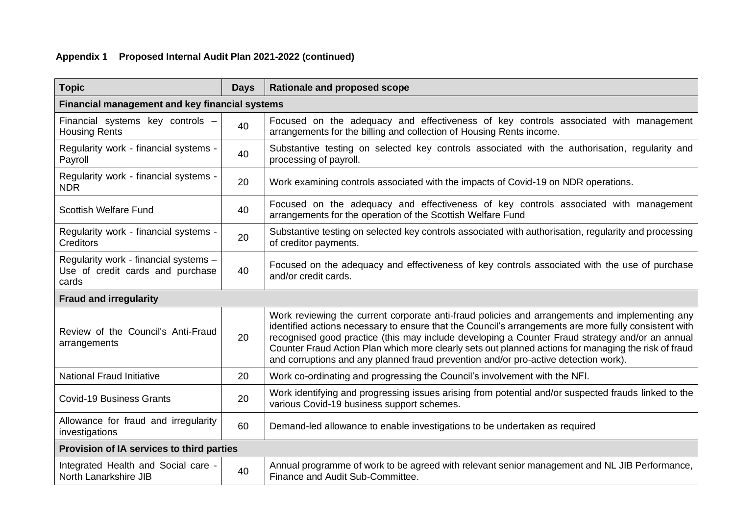**Appendix 1 Proposed Internal Audit Plan 2021-2022 (continued)**

| Topic | Days | Rationale and proposed scope |
|---|---|---|
| **Financial management and key financial systems** | | |
| Financial systems key controls – Housing Rents | 40 | Focused on the adequacy and effectiveness of key controls associated with management arrangements for the billing and collection of Housing Rents income. |
| Regularity work - financial systems - Payroll | 40 | Substantive testing on selected key controls associated with the authorisation, regularity and processing of payroll. |
| Regularity work - financial systems - NDR | 20 | Work examining controls associated with the impacts of Covid-19 on NDR operations. |
| Scottish Welfare Fund | 40 | Focused on the adequacy and effectiveness of key controls associated with management arrangements for the operation of the Scottish Welfare Fund |
| Regularity work - financial systems - Creditors | 20 | Substantive testing on selected key controls associated with authorisation, regularity and processing of creditor payments. |
| Regularity work - financial systems – Use of credit cards and purchase cards | 40 | Focused on the adequacy and effectiveness of key controls associated with the use of purchase and/or credit cards. |
| **Fraud and irregularity** | | |
| Review of the Council's Anti-Fraud arrangements | 20 | Work reviewing the current corporate anti-fraud policies and arrangements and implementing any identified actions necessary to ensure that the Council's arrangements are more fully consistent with recognised good practice (this may include developing a Counter Fraud strategy and/or an annual Counter Fraud Action Plan which more clearly sets out planned actions for managing the risk of fraud and corruptions and any planned fraud prevention and/or pro-active detection work). |
| National Fraud Initiative | 20 | Work co-ordinating and progressing the Council's involvement with the NFI. |
| Covid-19 Business Grants | 20 | Work identifying and progressing issues arising from potential and/or suspected frauds linked to the various Covid-19 business support schemes. |
| Allowance for fraud and irregularity investigations | 60 | Demand-led allowance to enable investigations to be undertaken as required |
| **Provision of IA services to third parties** | | |
| Integrated Health and Social care - North Lanarkshire JIB | 40 | Annual programme of work to be agreed with relevant senior management and NL JIB Performance, Finance and Audit Sub-Committee. |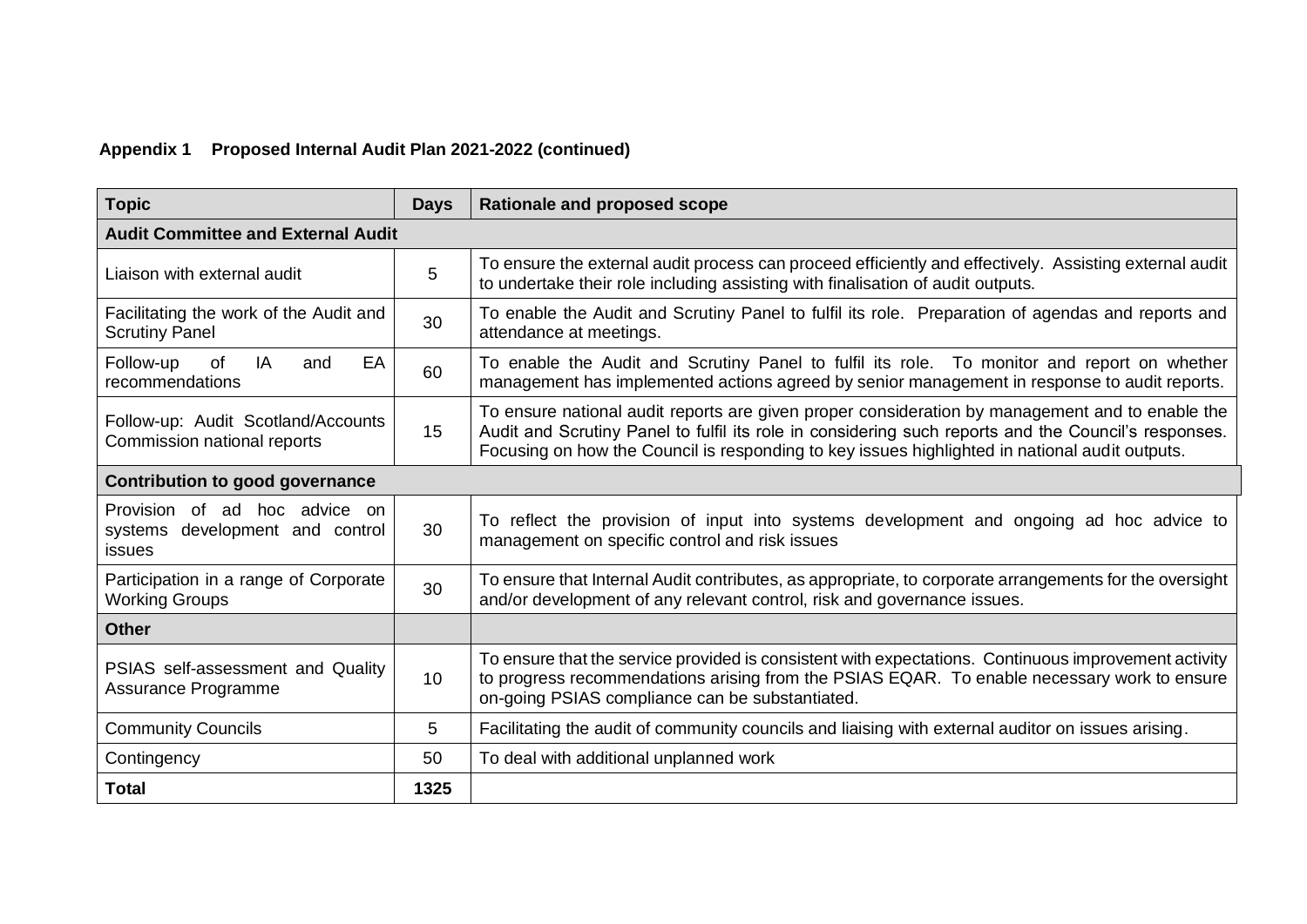**Appendix 1 Proposed Internal Audit Plan 2021-2022 (continued)**

| Topic | Days | Rationale and proposed scope |
|---|---|---|
| **Audit Committee and External Audit** | | |
| Liaison with external audit | 5 | To ensure the external audit process can proceed efficiently and effectively. Assisting external audit to undertake their role including assisting with finalisation of audit outputs. |
| Facilitating the work of the Audit and Scrutiny Panel | 30 | To enable the Audit and Scrutiny Panel to fulfil its role. Preparation of agendas and reports and attendance at meetings. |
| Follow-up of IA and EA recommendations | 60 | To enable the Audit and Scrutiny Panel to fulfil its role. To monitor and report on whether management has implemented actions agreed by senior management in response to audit reports. |
| Follow-up: Audit Scotland/Accounts Commission national reports | 15 | To ensure national audit reports are given proper consideration by management and to enable the Audit and Scrutiny Panel to fulfil its role in considering such reports and the Council's responses. Focusing on how the Council is responding to key issues highlighted in national audit outputs. |
| **Contribution to good governance** | | |
| Provision of ad hoc advice on systems development and control issues | 30 | To reflect the provision of input into systems development and ongoing ad hoc advice to management on specific control and risk issues |
| Participation in a range of Corporate Working Groups | 30 | To ensure that Internal Audit contributes, as appropriate, to corporate arrangements for the oversight and/or development of any relevant control, risk and governance issues. |
| **Other** | | |
| PSIAS self-assessment and Quality Assurance Programme | 10 | To ensure that the service provided is consistent with expectations. Continuous improvement activity to progress recommendations arising from the PSIAS EQAR. To enable necessary work to ensure on-going PSIAS compliance can be substantiated. |
| Community Councils | 5 | Facilitating the audit of community councils and liaising with external auditor on issues arising. |
| Contingency | 50 | To deal with additional unplanned work |
| **Total** | **1325** | |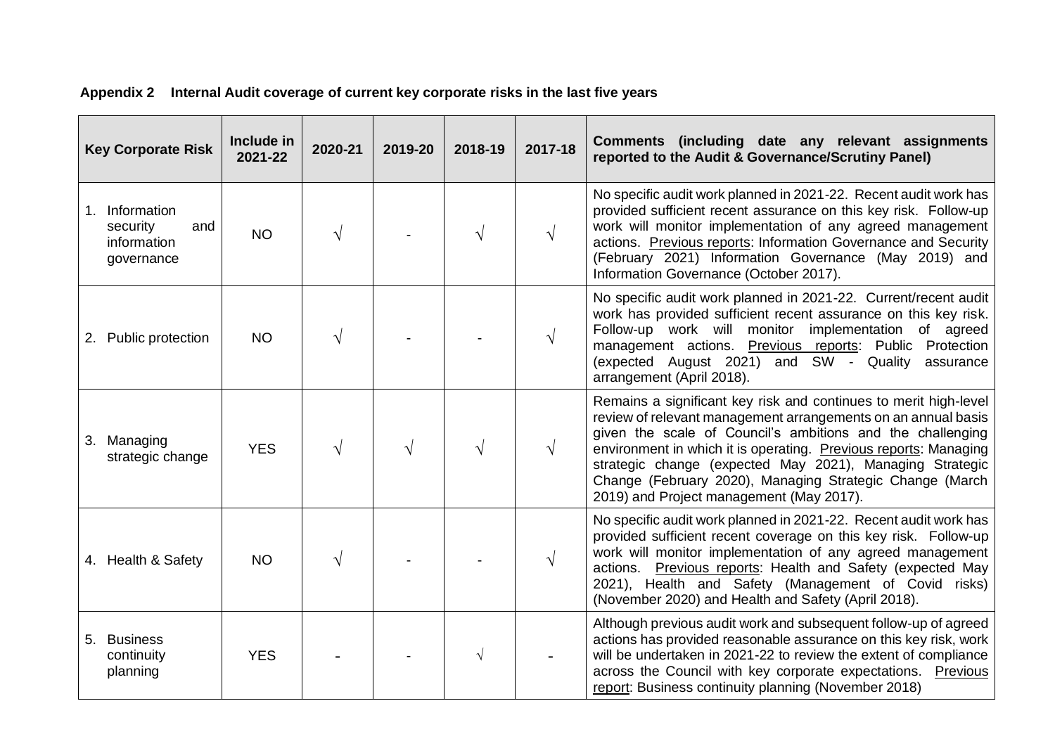**Appendix 2 Internal Audit coverage of current key corporate risks in the last five years**

| Key Corporate Risk | Include in 2021-22 | 2020-21 | 2019-20 | 2018-19 | 2017-18 | Comments (including date any relevant assignments reported to the Audit & Governance/Scrutiny Panel) |
|---|---|---|---|---|---|---|
| 1. Information security and information governance | NO | √ | - | √ | √ | No specific audit work planned in 2021-22. Recent audit work has provided sufficient recent assurance on this key risk. Follow-up work will monitor implementation of any agreed management actions. Previous reports: Information Governance and Security (February 2021) Information Governance (May 2019) and Information Governance (October 2017). |
| 2. Public protection | NO | √ | - | - | √ | No specific audit work planned in 2021-22. Current/recent audit work has provided sufficient recent assurance on this key risk. Follow-up work will monitor implementation of agreed management actions. Previous reports: Public Protection (expected August 2021) and SW - Quality assurance arrangement (April 2018). |
| 3. Managing strategic change | YES | √ | √ | √ | √ | Remains a significant key risk and continues to merit high-level review of relevant management arrangements on an annual basis given the scale of Council's ambitions and the challenging environment in which it is operating. Previous reports: Managing strategic change (expected May 2021), Managing Strategic Change (February 2020), Managing Strategic Change (March 2019) and Project management (May 2017). |
| 4. Health & Safety | NO | √ | - | - | √ | No specific audit work planned in 2021-22. Recent audit work has provided sufficient recent coverage on this key risk. Follow-up work will monitor implementation of any agreed management actions. Previous reports: Health and Safety (expected May 2021), Health and Safety (Management of Covid risks) (November 2020) and Health and Safety (April 2018). |
| 5. Business continuity planning | YES | - | - | √ | - | Although previous audit work and subsequent follow-up of agreed actions has provided reasonable assurance on this key risk, work will be undertaken in 2021-22 to review the extent of compliance across the Council with key corporate expectations. Previous report: Business continuity planning (November 2018) |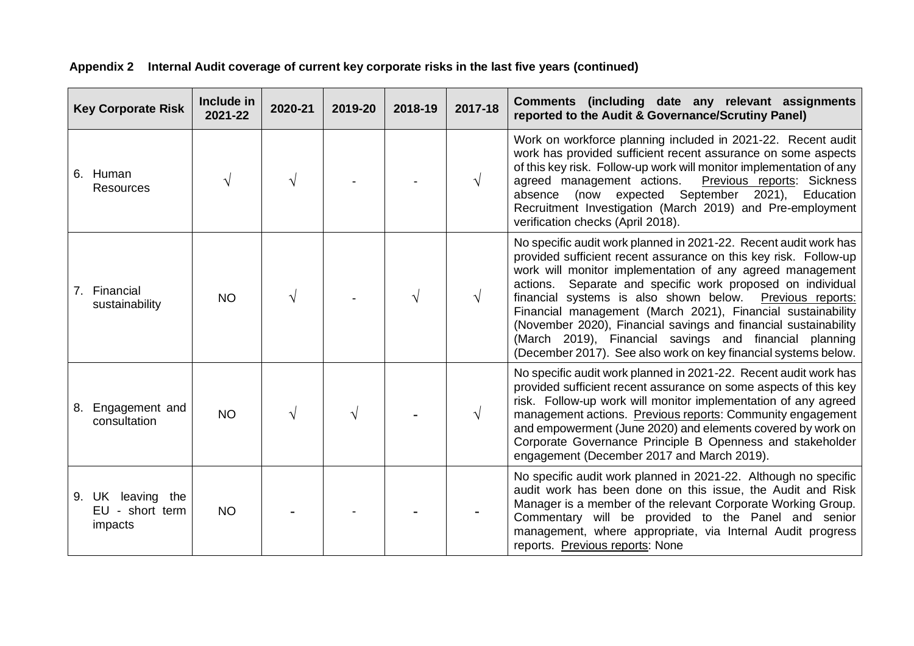**Appendix 2 Internal Audit coverage of current key corporate risks in the last five years (continued)**

| Key Corporate Risk | Include in 2021-22 | 2020-21 | 2019-20 | 2018-19 | 2017-18 | Comments (including date any relevant assignments reported to the Audit & Governance/Scrutiny Panel) |
|---|---|---|---|---|---|---|
| 6. Human Resources | √ | √ | - | - | √ | Work on workforce planning included in 2021-22. Recent audit work has provided sufficient recent assurance on some aspects of this key risk. Follow-up work will monitor implementation of any agreed management actions. Previous reports: Sickness absence (now expected September 2021), Education Recruitment Investigation (March 2019) and Pre-employment verification checks (April 2018). |
| 7. Financial sustainability | NO | √ | - | √ | √ | No specific audit work planned in 2021-22. Recent audit work has provided sufficient recent assurance on this key risk. Follow-up work will monitor implementation of any agreed management actions. Separate and specific work proposed on individual financial systems is also shown below. Previous reports: Financial management (March 2021), Financial sustainability (November 2020), Financial savings and financial sustainability (March 2019), Financial savings and financial planning (December 2017). See also work on key financial systems below. |
| 8. Engagement and consultation | NO | √ | √ | - | √ | No specific audit work planned in 2021-22. Recent audit work has provided sufficient recent assurance on some aspects of this key risk. Follow-up work will monitor implementation of any agreed management actions. Previous reports: Community engagement and empowerment (June 2020) and elements covered by work on Corporate Governance Principle B Openness and stakeholder engagement (December 2017 and March 2019). |
| 9. UK leaving the EU - short term impacts | NO | - | - | - | - | No specific audit work planned in 2021-22. Although no specific audit work has been done on this issue, the Audit and Risk Manager is a member of the relevant Corporate Working Group. Commentary will be provided to the Panel and senior management, where appropriate, via Internal Audit progress reports. Previous reports: None |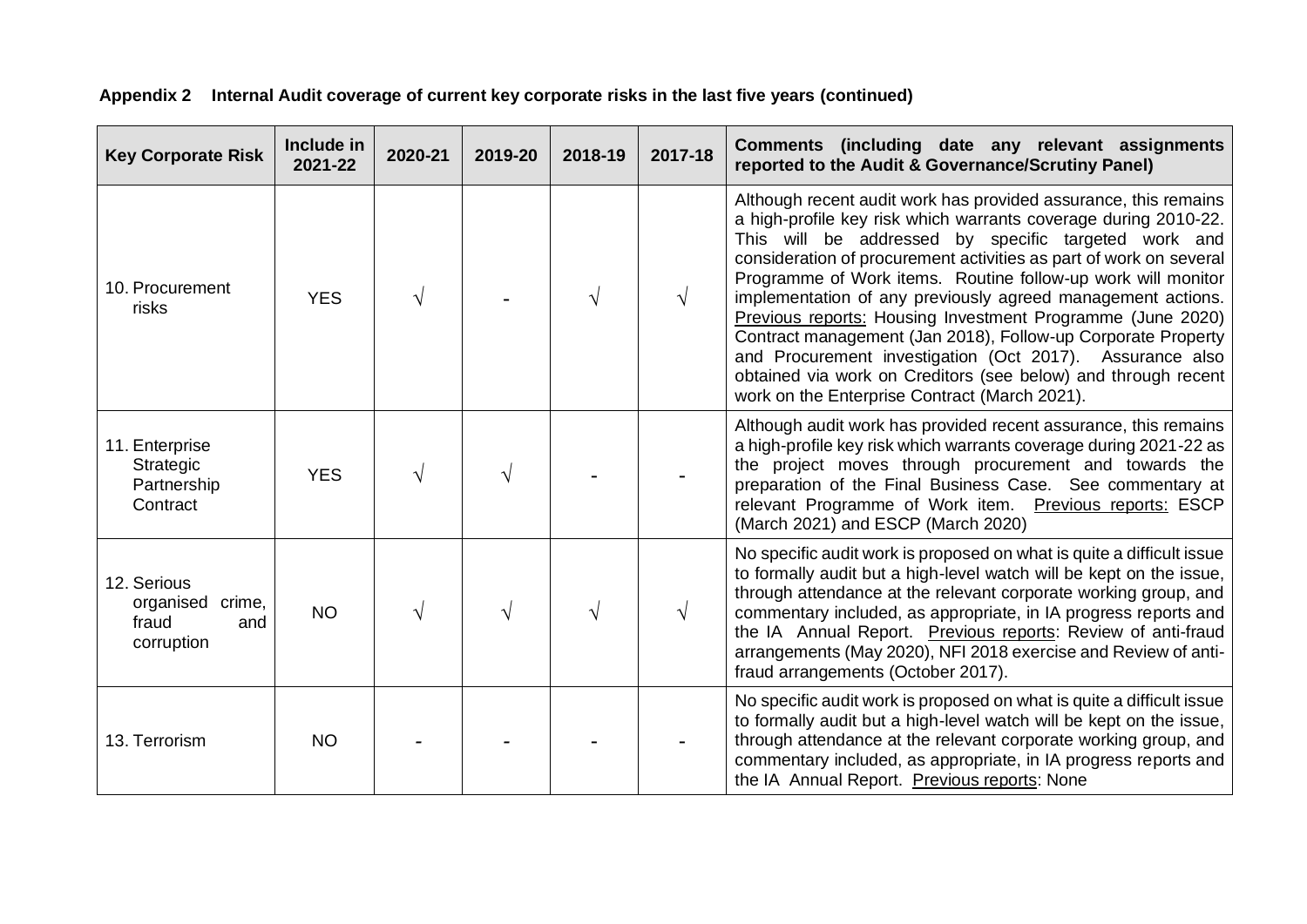**Appendix 2 Internal Audit coverage of current key corporate risks in the last five years (continued)**

| Key Corporate Risk | Include in 2021-22 | 2020-21 | 2019-20 | 2018-19 | 2017-18 | Comments (including date any relevant assignments reported to the Audit & Governance/Scrutiny Panel) |
|---|---|---|---|---|---|---|
| 10. Procurement risks | YES | √ | - | √ | √ | Although recent audit work has provided assurance, this remains a high-profile key risk which warrants coverage during 2010-22. This will be addressed by specific targeted work and consideration of procurement activities as part of work on several Programme of Work items. Routine follow-up work will monitor implementation of any previously agreed management actions. Previous reports: Housing Investment Programme (June 2020) Contract management (Jan 2018), Follow-up Corporate Property and Procurement investigation (Oct 2017). Assurance also obtained via work on Creditors (see below) and through recent work on the Enterprise Contract (March 2021). |
| 11. Enterprise Strategic Partnership Contract | YES | √ | √ | - | - | Although audit work has provided recent assurance, this remains a high-profile key risk which warrants coverage during 2021-22 as the project moves through procurement and towards the preparation of the Final Business Case. See commentary at relevant Programme of Work item. Previous reports: ESCP (March 2021) and ESCP (March 2020) |
| 12. Serious organised crime, fraud and corruption | NO | √ | √ | √ | √ | No specific audit work is proposed on what is quite a difficult issue to formally audit but a high-level watch will be kept on the issue, through attendance at the relevant corporate working group, and commentary included, as appropriate, in IA progress reports and the IA Annual Report. Previous reports: Review of anti-fraud arrangements (May 2020), NFI 2018 exercise and Review of anti-fraud arrangements (October 2017). |
| 13. Terrorism | NO | - | - | - | - | No specific audit work is proposed on what is quite a difficult issue to formally audit but a high-level watch will be kept on the issue, through attendance at the relevant corporate working group, and commentary included, as appropriate, in IA progress reports and the IA Annual Report. Previous reports: None |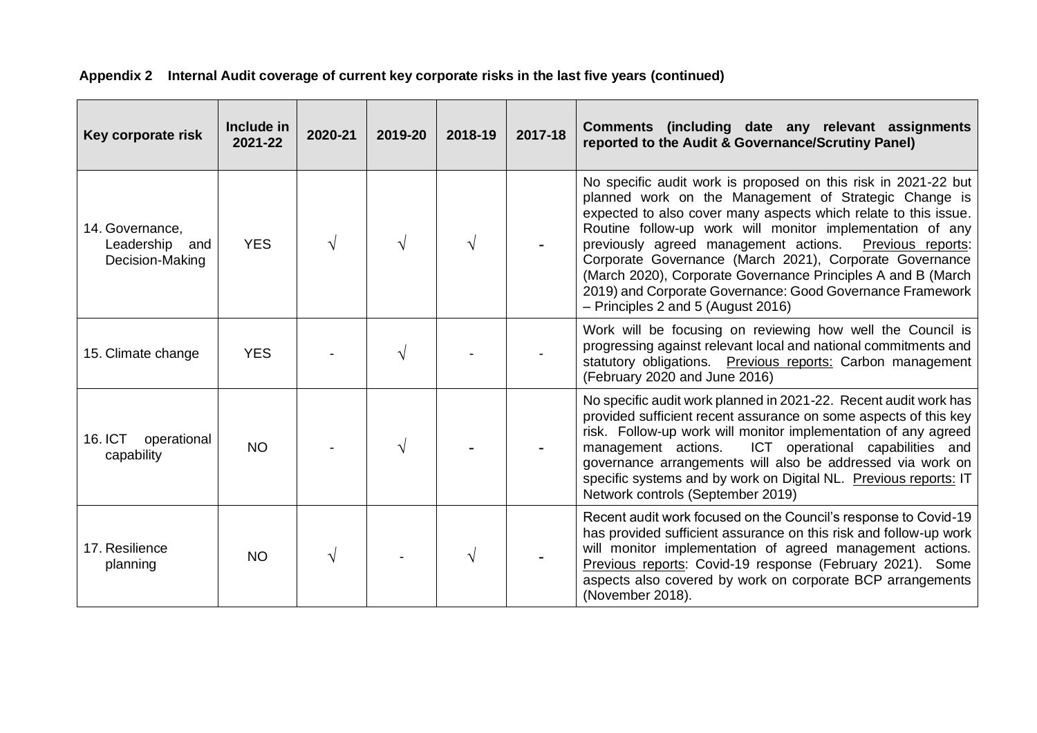**Appendix 2 Internal Audit coverage of current key corporate risks in the last five years (continued)**

| Key corporate risk | Include in 2021-22 | 2020-21 | 2019-20 | 2018-19 | 2017-18 | Comments (including date any relevant assignments reported to the Audit & Governance/Scrutiny Panel) |
|---|---|---|---|---|---|---|
| 14. Governance, Leadership and Decision-Making | YES | √ | √ | √ | - | No specific audit work is proposed on this risk in 2021-22 but planned work on the Management of Strategic Change is expected to also cover many aspects which relate to this issue. Routine follow-up work will monitor implementation of any previously agreed management actions. Previous reports: Corporate Governance (March 2021), Corporate Governance (March 2020), Corporate Governance Principles A and B (March 2019) and Corporate Governance: Good Governance Framework – Principles 2 and 5 (August 2016) |
| 15. Climate change | YES | - | √ | - | - | Work will be focusing on reviewing how well the Council is progressing against relevant local and national commitments and statutory obligations. Previous reports: Carbon management (February 2020 and June 2016) |
| 16. ICT operational capability | NO | - | √ | - | - | No specific audit work planned in 2021-22. Recent audit work has provided sufficient recent assurance on some aspects of this key risk. Follow-up work will monitor implementation of any agreed management actions. ICT operational capabilities and governance arrangements will also be addressed via work on specific systems and by work on Digital NL. Previous reports: IT Network controls (September 2019) |
| 17. Resilience planning | NO | √ | - | √ | - | Recent audit work focused on the Council's response to Covid-19 has provided sufficient assurance on this risk and follow-up work will monitor implementation of agreed management actions. Previous reports: Covid-19 response (February 2021). Some aspects also covered by work on corporate BCP arrangements (November 2018). |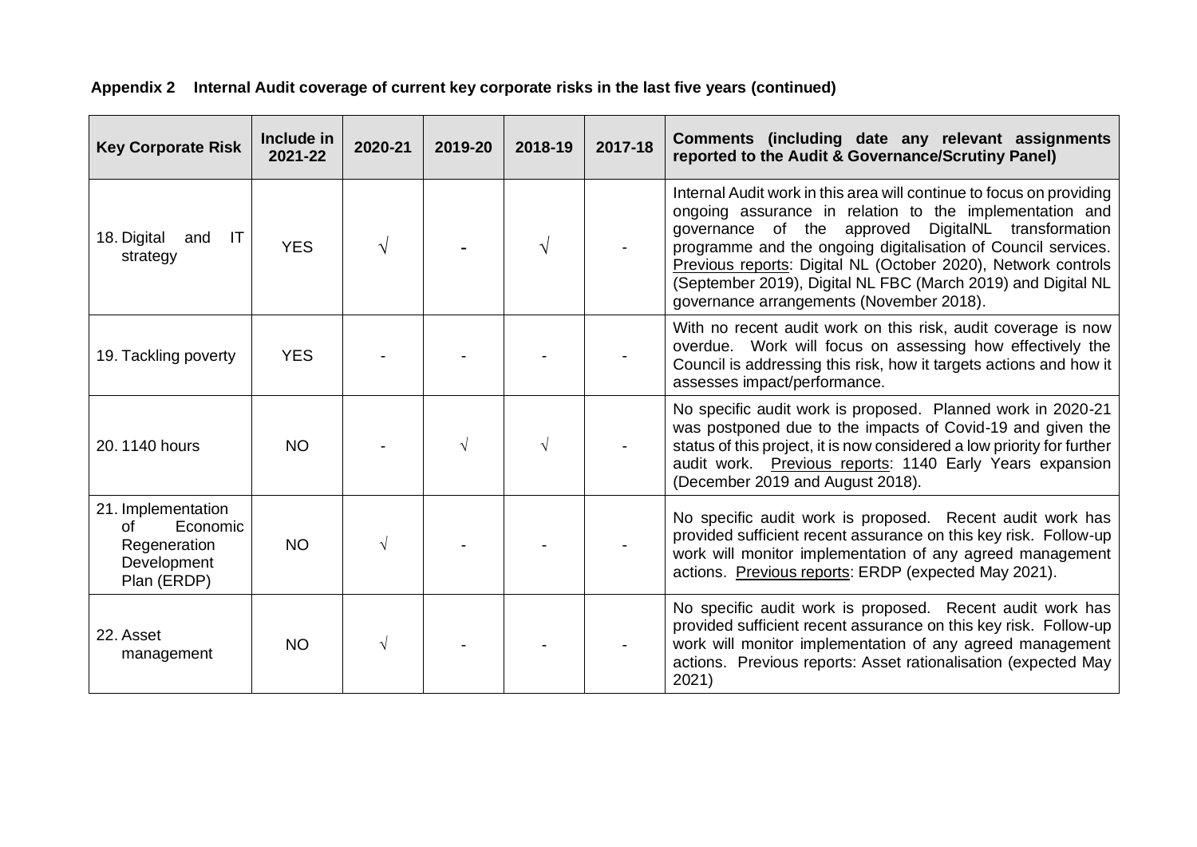**Appendix 2 Internal Audit coverage of current key corporate risks in the last five years (continued)**

| Key Corporate Risk | Include in 2021-22 | 2020-21 | 2019-20 | 2018-19 | 2017-18 | Comments (including date any relevant assignments reported to the Audit & Governance/Scrutiny Panel) |
|---|---|---|---|---|---|---|
| 18. Digital and IT strategy | YES | √ | - | √ | - | Internal Audit work in this area will continue to focus on providing ongoing assurance in relation to the implementation and governance of the approved DigitalNL transformation programme and the ongoing digitalisation of Council services. Previous reports: Digital NL (October 2020), Network controls (September 2019), Digital NL FBC (March 2019) and Digital NL governance arrangements (November 2018). |
| 19. Tackling poverty | YES | - | - | - | - | With no recent audit work on this risk, audit coverage is now overdue. Work will focus on assessing how effectively the Council is addressing this risk, how it targets actions and how it assesses impact/performance. |
| 20. 1140 hours | NO | - | √ | √ | - | No specific audit work is proposed. Planned work in 2020-21 was postponed due to the impacts of Covid-19 and given the status of this project, it is now considered a low priority for further audit work. Previous reports: 1140 Early Years expansion (December 2019 and August 2018). |
| 21. Implementation of Economic Regeneration Development Plan (ERDP) | NO | √ | - | - | - | No specific audit work is proposed. Recent audit work has provided sufficient recent assurance on this key risk. Follow-up work will monitor implementation of any agreed management actions. Previous reports: ERDP (expected May 2021). |
| 22. Asset management | NO | √ | - | - | - | No specific audit work is proposed. Recent audit work has provided sufficient recent assurance on this key risk. Follow-up work will monitor implementation of any agreed management actions. Previous reports: Asset rationalisation (expected May 2021) |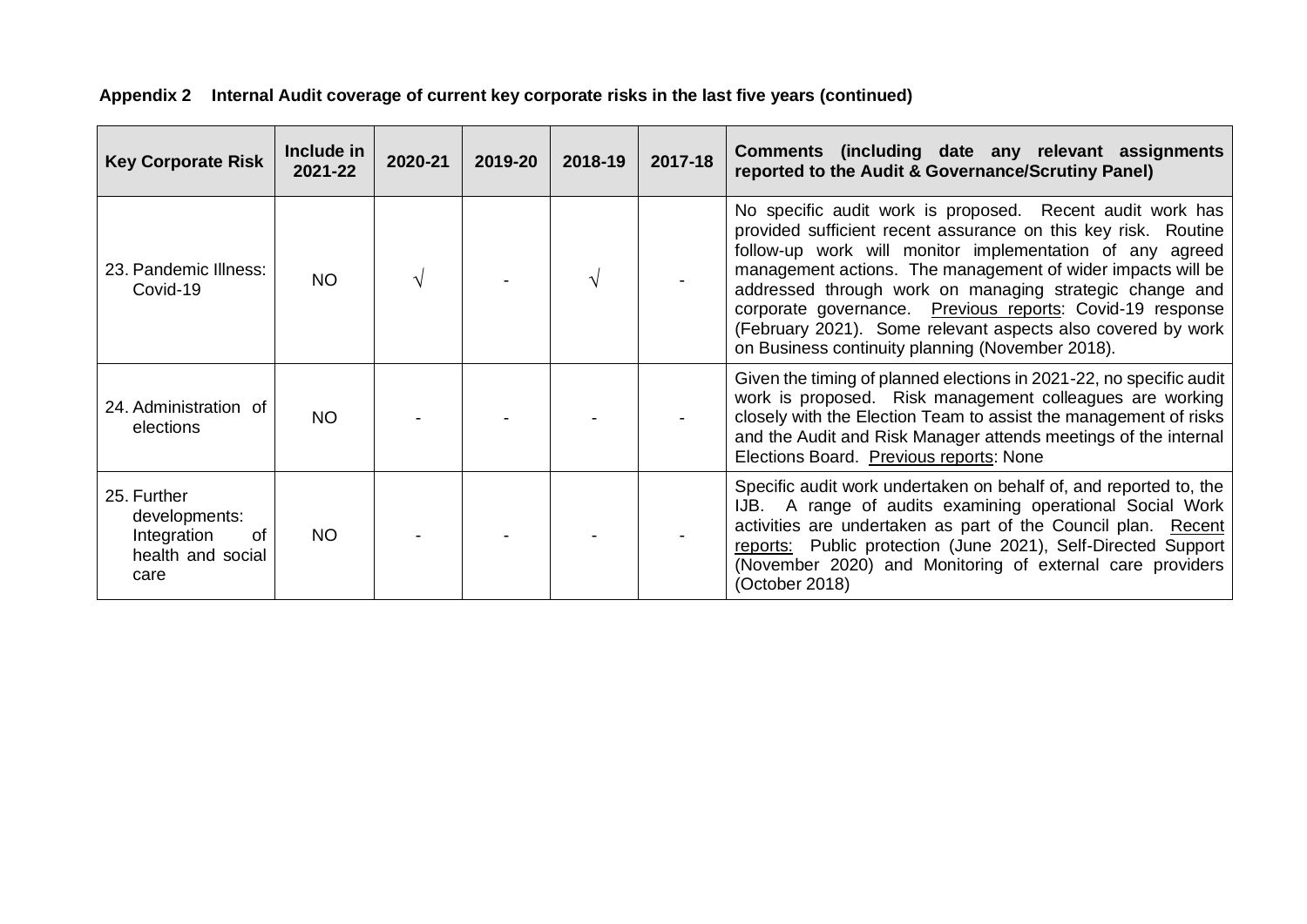**Appendix 2 Internal Audit coverage of current key corporate risks in the last five years (continued)**

| Key Corporate Risk | Include in 2021-22 | 2020-21 | 2019-20 | 2018-19 | 2017-18 | Comments (including date any relevant assignments reported to the Audit & Governance/Scrutiny Panel) |
|---|---|---|---|---|---|---|
| 23. Pandemic Illness: Covid-19 | NO | √ | - | √ | - | No specific audit work is proposed. Recent audit work has provided sufficient recent assurance on this key risk. Routine follow-up work will monitor implementation of any agreed management actions. The management of wider impacts will be addressed through work on managing strategic change and corporate governance. <u>Previous reports</u>: Covid-19 response (February 2021). Some relevant aspects also covered by work on Business continuity planning (November 2018). |
| 24. Administration of elections | NO | - | - | - | - | Given the timing of planned elections in 2021-22, no specific audit work is proposed. Risk management colleagues are working closely with the Election Team to assist the management of risks and the Audit and Risk Manager attends meetings of the internal Elections Board. <u>Previous reports</u>: None |
| 25. Further developments: Integration of health and social care | NO | - | - | - | - | Specific audit work undertaken on behalf of, and reported to, the IJB. A range of audits examining operational Social Work activities are undertaken as part of the Council plan. <u>Recent reports:</u> Public protection (June 2021), Self-Directed Support (November 2020) and Monitoring of external care providers (October 2018) |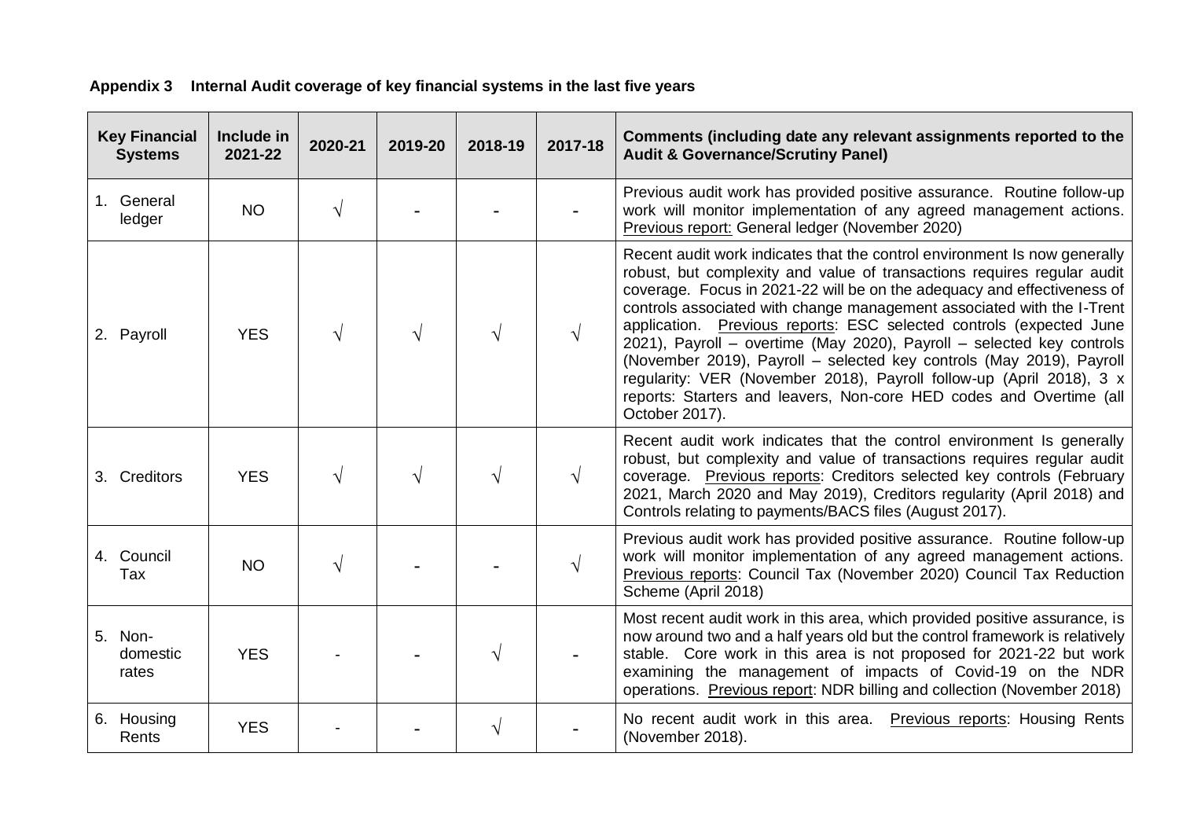**Appendix 3 Internal Audit coverage of key financial systems in the last five years**

| Key Financial Systems | Include in 2021-22 | 2020-21 | 2019-20 | 2018-19 | 2017-18 | Comments (including date any relevant assignments reported to the Audit & Governance/Scrutiny Panel) |
|---|---|---|---|---|---|---|
| 1. General ledger | NO | √ | - | - | - | Previous audit work has provided positive assurance. Routine follow-up work will monitor implementation of any agreed management actions. Previous report: General ledger (November 2020) |
| 2. Payroll | YES | √ | √ | √ | √ | Recent audit work indicates that the control environment Is now generally robust, but complexity and value of transactions requires regular audit coverage. Focus in 2021-22 will be on the adequacy and effectiveness of controls associated with change management associated with the I-Trent application. Previous reports: ESC selected controls (expected June 2021), Payroll – overtime (May 2020), Payroll – selected key controls (November 2019), Payroll – selected key controls (May 2019), Payroll regularity: VER (November 2018), Payroll follow-up (April 2018), 3 x reports: Starters and leavers, Non-core HED codes and Overtime (all October 2017). |
| 3. Creditors | YES | √ | √ | √ | √ | Recent audit work indicates that the control environment Is generally robust, but complexity and value of transactions requires regular audit coverage. Previous reports: Creditors selected key controls (February 2021, March 2020 and May 2019), Creditors regularity (April 2018) and Controls relating to payments/BACS files (August 2017). |
| 4. Council Tax | NO | √ | - | - | √ | Previous audit work has provided positive assurance. Routine follow-up work will monitor implementation of any agreed management actions. Previous reports: Council Tax (November 2020) Council Tax Reduction Scheme (April 2018) |
| 5. Non-domestic rates | YES | - | - | √ | - | Most recent audit work in this area, which provided positive assurance, is now around two and a half years old but the control framework is relatively stable. Core work in this area is not proposed for 2021-22 but work examining the management of impacts of Covid-19 on the NDR operations. Previous report: NDR billing and collection (November 2018) |
| 6. Housing Rents | YES | - | - | √ | - | No recent audit work in this area. Previous reports: Housing Rents (November 2018). |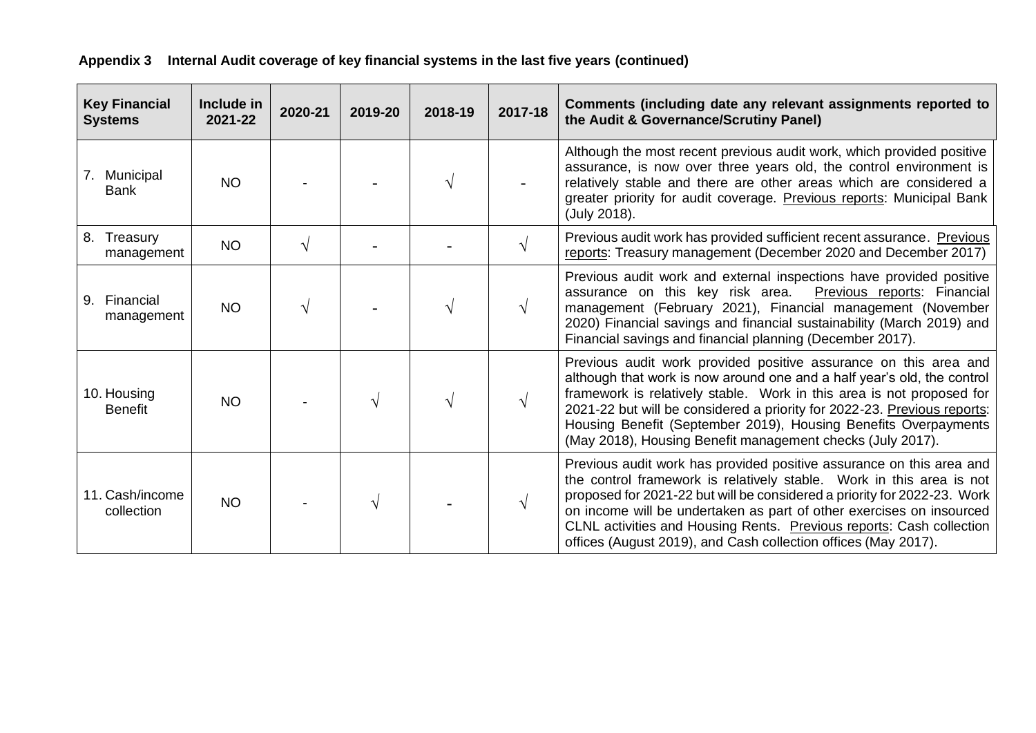**Appendix 3 Internal Audit coverage of key financial systems in the last five years (continued)**

| Key Financial Systems | Include in 2021-22 | 2020-21 | 2019-20 | 2018-19 | 2017-18 | Comments (including date any relevant assignments reported to the Audit & Governance/Scrutiny Panel) |
|---|---|---|---|---|---|---|
| 7. Municipal Bank | NO | - | - | √ | - | Although the most recent previous audit work, which provided positive assurance, is now over three years old, the control environment is relatively stable and there are other areas which are considered a greater priority for audit coverage. Previous reports: Municipal Bank (July 2018). |
| 8. Treasury management | NO | √ | - | - | √ | Previous audit work has provided sufficient recent assurance. Previous reports: Treasury management (December 2020 and December 2017) |
| 9. Financial management | NO | √ | - | √ | √ | Previous audit work and external inspections have provided positive assurance on this key risk area. Previous reports: Financial management (February 2021), Financial management (November 2020) Financial savings and financial sustainability (March 2019) and Financial savings and financial planning (December 2017). |
| 10. Housing Benefit | NO | - | √ | √ | √ | Previous audit work provided positive assurance on this area and although that work is now around one and a half year's old, the control framework is relatively stable. Work in this area is not proposed for 2021-22 but will be considered a priority for 2022-23. Previous reports: Housing Benefit (September 2019), Housing Benefits Overpayments (May 2018), Housing Benefit management checks (July 2017). |
| 11. Cash/income collection | NO | - | √ | - | √ | Previous audit work has provided positive assurance on this area and the control framework is relatively stable. Work in this area is not proposed for 2021-22 but will be considered a priority for 2022-23. Work on income will be undertaken as part of other exercises on insourced CLNL activities and Housing Rents. Previous reports: Cash collection offices (August 2019), and Cash collection offices (May 2017). |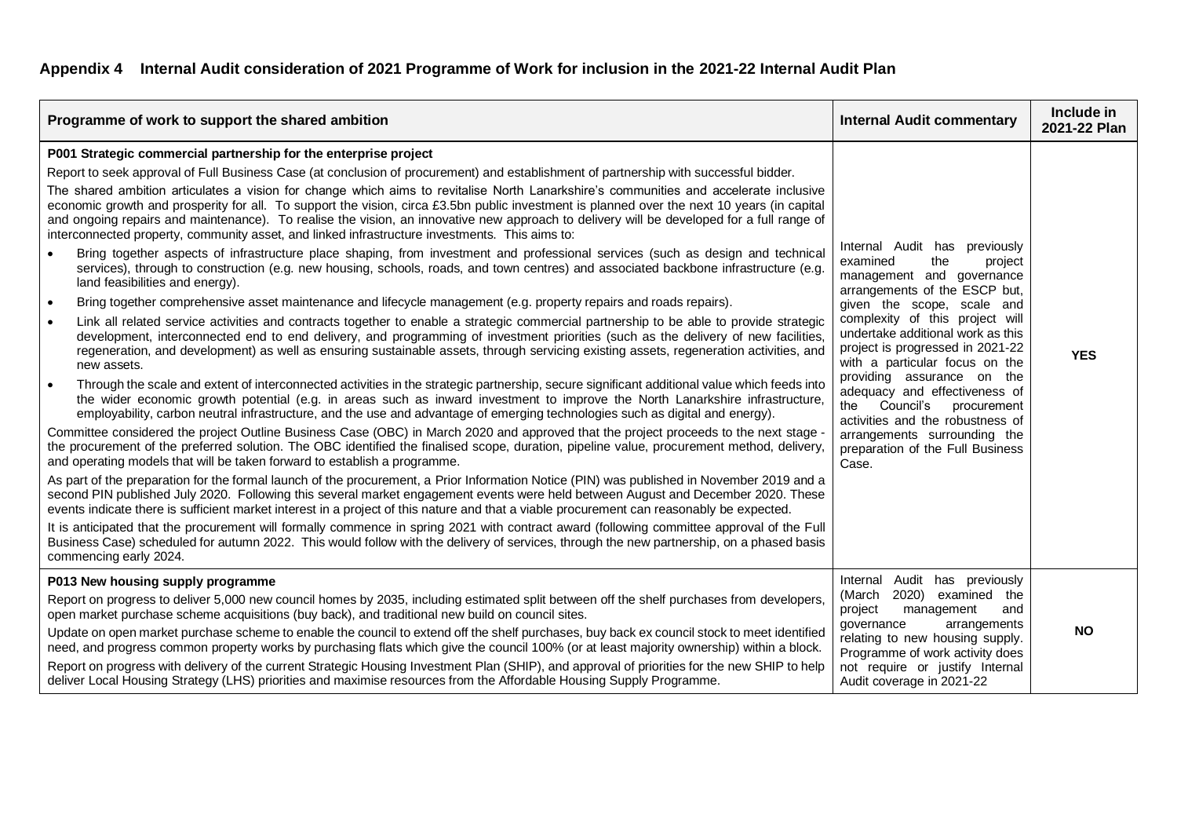## Appendix 4 Internal Audit consideration of 2021 Programme of Work for inclusion in the 2021-22 Internal Audit Plan

| Programme of work to support the shared ambition | Internal Audit commentary | Include in 2021-22 Plan |
|---|---|---|
| **P001 Strategic commercial partnership for the enterprise project**<br>Report to seek approval of Full Business Case (at conclusion of procurement) and establishment of partnership with successful bidder.<br>The shared ambition articulates a vision for change which aims to revitalise North Lanarkshire's communities and accelerate inclusive economic growth and prosperity for all. To support the vision, circa £3.5bn public investment is planned over the next 10 years (in capital and ongoing repairs and maintenance). To realise the vision, an innovative new approach to delivery will be developed for a full range of interconnected property, community asset, and linked infrastructure investments. This aims to:<br>• Bring together aspects of infrastructure place shaping, from investment and professional services (such as design and technical services), through to construction (e.g. new housing, schools, roads, and town centres) and associated backbone infrastructure (e.g. land feasibilities and energy).<br>• Bring together comprehensive asset maintenance and lifecycle management (e.g. property repairs and roads repairs).<br>• Link all related service activities and contracts together to enable a strategic commercial partnership to be able to provide strategic development, interconnected end to end delivery, and programming of investment priorities (such as the delivery of new facilities, regeneration, and development) as well as ensuring sustainable assets, through servicing existing assets, regeneration activities, and new assets.<br>• Through the scale and extent of interconnected activities in the strategic partnership, secure significant additional value which feeds into the wider economic growth potential (e.g. in areas such as inward investment to improve the North Lanarkshire infrastructure, employability, carbon neutral infrastructure, and the use and advantage of emerging technologies such as digital and energy).<br>Committee considered the project Outline Business Case (OBC) in March 2020 and approved that the project proceeds to the next stage - the procurement of the preferred solution. The OBC identified the finalised scope, duration, pipeline value, procurement method, delivery, and operating models that will be taken forward to establish a programme.<br>As part of the preparation for the formal launch of the procurement, a Prior Information Notice (PIN) was published in November 2019 and a second PIN published July 2020. Following this several market engagement events were held between August and December 2020. These events indicate there is sufficient market interest in a project of this nature and that a viable procurement can reasonably be expected.<br>It is anticipated that the procurement will formally commence in spring 2021 with contract award (following committee approval of the Full Business Case) scheduled for autumn 2022. This would follow with the delivery of services, through the new partnership, on a phased basis commencing early 2024. | Internal Audit has previously examined the project management and governance arrangements of the ESCP but, given the scope, scale and complexity of this project will undertake additional work as this project is progressed in 2021-22 with a particular focus on the providing assurance on the adequacy and effectiveness of the Council's procurement activities and the robustness of arrangements surrounding the preparation of the Full Business Case. | **YES** |
| **P013 New housing supply programme**<br>Report on progress to deliver 5,000 new council homes by 2035, including estimated split between off the shelf purchases from developers, open market purchase scheme acquisitions (buy back), and traditional new build on council sites.<br>Update on open market purchase scheme to enable the council to extend off the shelf purchases, buy back ex council stock to meet identified need, and progress common property works by purchasing flats which give the council 100% (or at least majority ownership) within a block.<br>Report on progress with delivery of the current Strategic Housing Investment Plan (SHIP), and approval of priorities for the new SHIP to help deliver Local Housing Strategy (LHS) priorities and maximise resources from the Affordable Housing Supply Programme. | Internal Audit has previously (March 2020) examined the project management and governance arrangements relating to new housing supply. Programme of work activity does not require or justify Internal Audit coverage in 2021-22 | **NO** |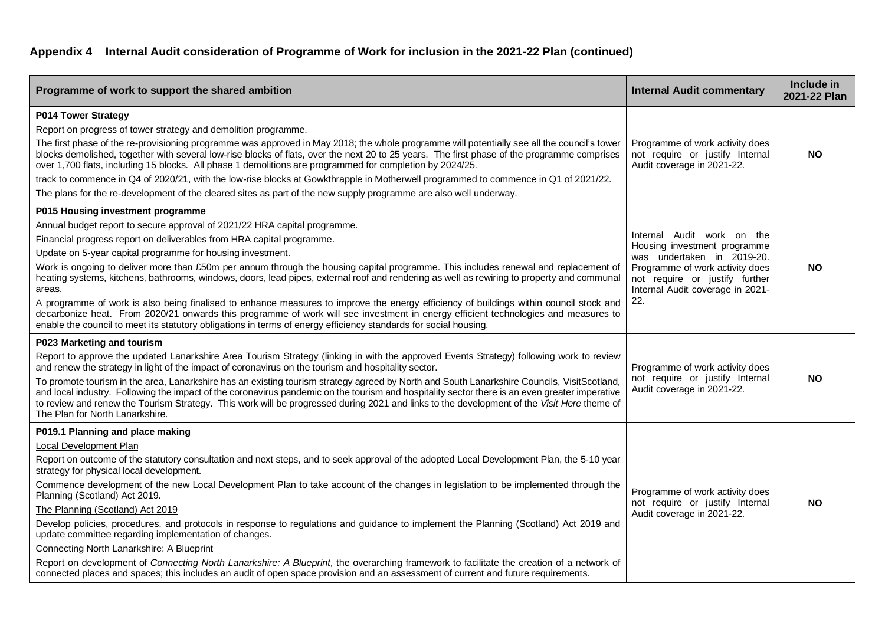## Appendix 4 Internal Audit consideration of Programme of Work for inclusion in the 2021-22 Plan (continued)

| Programme of work to support the shared ambition | Internal Audit commentary | Include in 2021-22 Plan |
|---|---|---|
| **P014 Tower Strategy**<br>Report on progress of tower strategy and demolition programme.<br>The first phase of the re-provisioning programme was approved in May 2018; the whole programme will potentially see all the council's tower blocks demolished, together with several low-rise blocks of flats, over the next 20 to 25 years. The first phase of the programme comprises over 1,700 flats, including 15 blocks. All phase 1 demolitions are programmed for completion by 2024/25.<br>track to commence in Q4 of 2020/21, with the low-rise blocks at Gowkthrapple in Motherwell programmed to commence in Q1 of 2021/22.<br>The plans for the re-development of the cleared sites as part of the new supply programme are also well underway. | Programme of work activity does not require or justify Internal Audit coverage in 2021-22. | **NO** |
| **P015 Housing investment programme**<br>Annual budget report to secure approval of 2021/22 HRA capital programme.<br>Financial progress report on deliverables from HRA capital programme.<br>Update on 5-year capital programme for housing investment.<br>Work is ongoing to deliver more than £50m per annum through the housing capital programme. This includes renewal and replacement of heating systems, kitchens, bathrooms, windows, doors, lead pipes, external roof and rendering as well as rewiring to property and communal areas.<br>A programme of work is also being finalised to enhance measures to improve the energy efficiency of buildings within council stock and decarbonize heat. From 2020/21 onwards this programme of work will see investment in energy efficient technologies and measures to enable the council to meet its statutory obligations in terms of energy efficiency standards for social housing. | Internal Audit work on the Housing investment programme was undertaken in 2019-20. Programme of work activity does not require or justify further Internal Audit coverage in 2021-22. | **NO** |
| **P023 Marketing and tourism**<br>Report to approve the updated Lanarkshire Area Tourism Strategy (linking in with the approved Events Strategy) following work to review and renew the strategy in light of the impact of coronavirus on the tourism and hospitality sector.<br>To promote tourism in the area, Lanarkshire has an existing tourism strategy agreed by North and South Lanarkshire Councils, VisitScotland, and local industry. Following the impact of the coronavirus pandemic on the tourism and hospitality sector there is an even greater imperative to review and renew the Tourism Strategy. This work will be progressed during 2021 and links to the development of the *Visit Here* theme of The Plan for North Lanarkshire. | Programme of work activity does not require or justify Internal Audit coverage in 2021-22. | **NO** |
| **P019.1 Planning and place making**<br>Local Development Plan<br>Report on outcome of the statutory consultation and next steps, and to seek approval of the adopted Local Development Plan, the 5-10 year strategy for physical local development.<br>Commence development of the new Local Development Plan to take account of the changes in legislation to be implemented through the Planning (Scotland) Act 2019.<br>The Planning (Scotland) Act 2019<br>Develop policies, procedures, and protocols in response to regulations and guidance to implement the Planning (Scotland) Act 2019 and update committee regarding implementation of changes.<br>Connecting North Lanarkshire: A Blueprint<br>Report on development of *Connecting North Lanarkshire: A Blueprint*, the overarching framework to facilitate the creation of a network of connected places and spaces; this includes an audit of open space provision and an assessment of current and future requirements. | Programme of work activity does not require or justify Internal Audit coverage in 2021-22. | **NO** |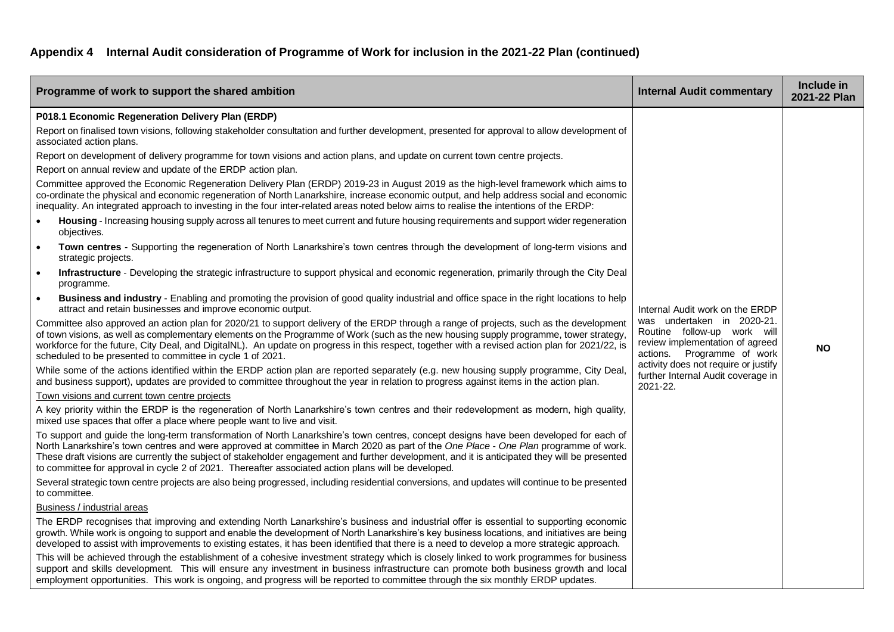## Appendix 4 Internal Audit consideration of Programme of Work for inclusion in the 2021-22 Plan (continued)

| Programme of work to support the shared ambition | Internal Audit commentary | Include in 2021-22 Plan |
|---|---|---|
| **P018.1 Economic Regeneration Delivery Plan (ERDP)**<br><br>Report on finalised town visions, following stakeholder consultation and further development, presented for approval to allow development of associated action plans.<br><br>Report on development of delivery programme for town visions and action plans, and update on current town centre projects.<br><br>Report on annual review and update of the ERDP action plan.<br><br>Committee approved the Economic Regeneration Delivery Plan (ERDP) 2019-23 in August 2019 as the high-level framework which aims to co-ordinate the physical and economic regeneration of North Lanarkshire, increase economic output, and help address social and economic inequality. An integrated approach to investing in the four inter-related areas noted below aims to realise the intentions of the ERDP:<br><br>• **Housing** - Increasing housing supply across all tenures to meet current and future housing requirements and support wider regeneration objectives.<br>• **Town centres** - Supporting the regeneration of North Lanarkshire's town centres through the development of long-term visions and strategic projects.<br>• **Infrastructure** - Developing the strategic infrastructure to support physical and economic regeneration, primarily through the City Deal programme.<br>• **Business and industry** - Enabling and promoting the provision of good quality industrial and office space in the right locations to help attract and retain businesses and improve economic output.<br><br>Committee also approved an action plan for 2020/21 to support delivery of the ERDP through a range of projects, such as the development of town visions, as well as complementary elements on the Programme of Work (such as the new housing supply programme, tower strategy, workforce for the future, City Deal, and DigitalNL). An update on progress in this respect, together with a revised action plan for 2021/22, is scheduled to be presented to committee in cycle 1 of 2021.<br><br>While some of the actions identified within the ERDP action plan are reported separately (e.g. new housing supply programme, City Deal, and business support), updates are provided to committee throughout the year in relation to progress against items in the action plan.<br><br>Town visions and current town centre projects<br><br>A key priority within the ERDP is the regeneration of North Lanarkshire's town centres and their redevelopment as modern, high quality, mixed use spaces that offer a place where people want to live and visit.<br><br>To support and guide the long-term transformation of North Lanarkshire's town centres, concept designs have been developed for each of North Lanarkshire's town centres and were approved at committee in March 2020 as part of the *One Place - One Plan* programme of work. These draft visions are currently the subject of stakeholder engagement and further development, and it is anticipated they will be presented to committee for approval in cycle 2 of 2021. Thereafter associated action plans will be developed.<br><br>Several strategic town centre projects are also being progressed, including residential conversions, and updates will continue to be presented to committee.<br><br>Business / industrial areas<br><br>The ERDP recognises that improving and extending North Lanarkshire's business and industrial offer is essential to supporting economic growth. While work is ongoing to support and enable the development of North Lanarkshire's key business locations, and initiatives are being developed to assist with improvements to existing estates, it has been identified that there is a need to develop a more strategic approach.<br><br>This will be achieved through the establishment of a cohesive investment strategy which is closely linked to work programmes for business support and skills development. This will ensure any investment in business infrastructure can promote both business growth and local employment opportunities. This work is ongoing, and progress will be reported to committee through the six monthly ERDP updates. | Internal Audit work on the ERDP was undertaken in 2020-21. Routine follow-up work will review implementation of agreed actions. Programme of work activity does not require or justify further Internal Audit coverage in 2021-22. | **NO** |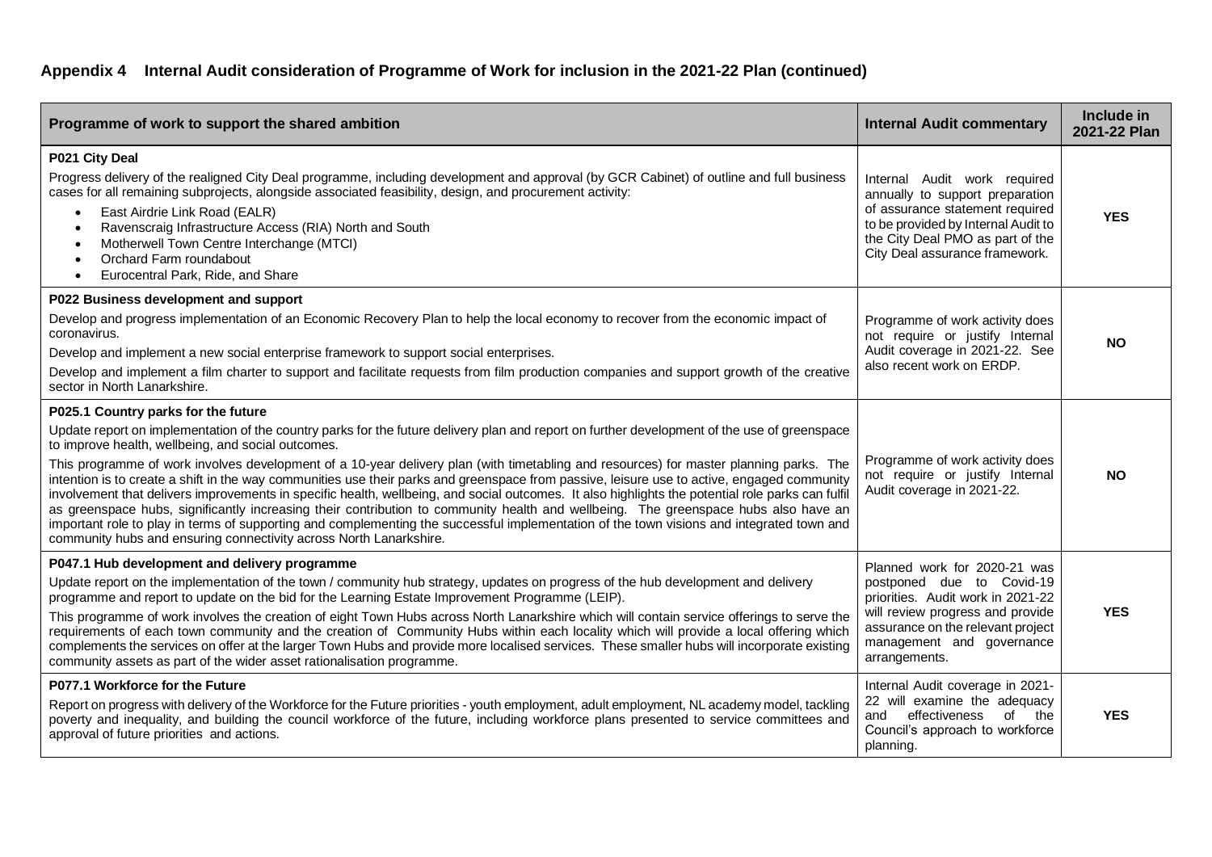## Appendix 4 Internal Audit consideration of Programme of Work for inclusion in the 2021-22 Plan (continued)

| Programme of work to support the shared ambition | Internal Audit commentary | Include in 2021-22 Plan |
|---|---|---|
| **P021 City Deal**<br>Progress delivery of the realigned City Deal programme, including development and approval (by GCR Cabinet) of outline and full business cases for all remaining subprojects, alongside associated feasibility, design, and procurement activity:<br>• East Airdrie Link Road (EALR)<br>• Ravenscraig Infrastructure Access (RIA) North and South<br>• Motherwell Town Centre Interchange (MTCI)<br>• Orchard Farm roundabout<br>• Eurocentral Park, Ride, and Share | Internal Audit work required annually to support preparation of assurance statement required to be provided by Internal Audit to the City Deal PMO as part of the City Deal assurance framework. | **YES** |
| **P022 Business development and support**<br>Develop and progress implementation of an Economic Recovery Plan to help the local economy to recover from the economic impact of coronavirus.<br>Develop and implement a new social enterprise framework to support social enterprises.<br>Develop and implement a film charter to support and facilitate requests from film production companies and support growth of the creative sector in North Lanarkshire. | Programme of work activity does not require or justify Internal Audit coverage in 2021-22. See also recent work on ERDP. | **NO** |
| **P025.1 Country parks for the future**<br>Update report on implementation of the country parks for the future delivery plan and report on further development of the use of greenspace to improve health, wellbeing, and social outcomes.<br>This programme of work involves development of a 10-year delivery plan (with timetabling and resources) for master planning parks. The intention is to create a shift in the way communities use their parks and greenspace from passive, leisure use to active, engaged community involvement that delivers improvements in specific health, wellbeing, and social outcomes. It also highlights the potential role parks can fulfil as greenspace hubs, significantly increasing their contribution to community health and wellbeing. The greenspace hubs also have an important role to play in terms of supporting and complementing the successful implementation of the town visions and integrated town and community hubs and ensuring connectivity across North Lanarkshire. | Programme of work activity does not require or justify Internal Audit coverage in 2021-22. | **NO** |
| **P047.1 Hub development and delivery programme**<br>Update report on the implementation of the town / community hub strategy, updates on progress of the hub development and delivery programme and report to update on the bid for the Learning Estate Improvement Programme (LEIP).<br>This programme of work involves the creation of eight Town Hubs across North Lanarkshire which will contain service offerings to serve the requirements of each town community and the creation of Community Hubs within each locality which will provide a local offering which complements the services on offer at the larger Town Hubs and provide more localised services. These smaller hubs will incorporate existing community assets as part of the wider asset rationalisation programme. | Planned work for 2020-21 was postponed due to Covid-19 priorities. Audit work in 2021-22 will review progress and provide assurance on the relevant project management and governance arrangements. | **YES** |
| **P077.1 Workforce for the Future**<br>Report on progress with delivery of the Workforce for the Future priorities - youth employment, adult employment, NL academy model, tackling poverty and inequality, and building the council workforce of the future, including workforce plans presented to service committees and approval of future priorities and actions. | Internal Audit coverage in 2021-22 will examine the adequacy and effectiveness of the Council's approach to workforce planning. | **YES** |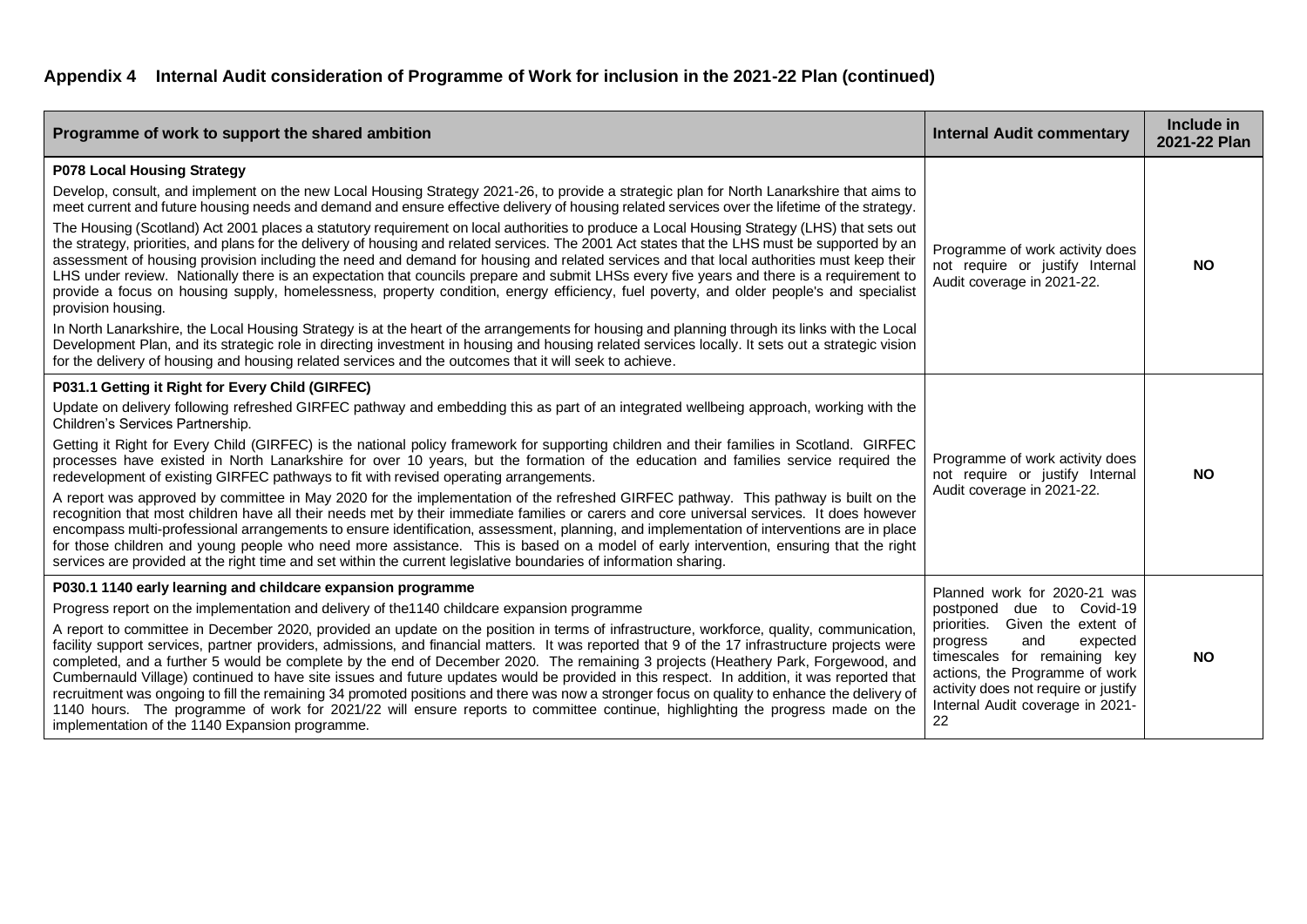## Appendix 4 Internal Audit consideration of Programme of Work for inclusion in the 2021-22 Plan (continued)

| Programme of work to support the shared ambition | Internal Audit commentary | Include in 2021-22 Plan |
|---|---|---|
| **P078 Local Housing Strategy**<br>Develop, consult, and implement on the new Local Housing Strategy 2021-26, to provide a strategic plan for North Lanarkshire that aims to meet current and future housing needs and demand and ensure effective delivery of housing related services over the lifetime of the strategy.<br>The Housing (Scotland) Act 2001 places a statutory requirement on local authorities to produce a Local Housing Strategy (LHS) that sets out the strategy, priorities, and plans for the delivery of housing and related services. The 2001 Act states that the LHS must be supported by an assessment of housing provision including the need and demand for housing and related services and that local authorities must keep their LHS under review. Nationally there is an expectation that councils prepare and submit LHSs every five years and there is a requirement to provide a focus on housing supply, homelessness, property condition, energy efficiency, fuel poverty, and older people's and specialist provision housing.<br>In North Lanarkshire, the Local Housing Strategy is at the heart of the arrangements for housing and planning through its links with the Local Development Plan, and its strategic role in directing investment in housing and housing related services locally. It sets out a strategic vision for the delivery of housing and housing related services and the outcomes that it will seek to achieve. | Programme of work activity does not require or justify Internal Audit coverage in 2021-22. | **NO** |
| **P031.1 Getting it Right for Every Child (GIRFEC)**<br>Update on delivery following refreshed GIRFEC pathway and embedding this as part of an integrated wellbeing approach, working with the Children's Services Partnership.<br>Getting it Right for Every Child (GIRFEC) is the national policy framework for supporting children and their families in Scotland. GIRFEC processes have existed in North Lanarkshire for over 10 years, but the formation of the education and families service required the redevelopment of existing GIRFEC pathways to fit with revised operating arrangements.<br>A report was approved by committee in May 2020 for the implementation of the refreshed GIRFEC pathway. This pathway is built on the recognition that most children have all their needs met by their immediate families or carers and core universal services. It does however encompass multi-professional arrangements to ensure identification, assessment, planning, and implementation of interventions are in place for those children and young people who need more assistance. This is based on a model of early intervention, ensuring that the right services are provided at the right time and set within the current legislative boundaries of information sharing. | Programme of work activity does not require or justify Internal Audit coverage in 2021-22. | **NO** |
| **P030.1 1140 early learning and childcare expansion programme**<br>Progress report on the implementation and delivery of the1140 childcare expansion programme<br>A report to committee in December 2020, provided an update on the position in terms of infrastructure, workforce, quality, communication, facility support services, partner providers, admissions, and financial matters. It was reported that 9 of the 17 infrastructure projects were completed, and a further 5 would be complete by the end of December 2020. The remaining 3 projects (Heathery Park, Forgewood, and Cumbernauld Village) continued to have site issues and future updates would be provided in this respect. In addition, it was reported that recruitment was ongoing to fill the remaining 34 promoted positions and there was now a stronger focus on quality to enhance the delivery of 1140 hours. The programme of work for 2021/22 will ensure reports to committee continue, highlighting the progress made on the implementation of the 1140 Expansion programme. | Planned work for 2020-21 was postponed due to Covid-19 priorities. Given the extent of progress and expected timescales for remaining key actions, the Programme of work activity does not require or justify Internal Audit coverage in 2021-22 | **NO** |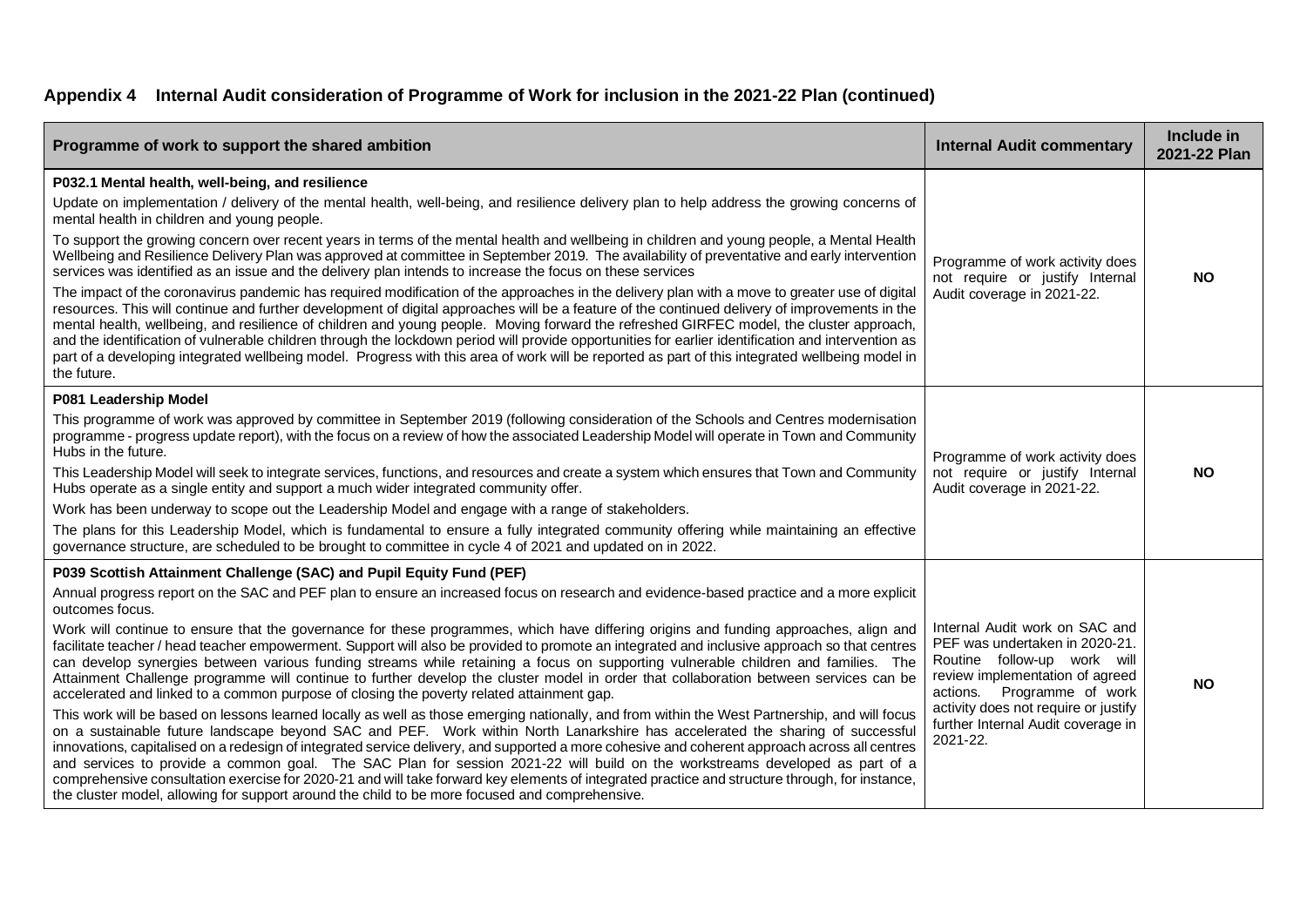## Appendix 4 Internal Audit consideration of Programme of Work for inclusion in the 2021-22 Plan (continued)

| Programme of work to support the shared ambition | Internal Audit commentary | Include in 2021-22 Plan |
|---|---|---|
| **P032.1 Mental health, well-being, and resilience**<br>Update on implementation / delivery of the mental health, well-being, and resilience delivery plan to help address the growing concerns of mental health in children and young people.<br>To support the growing concern over recent years in terms of the mental health and wellbeing in children and young people, a Mental Health Wellbeing and Resilience Delivery Plan was approved at committee in September 2019. The availability of preventative and early intervention services was identified as an issue and the delivery plan intends to increase the focus on these services<br>The impact of the coronavirus pandemic has required modification of the approaches in the delivery plan with a move to greater use of digital resources. This will continue and further development of digital approaches will be a feature of the continued delivery of improvements in the mental health, wellbeing, and resilience of children and young people. Moving forward the refreshed GIRFEC model, the cluster approach, and the identification of vulnerable children through the lockdown period will provide opportunities for earlier identification and intervention as part of a developing integrated wellbeing model. Progress with this area of work will be reported as part of this integrated wellbeing model in the future. | Programme of work activity does not require or justify Internal Audit coverage in 2021-22. | **NO** |
| **P081 Leadership Model**<br>This programme of work was approved by committee in September 2019 (following consideration of the Schools and Centres modernisation programme - progress update report), with the focus on a review of how the associated Leadership Model will operate in Town and Community Hubs in the future.<br>This Leadership Model will seek to integrate services, functions, and resources and create a system which ensures that Town and Community Hubs operate as a single entity and support a much wider integrated community offer.<br>Work has been underway to scope out the Leadership Model and engage with a range of stakeholders.<br>The plans for this Leadership Model, which is fundamental to ensure a fully integrated community offering while maintaining an effective governance structure, are scheduled to be brought to committee in cycle 4 of 2021 and updated on in 2022. | Programme of work activity does not require or justify Internal Audit coverage in 2021-22. | **NO** |
| **P039 Scottish Attainment Challenge (SAC) and Pupil Equity Fund (PEF)**<br>Annual progress report on the SAC and PEF plan to ensure an increased focus on research and evidence-based practice and a more explicit outcomes focus.<br>Work will continue to ensure that the governance for these programmes, which have differing origins and funding approaches, align and facilitate teacher / head teacher empowerment. Support will also be provided to promote an integrated and inclusive approach so that centres can develop synergies between various funding streams while retaining a focus on supporting vulnerable children and families. The Attainment Challenge programme will continue to further develop the cluster model in order that collaboration between services can be accelerated and linked to a common purpose of closing the poverty related attainment gap.<br>This work will be based on lessons learned locally as well as those emerging nationally, and from within the West Partnership, and will focus on a sustainable future landscape beyond SAC and PEF. Work within North Lanarkshire has accelerated the sharing of successful innovations, capitalised on a redesign of integrated service delivery, and supported a more cohesive and coherent approach across all centres and services to provide a common goal. The SAC Plan for session 2021-22 will build on the workstreams developed as part of a comprehensive consultation exercise for 2020-21 and will take forward key elements of integrated practice and structure through, for instance, the cluster model, allowing for support around the child to be more focused and comprehensive. | Internal Audit work on SAC and PEF was undertaken in 2020-21. Routine follow-up work will review implementation of agreed actions. Programme of work activity does not require or justify further Internal Audit coverage in 2021-22. | **NO** |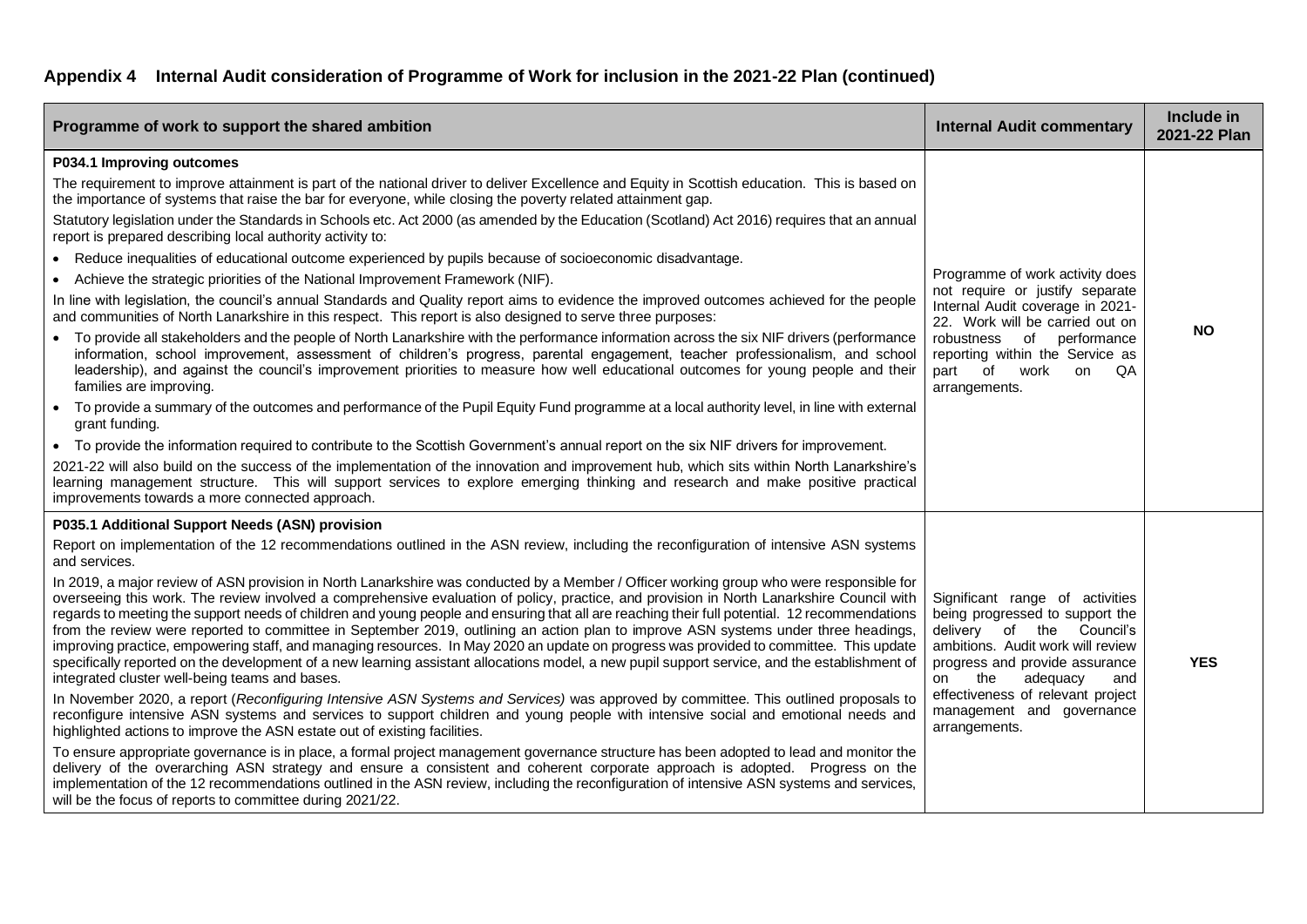## Appendix 4 Internal Audit consideration of Programme of Work for inclusion in the 2021-22 Plan (continued)

| Programme of work to support the shared ambition | Internal Audit commentary | Include in 2021-22 Plan |
|---|---|---|
| **P034.1 Improving outcomes**<br>The requirement to improve attainment is part of the national driver to deliver Excellence and Equity in Scottish education. This is based on the importance of systems that raise the bar for everyone, while closing the poverty related attainment gap.<br>Statutory legislation under the Standards in Schools etc. Act 2000 (as amended by the Education (Scotland) Act 2016) requires that an annual report is prepared describing local authority activity to:<br>• Reduce inequalities of educational outcome experienced by pupils because of socioeconomic disadvantage.<br>• Achieve the strategic priorities of the National Improvement Framework (NIF).<br>In line with legislation, the council's annual Standards and Quality report aims to evidence the improved outcomes achieved for the people and communities of North Lanarkshire in this respect. This report is also designed to serve three purposes:<br>• To provide all stakeholders and the people of North Lanarkshire with the performance information across the six NIF drivers (performance information, school improvement, assessment of children's progress, parental engagement, teacher professionalism, and school leadership), and against the council's improvement priorities to measure how well educational outcomes for young people and their families are improving.<br>• To provide a summary of the outcomes and performance of the Pupil Equity Fund programme at a local authority level, in line with external grant funding.<br>• To provide the information required to contribute to the Scottish Government's annual report on the six NIF drivers for improvement.<br>2021-22 will also build on the success of the implementation of the innovation and improvement hub, which sits within North Lanarkshire's learning management structure. This will support services to explore emerging thinking and research and make positive practical improvements towards a more connected approach. | Programme of work activity does not require or justify separate Internal Audit coverage in 2021-22. Work will be carried out on robustness of performance reporting within the Service as part of work on QA arrangements. | **NO** |
| **P035.1 Additional Support Needs (ASN) provision**<br>Report on implementation of the 12 recommendations outlined in the ASN review, including the reconfiguration of intensive ASN systems and services.<br>In 2019, a major review of ASN provision in North Lanarkshire was conducted by a Member / Officer working group who were responsible for overseeing this work. The review involved a comprehensive evaluation of policy, practice, and provision in North Lanarkshire Council with regards to meeting the support needs of children and young people and ensuring that all are reaching their full potential. 12 recommendations from the review were reported to committee in September 2019, outlining an action plan to improve ASN systems under three headings, improving practice, empowering staff, and managing resources. In May 2020 an update on progress was provided to committee. This update specifically reported on the development of a new learning assistant allocations model, a new pupil support service, and the establishment of integrated cluster well-being teams and bases.<br>In November 2020, a report (*Reconfiguring Intensive ASN Systems and Services)* was approved by committee. This outlined proposals to reconfigure intensive ASN systems and services to support children and young people with intensive social and emotional needs and highlighted actions to improve the ASN estate out of existing facilities.<br>To ensure appropriate governance is in place, a formal project management governance structure has been adopted to lead and monitor the delivery of the overarching ASN strategy and ensure a consistent and coherent corporate approach is adopted. Progress on the implementation of the 12 recommendations outlined in the ASN review, including the reconfiguration of intensive ASN systems and services, will be the focus of reports to committee during 2021/22. | Significant range of activities being progressed to support the delivery of the Council's ambitions. Audit work will review progress and provide assurance on the adequacy and effectiveness of relevant project management and governance arrangements. | **YES** |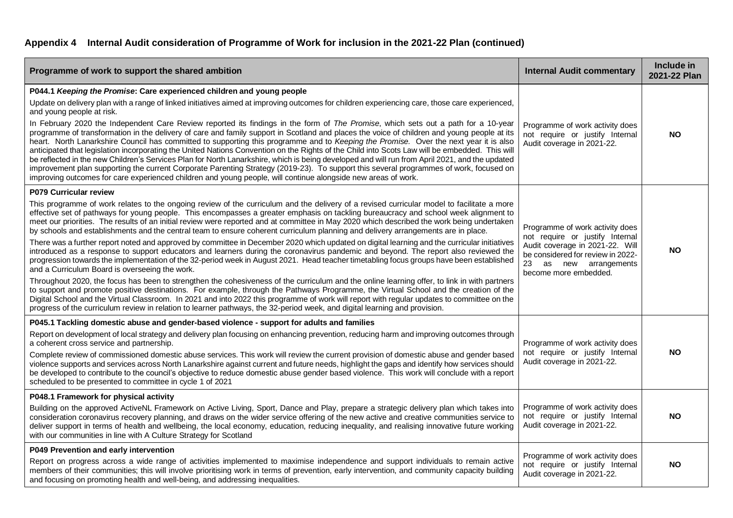## Appendix 4 Internal Audit consideration of Programme of Work for inclusion in the 2021-22 Plan (continued)

| Programme of work to support the shared ambition | Internal Audit commentary | Include in 2021-22 Plan |
|---|---|---|
| **P044.1 *Keeping the Promise*: Care experienced children and young people**<br><br>Update on delivery plan with a range of linked initiatives aimed at improving outcomes for children experiencing care, those care experienced, and young people at risk.<br><br>In February 2020 the Independent Care Review reported its findings in the form of *The Promise*, which sets out a path for a 10-year programme of transformation in the delivery of care and family support in Scotland and places the voice of children and young people at its heart. North Lanarkshire Council has committed to supporting this programme and to *Keeping the Promise.* Over the next year it is also anticipated that legislation incorporating the United Nations Convention on the Rights of the Child into Scots Law will be embedded. This will be reflected in the new Children's Services Plan for North Lanarkshire, which is being developed and will run from April 2021, and the updated improvement plan supporting the current Corporate Parenting Strategy (2019-23). To support this several programmes of work, focused on improving outcomes for care experienced children and young people, will continue alongside new areas of work. | Programme of work activity does not require or justify Internal Audit coverage in 2021-22. | **NO** |
| **P079 Curricular review**<br><br>This programme of work relates to the ongoing review of the curriculum and the delivery of a revised curricular model to facilitate a more effective set of pathways for young people. This encompasses a greater emphasis on tackling bureaucracy and school week alignment to meet our priorities. The results of an initial review were reported and at committee in May 2020 which described the work being undertaken by schools and establishments and the central team to ensure coherent curriculum planning and delivery arrangements are in place.<br><br>There was a further report noted and approved by committee in December 2020 which updated on digital learning and the curricular initiatives introduced as a response to support educators and learners during the coronavirus pandemic and beyond. The report also reviewed the progression towards the implementation of the 32-period week in August 2021. Head teacher timetabling focus groups have been established and a Curriculum Board is overseeing the work.<br><br>Throughout 2020, the focus has been to strengthen the cohesiveness of the curriculum and the online learning offer, to link in with partners to support and promote positive destinations. For example, through the Pathways Programme, the Virtual School and the creation of the Digital School and the Virtual Classroom. In 2021 and into 2022 this programme of work will report with regular updates to committee on the progress of the curriculum review in relation to learner pathways, the 32-period week, and digital learning and provision. | Programme of work activity does not require or justify Internal Audit coverage in 2021-22. Will be considered for review in 2022-23 as new arrangements become more embedded. | **NO** |
| **P045.1 Tackling domestic abuse and gender-based violence - support for adults and families**<br><br>Report on development of local strategy and delivery plan focusing on enhancing prevention, reducing harm and improving outcomes through a coherent cross service and partnership.<br><br>Complete review of commissioned domestic abuse services. This work will review the current provision of domestic abuse and gender based violence supports and services across North Lanarkshire against current and future needs, highlight the gaps and identify how services should be developed to contribute to the council's objective to reduce domestic abuse gender based violence. This work will conclude with a report scheduled to be presented to committee in cycle 1 of 2021 | Programme of work activity does not require or justify Internal Audit coverage in 2021-22. | **NO** |
| **P048.1 Framework for physical activity**<br><br>Building on the approved ActiveNL Framework on Active Living, Sport, Dance and Play, prepare a strategic delivery plan which takes into consideration coronavirus recovery planning, and draws on the wider service offering of the new active and creative communities service to deliver support in terms of health and wellbeing, the local economy, education, reducing inequality, and realising innovative future working with our communities in line with A Culture Strategy for Scotland | Programme of work activity does not require or justify Internal Audit coverage in 2021-22. | **NO** |
| **P049 Prevention and early intervention**<br><br>Report on progress across a wide range of activities implemented to maximise independence and support individuals to remain active members of their communities; this will involve prioritising work in terms of prevention, early intervention, and community capacity building and focusing on promoting health and well-being, and addressing inequalities. | Programme of work activity does not require or justify Internal Audit coverage in 2021-22. | **NO** |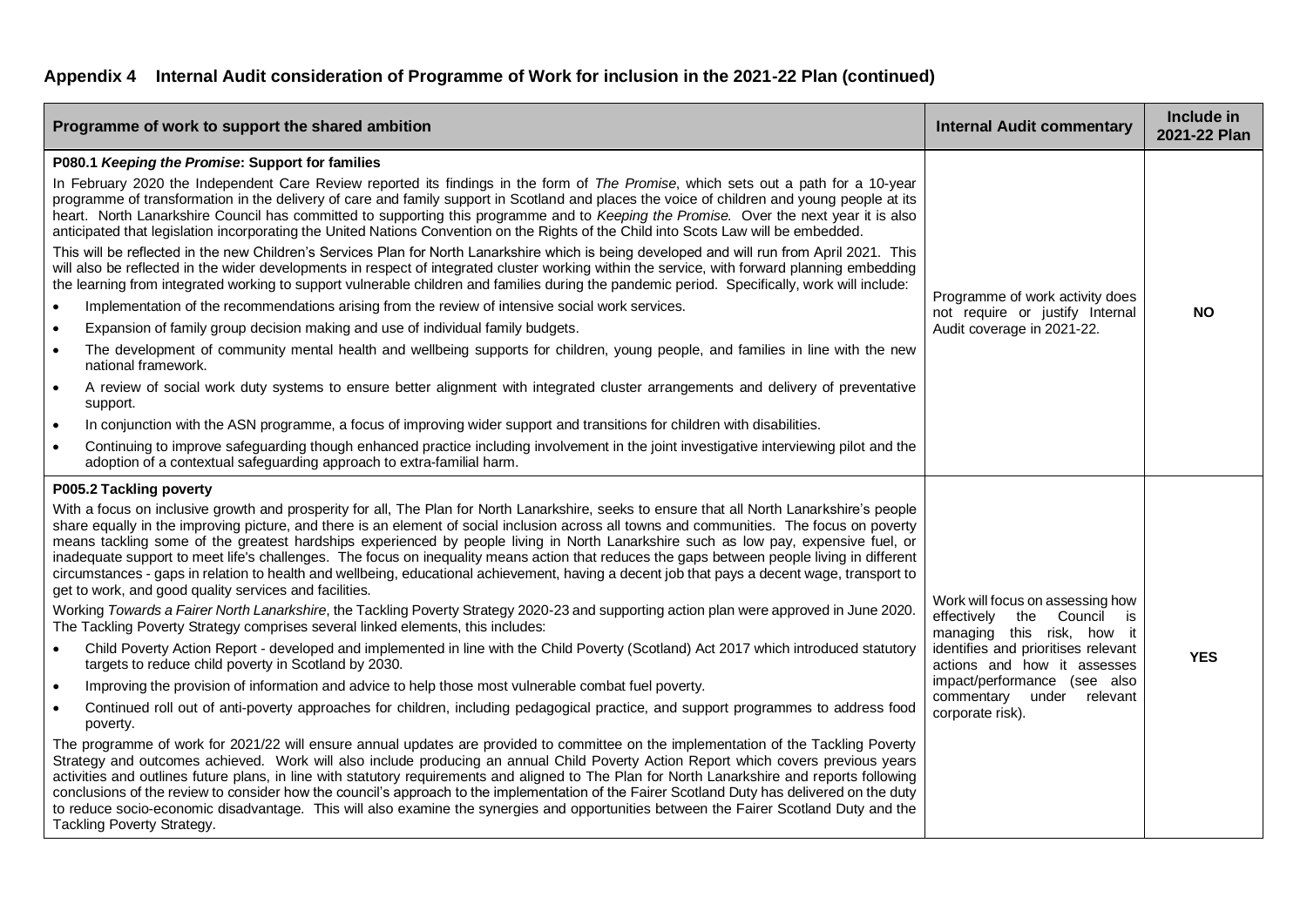## Appendix 4 Internal Audit consideration of Programme of Work for inclusion in the 2021-22 Plan (continued)

| Programme of work to support the shared ambition | Internal Audit commentary | Include in 2021-22 Plan |
|---|---|---|
| **P080.1 *Keeping the Promise*: Support for families**<br><br>In February 2020 the Independent Care Review reported its findings in the form of *The Promise*, which sets out a path for a 10-year programme of transformation in the delivery of care and family support in Scotland and places the voice of children and young people at its heart. North Lanarkshire Council has committed to supporting this programme and to *Keeping the Promise.* Over the next year it is also anticipated that legislation incorporating the United Nations Convention on the Rights of the Child into Scots Law will be embedded.<br><br>This will be reflected in the new Children's Services Plan for North Lanarkshire which is being developed and will run from April 2021. This will also be reflected in the wider developments in respect of integrated cluster working within the service, with forward planning embedding the learning from integrated working to support vulnerable children and families during the pandemic period. Specifically, work will include:<br><br>• Implementation of the recommendations arising from the review of intensive social work services.<br>• Expansion of family group decision making and use of individual family budgets.<br>• The development of community mental health and wellbeing supports for children, young people, and families in line with the new national framework.<br>• A review of social work duty systems to ensure better alignment with integrated cluster arrangements and delivery of preventative support.<br>• In conjunction with the ASN programme, a focus of improving wider support and transitions for children with disabilities.<br>• Continuing to improve safeguarding though enhanced practice including involvement in the joint investigative interviewing pilot and the adoption of a contextual safeguarding approach to extra-familial harm. | Programme of work activity does not require or justify Internal Audit coverage in 2021-22. | **NO** |
| **P005.2 Tackling poverty**<br><br>With a focus on inclusive growth and prosperity for all, The Plan for North Lanarkshire, seeks to ensure that all North Lanarkshire's people share equally in the improving picture, and there is an element of social inclusion across all towns and communities. The focus on poverty means tackling some of the greatest hardships experienced by people living in North Lanarkshire such as low pay, expensive fuel, or inadequate support to meet life's challenges. The focus on inequality means action that reduces the gaps between people living in different circumstances - gaps in relation to health and wellbeing, educational achievement, having a decent job that pays a decent wage, transport to get to work, and good quality services and facilities.<br><br>Working *Towards a Fairer North Lanarkshire*, the Tackling Poverty Strategy 2020-23 and supporting action plan were approved in June 2020. The Tackling Poverty Strategy comprises several linked elements, this includes:<br><br>• Child Poverty Action Report - developed and implemented in line with the Child Poverty (Scotland) Act 2017 which introduced statutory targets to reduce child poverty in Scotland by 2030.<br>• Improving the provision of information and advice to help those most vulnerable combat fuel poverty.<br>• Continued roll out of anti-poverty approaches for children, including pedagogical practice, and support programmes to address food poverty.<br><br>The programme of work for 2021/22 will ensure annual updates are provided to committee on the implementation of the Tackling Poverty Strategy and outcomes achieved. Work will also include producing an annual Child Poverty Action Report which covers previous years activities and outlines future plans, in line with statutory requirements and aligned to The Plan for North Lanarkshire and reports following conclusions of the review to consider how the council's approach to the implementation of the Fairer Scotland Duty has delivered on the duty to reduce socio-economic disadvantage. This will also examine the synergies and opportunities between the Fairer Scotland Duty and the Tackling Poverty Strategy. | Work will focus on assessing how effectively the Council is managing this risk, how it identifies and prioritises relevant actions and how it assesses impact/performance (see also commentary under relevant corporate risk). | **YES** |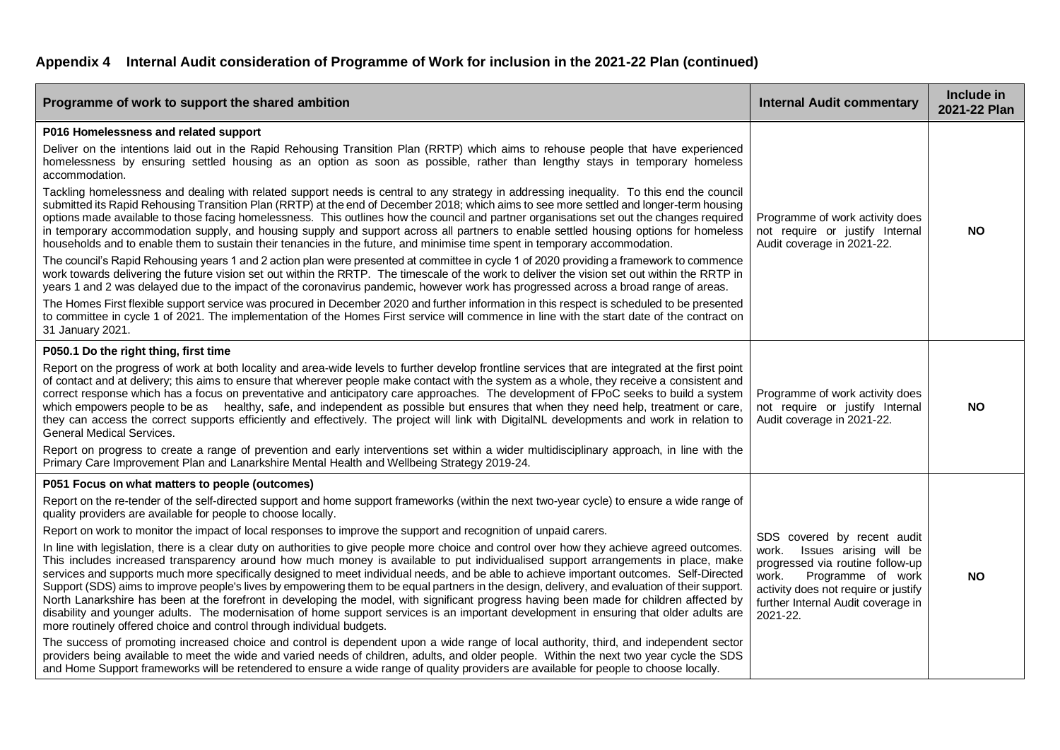## Appendix 4 Internal Audit consideration of Programme of Work for inclusion in the 2021-22 Plan (continued)

| Programme of work to support the shared ambition | Internal Audit commentary | Include in 2021-22 Plan |
|---|---|---|
| **P016 Homelessness and related support**<br><br>Deliver on the intentions laid out in the Rapid Rehousing Transition Plan (RRTP) which aims to rehouse people that have experienced homelessness by ensuring settled housing as an option as soon as possible, rather than lengthy stays in temporary homeless accommodation.<br><br>Tackling homelessness and dealing with related support needs is central to any strategy in addressing inequality. To this end the council submitted its Rapid Rehousing Transition Plan (RRTP) at the end of December 2018; which aims to see more settled and longer-term housing options made available to those facing homelessness. This outlines how the council and partner organisations set out the changes required in temporary accommodation supply, and housing supply and support across all partners to enable settled housing options for homeless households and to enable them to sustain their tenancies in the future, and minimise time spent in temporary accommodation.<br><br>The council's Rapid Rehousing years 1 and 2 action plan were presented at committee in cycle 1 of 2020 providing a framework to commence work towards delivering the future vision set out within the RRTP. The timescale of the work to deliver the vision set out within the RRTP in years 1 and 2 was delayed due to the impact of the coronavirus pandemic, however work has progressed across a broad range of areas.<br><br>The Homes First flexible support service was procured in December 2020 and further information in this respect is scheduled to be presented to committee in cycle 1 of 2021. The implementation of the Homes First service will commence in line with the start date of the contract on 31 January 2021. | Programme of work activity does not require or justify Internal Audit coverage in 2021-22. | **NO** |
| **P050.1 Do the right thing, first time**<br><br>Report on the progress of work at both locality and area-wide levels to further develop frontline services that are integrated at the first point of contact and at delivery; this aims to ensure that wherever people make contact with the system as a whole, they receive a consistent and correct response which has a focus on preventative and anticipatory care approaches. The development of FPoC seeks to build a system which empowers people to be as healthy, safe, and independent as possible but ensures that when they need help, treatment or care, they can access the correct supports efficiently and effectively. The project will link with DigitalNL developments and work in relation to General Medical Services.<br><br>Report on progress to create a range of prevention and early interventions set within a wider multidisciplinary approach, in line with the Primary Care Improvement Plan and Lanarkshire Mental Health and Wellbeing Strategy 2019-24. | Programme of work activity does not require or justify Internal Audit coverage in 2021-22. | **NO** |
| **P051 Focus on what matters to people (outcomes)**<br><br>Report on the re-tender of the self-directed support and home support frameworks (within the next two-year cycle) to ensure a wide range of quality providers are available for people to choose locally.<br><br>Report on work to monitor the impact of local responses to improve the support and recognition of unpaid carers.<br><br>In line with legislation, there is a clear duty on authorities to give people more choice and control over how they achieve agreed outcomes. This includes increased transparency around how much money is available to put individualised support arrangements in place, make services and supports much more specifically designed to meet individual needs, and be able to achieve important outcomes. Self-Directed Support (SDS) aims to improve people's lives by empowering them to be equal partners in the design, delivery, and evaluation of their support. North Lanarkshire has been at the forefront in developing the model, with significant progress having been made for children affected by disability and younger adults. The modernisation of home support services is an important development in ensuring that older adults are more routinely offered choice and control through individual budgets.<br><br>The success of promoting increased choice and control is dependent upon a wide range of local authority, third, and independent sector providers being available to meet the wide and varied needs of children, adults, and older people. Within the next two year cycle the SDS and Home Support frameworks will be retendered to ensure a wide range of quality providers are available for people to choose locally. | SDS covered by recent audit work. Issues arising will be progressed via routine follow-up work. Programme of work activity does not require or justify further Internal Audit coverage in 2021-22. | **NO** |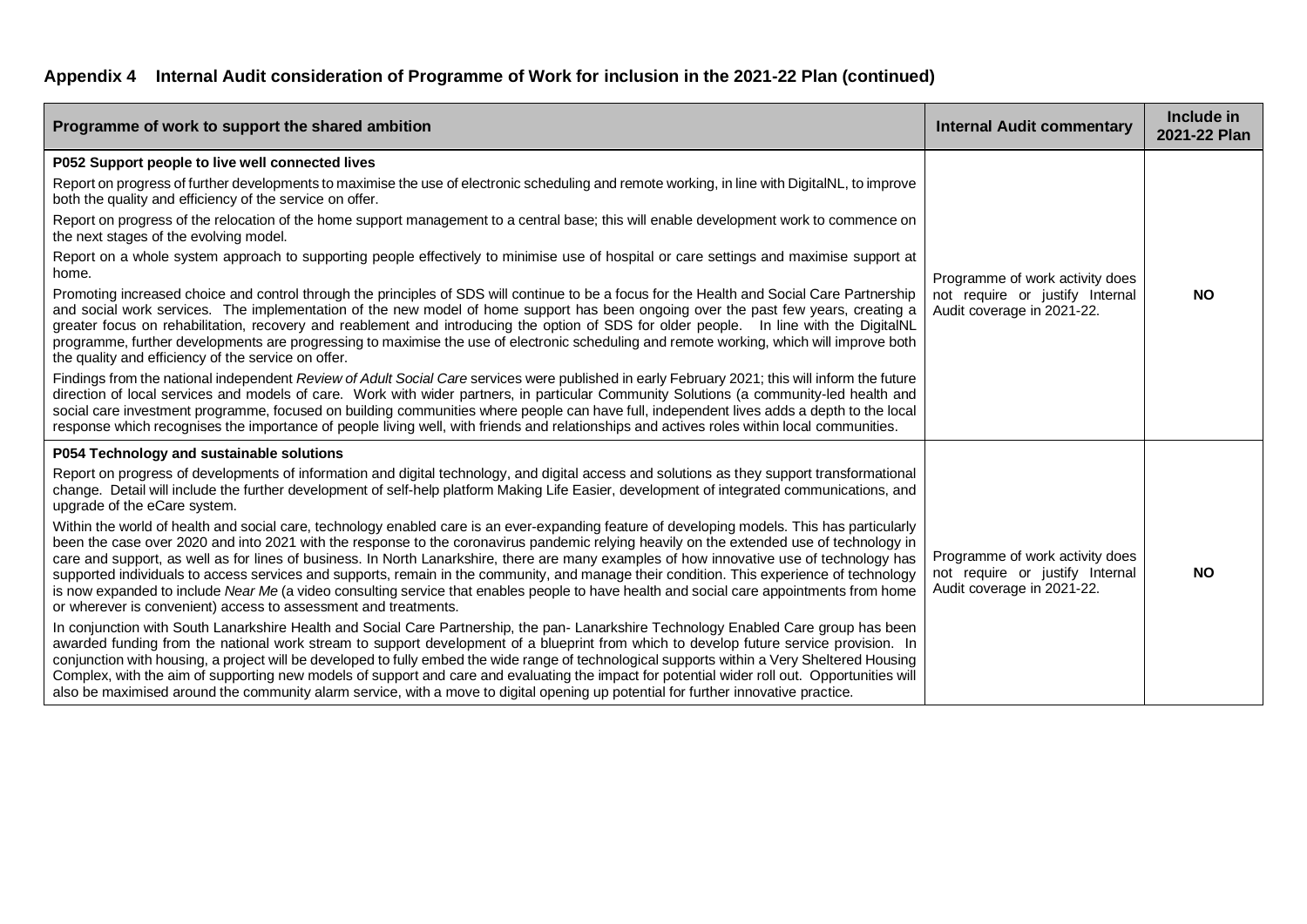## Appendix 4 Internal Audit consideration of Programme of Work for inclusion in the 2021-22 Plan (continued)

| Programme of work to support the shared ambition | Internal Audit commentary | Include in 2021-22 Plan |
|---|---|---|
| **P052 Support people to live well connected lives**<br><br>Report on progress of further developments to maximise the use of electronic scheduling and remote working, in line with DigitalNL, to improve both the quality and efficiency of the service on offer.<br><br>Report on progress of the relocation of the home support management to a central base; this will enable development work to commence on the next stages of the evolving model.<br><br>Report on a whole system approach to supporting people effectively to minimise use of hospital or care settings and maximise support at home.<br><br>Promoting increased choice and control through the principles of SDS will continue to be a focus for the Health and Social Care Partnership and social work services. The implementation of the new model of home support has been ongoing over the past few years, creating a greater focus on rehabilitation, recovery and reablement and introducing the option of SDS for older people. In line with the DigitalNL programme, further developments are progressing to maximise the use of electronic scheduling and remote working, which will improve both the quality and efficiency of the service on offer.<br><br>Findings from the national independent *Review of Adult Social Care* services were published in early February 2021; this will inform the future direction of local services and models of care. Work with wider partners, in particular Community Solutions (a community-led health and social care investment programme, focused on building communities where people can have full, independent lives adds a depth to the local response which recognises the importance of people living well, with friends and relationships and actives roles within local communities. | Programme of work activity does not require or justify Internal Audit coverage in 2021-22. | **NO** |
| **P054 Technology and sustainable solutions**<br><br>Report on progress of developments of information and digital technology, and digital access and solutions as they support transformational change. Detail will include the further development of self-help platform Making Life Easier, development of integrated communications, and upgrade of the eCare system.<br><br>Within the world of health and social care, technology enabled care is an ever-expanding feature of developing models. This has particularly been the case over 2020 and into 2021 with the response to the coronavirus pandemic relying heavily on the extended use of technology in care and support, as well as for lines of business. In North Lanarkshire, there are many examples of how innovative use of technology has supported individuals to access services and supports, remain in the community, and manage their condition. This experience of technology is now expanded to include *Near Me* (a video consulting service that enables people to have health and social care appointments from home or wherever is convenient) access to assessment and treatments.<br><br>In conjunction with South Lanarkshire Health and Social Care Partnership, the pan- Lanarkshire Technology Enabled Care group has been awarded funding from the national work stream to support development of a blueprint from which to develop future service provision. In conjunction with housing, a project will be developed to fully embed the wide range of technological supports within a Very Sheltered Housing Complex, with the aim of supporting new models of support and care and evaluating the impact for potential wider roll out. Opportunities will also be maximised around the community alarm service, with a move to digital opening up potential for further innovative practice. | Programme of work activity does not require or justify Internal Audit coverage in 2021-22. | **NO** |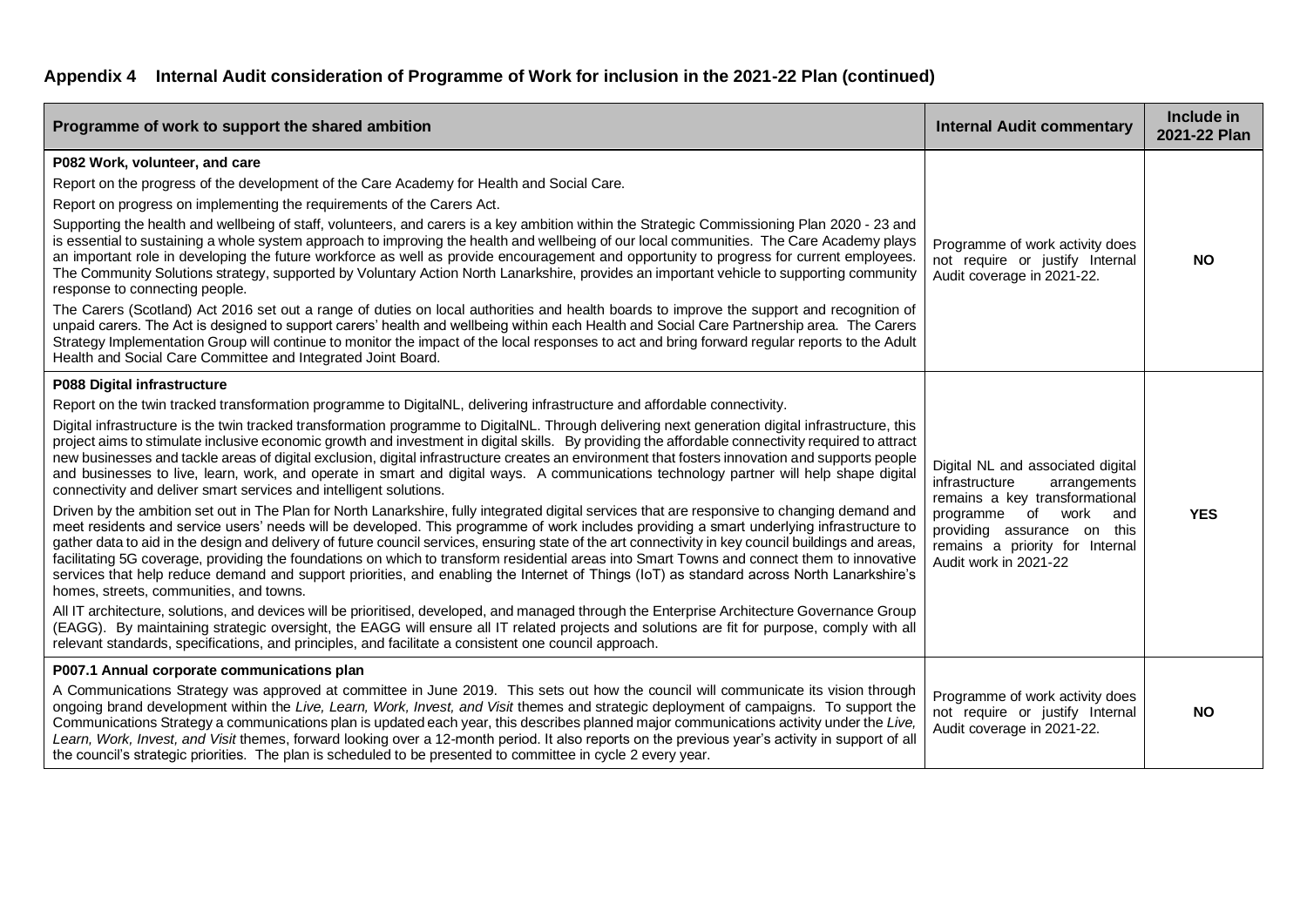## Appendix 4 Internal Audit consideration of Programme of Work for inclusion in the 2021-22 Plan (continued)

| Programme of work to support the shared ambition | Internal Audit commentary | Include in 2021-22 Plan |
|---|---|---|
| **P082 Work, volunteer, and care**<br><br>Report on the progress of the development of the Care Academy for Health and Social Care.<br><br>Report on progress on implementing the requirements of the Carers Act.<br><br>Supporting the health and wellbeing of staff, volunteers, and carers is a key ambition within the Strategic Commissioning Plan 2020 - 23 and is essential to sustaining a whole system approach to improving the health and wellbeing of our local communities. The Care Academy plays an important role in developing the future workforce as well as provide encouragement and opportunity to progress for current employees. The Community Solutions strategy, supported by Voluntary Action North Lanarkshire, provides an important vehicle to supporting community response to connecting people.<br><br>The Carers (Scotland) Act 2016 set out a range of duties on local authorities and health boards to improve the support and recognition of unpaid carers. The Act is designed to support carers' health and wellbeing within each Health and Social Care Partnership area. The Carers Strategy Implementation Group will continue to monitor the impact of the local responses to act and bring forward regular reports to the Adult Health and Social Care Committee and Integrated Joint Board. | Programme of work activity does not require or justify Internal Audit coverage in 2021-22. | **NO** |
| **P088 Digital infrastructure**<br><br>Report on the twin tracked transformation programme to DigitalNL, delivering infrastructure and affordable connectivity.<br><br>Digital infrastructure is the twin tracked transformation programme to DigitalNL. Through delivering next generation digital infrastructure, this project aims to stimulate inclusive economic growth and investment in digital skills. By providing the affordable connectivity required to attract new businesses and tackle areas of digital exclusion, digital infrastructure creates an environment that fosters innovation and supports people and businesses to live, learn, work, and operate in smart and digital ways. A communications technology partner will help shape digital connectivity and deliver smart services and intelligent solutions.<br><br>Driven by the ambition set out in The Plan for North Lanarkshire, fully integrated digital services that are responsive to changing demand and meet residents and service users' needs will be developed. This programme of work includes providing a smart underlying infrastructure to gather data to aid in the design and delivery of future council services, ensuring state of the art connectivity in key council buildings and areas, facilitating 5G coverage, providing the foundations on which to transform residential areas into Smart Towns and connect them to innovative services that help reduce demand and support priorities, and enabling the Internet of Things (IoT) as standard across North Lanarkshire's homes, streets, communities, and towns.<br><br>All IT architecture, solutions, and devices will be prioritised, developed, and managed through the Enterprise Architecture Governance Group (EAGG). By maintaining strategic oversight, the EAGG will ensure all IT related projects and solutions are fit for purpose, comply with all relevant standards, specifications, and principles, and facilitate a consistent one council approach. | Digital NL and associated digital infrastructure arrangements remains a key transformational programme of work and providing assurance on this remains a priority for Internal Audit work in 2021-22 | **YES** |
| **P007.1 Annual corporate communications plan**<br><br>A Communications Strategy was approved at committee in June 2019. This sets out how the council will communicate its vision through ongoing brand development within the *Live, Learn, Work, Invest, and Visit* themes and strategic deployment of campaigns. To support the Communications Strategy a communications plan is updated each year, this describes planned major communications activity under the *Live, Learn, Work, Invest, and Visit* themes, forward looking over a 12-month period. It also reports on the previous year's activity in support of all the council's strategic priorities. The plan is scheduled to be presented to committee in cycle 2 every year. | Programme of work activity does not require or justify Internal Audit coverage in 2021-22. | **NO** |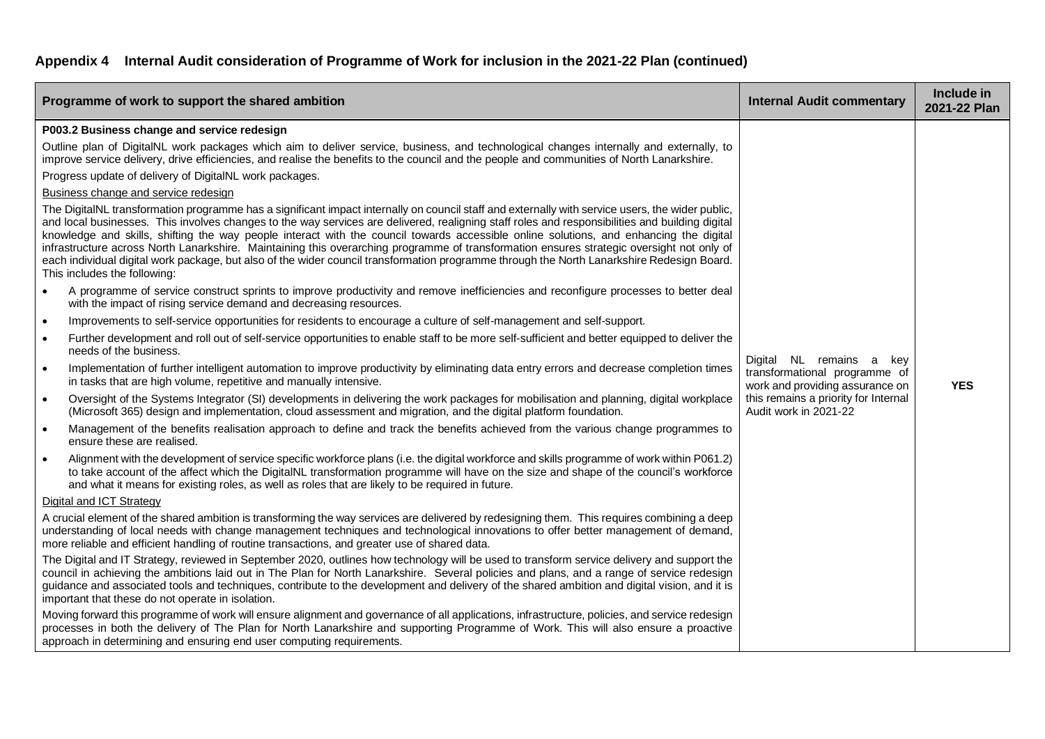## Appendix 4 Internal Audit consideration of Programme of Work for inclusion in the 2021-22 Plan (continued)

| Programme of work to support the shared ambition | Internal Audit commentary | Include in 2021-22 Plan |
|---|---|---|
| **P003.2 Business change and service redesign**<br><br>Outline plan of DigitalNL work packages which aim to deliver service, business, and technological changes internally and externally, to improve service delivery, drive efficiencies, and realise the benefits to the council and the people and communities of North Lanarkshire.<br><br>Progress update of delivery of DigitalNL work packages.<br><br>Business change and service redesign<br><br>The DigitalNL transformation programme has a significant impact internally on council staff and externally with service users, the wider public, and local businesses. This involves changes to the way services are delivered, realigning staff roles and responsibilities and building digital knowledge and skills, shifting the way people interact with the council towards accessible online solutions, and enhancing the digital infrastructure across North Lanarkshire. Maintaining this overarching programme of transformation ensures strategic oversight not only of each individual digital work package, but also of the wider council transformation programme through the North Lanarkshire Redesign Board. This includes the following:<br><br>• A programme of service construct sprints to improve productivity and remove inefficiencies and reconfigure processes to better deal with the impact of rising service demand and decreasing resources.<br>• Improvements to self-service opportunities for residents to encourage a culture of self-management and self-support.<br>• Further development and roll out of self-service opportunities to enable staff to be more self-sufficient and better equipped to deliver the needs of the business.<br>• Implementation of further intelligent automation to improve productivity by eliminating data entry errors and decrease completion times in tasks that are high volume, repetitive and manually intensive.<br>• Oversight of the Systems Integrator (SI) developments in delivering the work packages for mobilisation and planning, digital workplace (Microsoft 365) design and implementation, cloud assessment and migration, and the digital platform foundation.<br>• Management of the benefits realisation approach to define and track the benefits achieved from the various change programmes to ensure these are realised.<br>• Alignment with the development of service specific workforce plans (i.e. the digital workforce and skills programme of work within P061.2) to take account of the affect which the DigitalNL transformation programme will have on the size and shape of the council's workforce and what it means for existing roles, as well as roles that are likely to be required in future.<br><br>Digital and ICT Strategy<br><br>A crucial element of the shared ambition is transforming the way services are delivered by redesigning them. This requires combining a deep understanding of local needs with change management techniques and technological innovations to offer better management of demand, more reliable and efficient handling of routine transactions, and greater use of shared data.<br><br>The Digital and IT Strategy, reviewed in September 2020, outlines how technology will be used to transform service delivery and support the council in achieving the ambitions laid out in The Plan for North Lanarkshire. Several policies and plans, and a range of service redesign guidance and associated tools and techniques, contribute to the development and delivery of the shared ambition and digital vision, and it is important that these do not operate in isolation.<br><br>Moving forward this programme of work will ensure alignment and governance of all applications, infrastructure, policies, and service redesign processes in both the delivery of The Plan for North Lanarkshire and supporting Programme of Work. This will also ensure a proactive approach in determining and ensuring end user computing requirements. | Digital NL remains a key transformational programme of work and providing assurance on this remains a priority for Internal Audit work in 2021-22 | **YES** |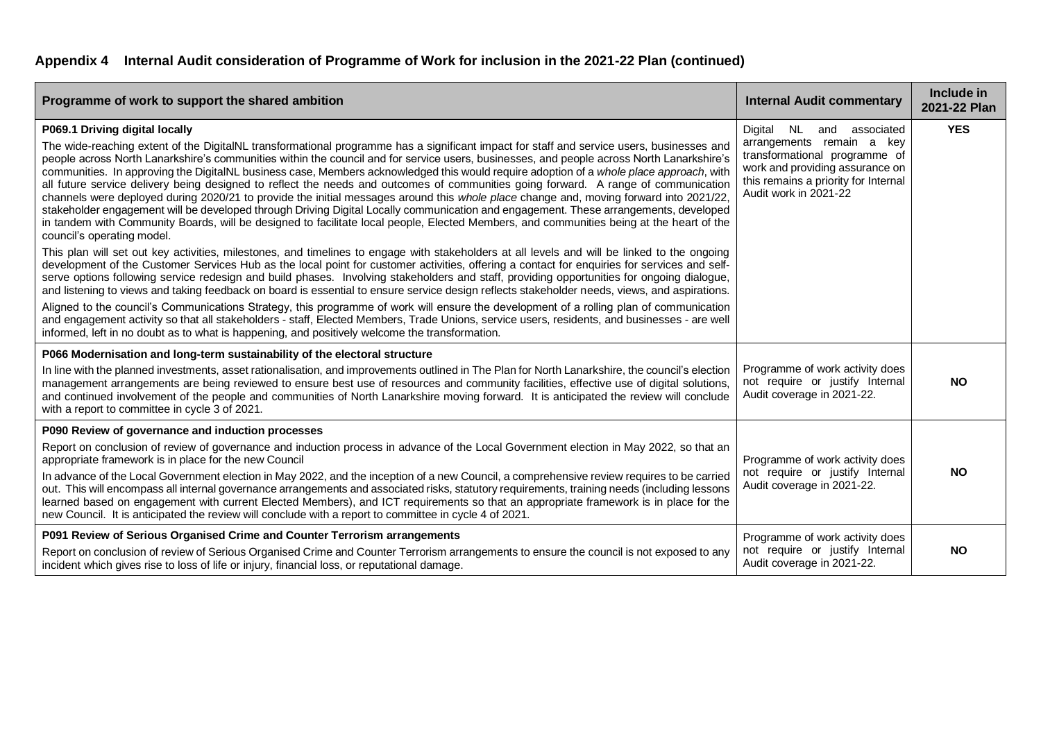## Appendix 4 Internal Audit consideration of Programme of Work for inclusion in the 2021-22 Plan (continued)

| Programme of work to support the shared ambition | Internal Audit commentary | Include in 2021-22 Plan |
|---|---|---|
| **P069.1 Driving digital locally**<br><br>The wide-reaching extent of the DigitalNL transformational programme has a significant impact for staff and service users, businesses and people across North Lanarkshire's communities within the council and for service users, businesses, and people across North Lanarkshire's communities. In approving the DigitalNL business case, Members acknowledged this would require adoption of a *whole place approach*, with all future service delivery being designed to reflect the needs and outcomes of communities going forward. A range of communication channels were deployed during 2020/21 to provide the initial messages around this *whole place* change and, moving forward into 2021/22, stakeholder engagement will be developed through Driving Digital Locally communication and engagement. These arrangements, developed in tandem with Community Boards, will be designed to facilitate local people, Elected Members, and communities being at the heart of the council's operating model.<br><br>This plan will set out key activities, milestones, and timelines to engage with stakeholders at all levels and will be linked to the ongoing development of the Customer Services Hub as the local point for customer activities, offering a contact for enquiries for services and self-serve options following service redesign and build phases. Involving stakeholders and staff, providing opportunities for ongoing dialogue, and listening to views and taking feedback on board is essential to ensure service design reflects stakeholder needs, views, and aspirations.<br><br>Aligned to the council's Communications Strategy, this programme of work will ensure the development of a rolling plan of communication and engagement activity so that all stakeholders - staff, Elected Members, Trade Unions, service users, residents, and businesses - are well informed, left in no doubt as to what is happening, and positively welcome the transformation. | Digital NL and associated arrangements remain a key transformational programme of work and providing assurance on this remains a priority for Internal Audit work in 2021-22 | **YES** |
| **P066 Modernisation and long-term sustainability of the electoral structure**<br><br>In line with the planned investments, asset rationalisation, and improvements outlined in The Plan for North Lanarkshire, the council's election management arrangements are being reviewed to ensure best use of resources and community facilities, effective use of digital solutions, and continued involvement of the people and communities of North Lanarkshire moving forward. It is anticipated the review will conclude with a report to committee in cycle 3 of 2021. | Programme of work activity does not require or justify Internal Audit coverage in 2021-22. | **NO** |
| **P090 Review of governance and induction processes**<br><br>Report on conclusion of review of governance and induction process in advance of the Local Government election in May 2022, so that an appropriate framework is in place for the new Council<br><br>In advance of the Local Government election in May 2022, and the inception of a new Council, a comprehensive review requires to be carried out. This will encompass all internal governance arrangements and associated risks, statutory requirements, training needs (including lessons learned based on engagement with current Elected Members), and ICT requirements so that an appropriate framework is in place for the new Council. It is anticipated the review will conclude with a report to committee in cycle 4 of 2021. | Programme of work activity does not require or justify Internal Audit coverage in 2021-22. | **NO** |
| **P091 Review of Serious Organised Crime and Counter Terrorism arrangements**<br><br>Report on conclusion of review of Serious Organised Crime and Counter Terrorism arrangements to ensure the council is not exposed to any incident which gives rise to loss of life or injury, financial loss, or reputational damage. | Programme of work activity does not require or justify Internal Audit coverage in 2021-22. | **NO** |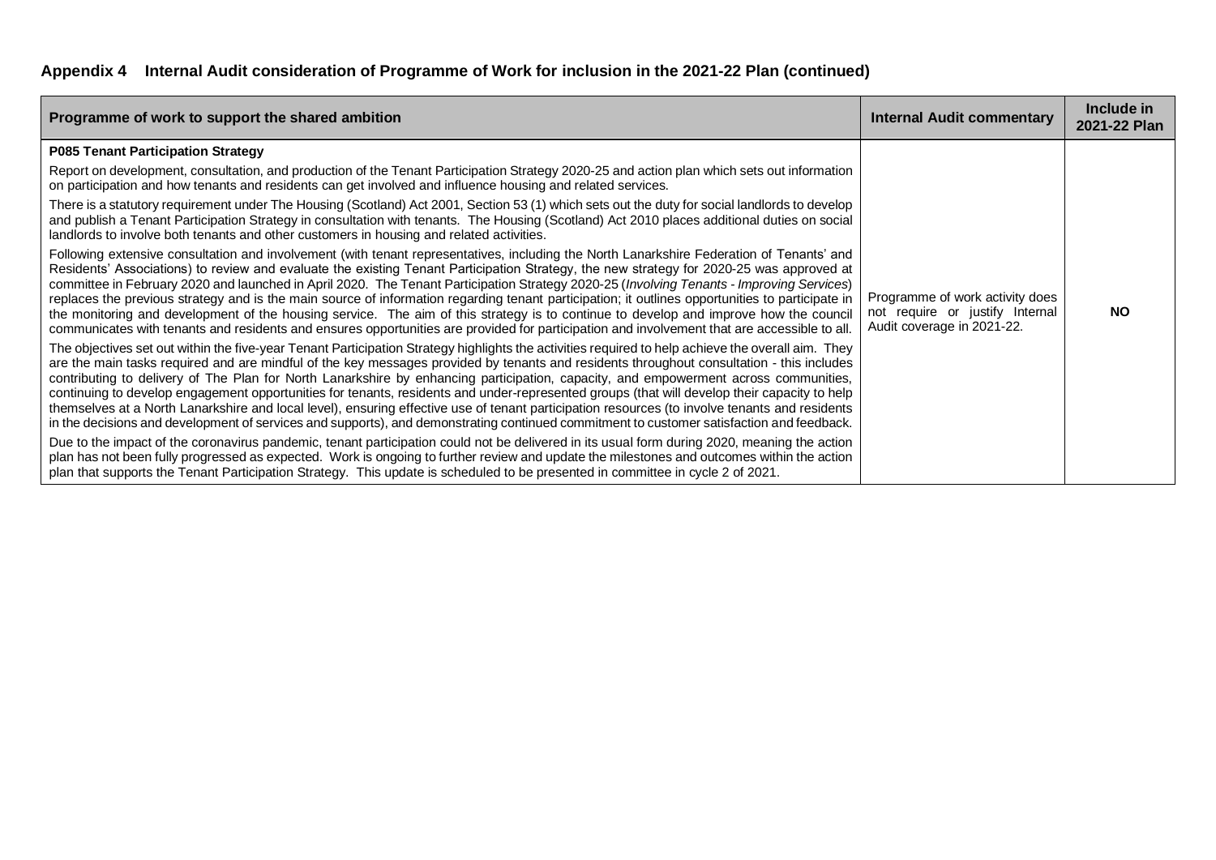## Appendix 4 Internal Audit consideration of Programme of Work for inclusion in the 2021-22 Plan (continued)

| Programme of work to support the shared ambition | Internal Audit commentary | Include in 2021-22 Plan |
|---|---|---|
| **P085 Tenant Participation Strategy**<br><br>Report on development, consultation, and production of the Tenant Participation Strategy 2020-25 and action plan which sets out information on participation and how tenants and residents can get involved and influence housing and related services.<br><br>There is a statutory requirement under The Housing (Scotland) Act 2001, Section 53 (1) which sets out the duty for social landlords to develop and publish a Tenant Participation Strategy in consultation with tenants. The Housing (Scotland) Act 2010 places additional duties on social landlords to involve both tenants and other customers in housing and related activities.<br><br>Following extensive consultation and involvement (with tenant representatives, including the North Lanarkshire Federation of Tenants' and Residents' Associations) to review and evaluate the existing Tenant Participation Strategy, the new strategy for 2020-25 was approved at committee in February 2020 and launched in April 2020. The Tenant Participation Strategy 2020-25 (*Involving Tenants - Improving Services*) replaces the previous strategy and is the main source of information regarding tenant participation; it outlines opportunities to participate in the monitoring and development of the housing service. The aim of this strategy is to continue to develop and improve how the council communicates with tenants and residents and ensures opportunities are provided for participation and involvement that are accessible to all.<br><br>The objectives set out within the five-year Tenant Participation Strategy highlights the activities required to help achieve the overall aim. They are the main tasks required and are mindful of the key messages provided by tenants and residents throughout consultation - this includes contributing to delivery of The Plan for North Lanarkshire by enhancing participation, capacity, and empowerment across communities, continuing to develop engagement opportunities for tenants, residents and under-represented groups (that will develop their capacity to help themselves at a North Lanarkshire and local level), ensuring effective use of tenant participation resources (to involve tenants and residents in the decisions and development of services and supports), and demonstrating continued commitment to customer satisfaction and feedback.<br><br>Due to the impact of the coronavirus pandemic, tenant participation could not be delivered in its usual form during 2020, meaning the action plan has not been fully progressed as expected. Work is ongoing to further review and update the milestones and outcomes within the action plan that supports the Tenant Participation Strategy. This update is scheduled to be presented in committee in cycle 2 of 2021. | Programme of work activity does not require or justify Internal Audit coverage in 2021-22. | **NO** |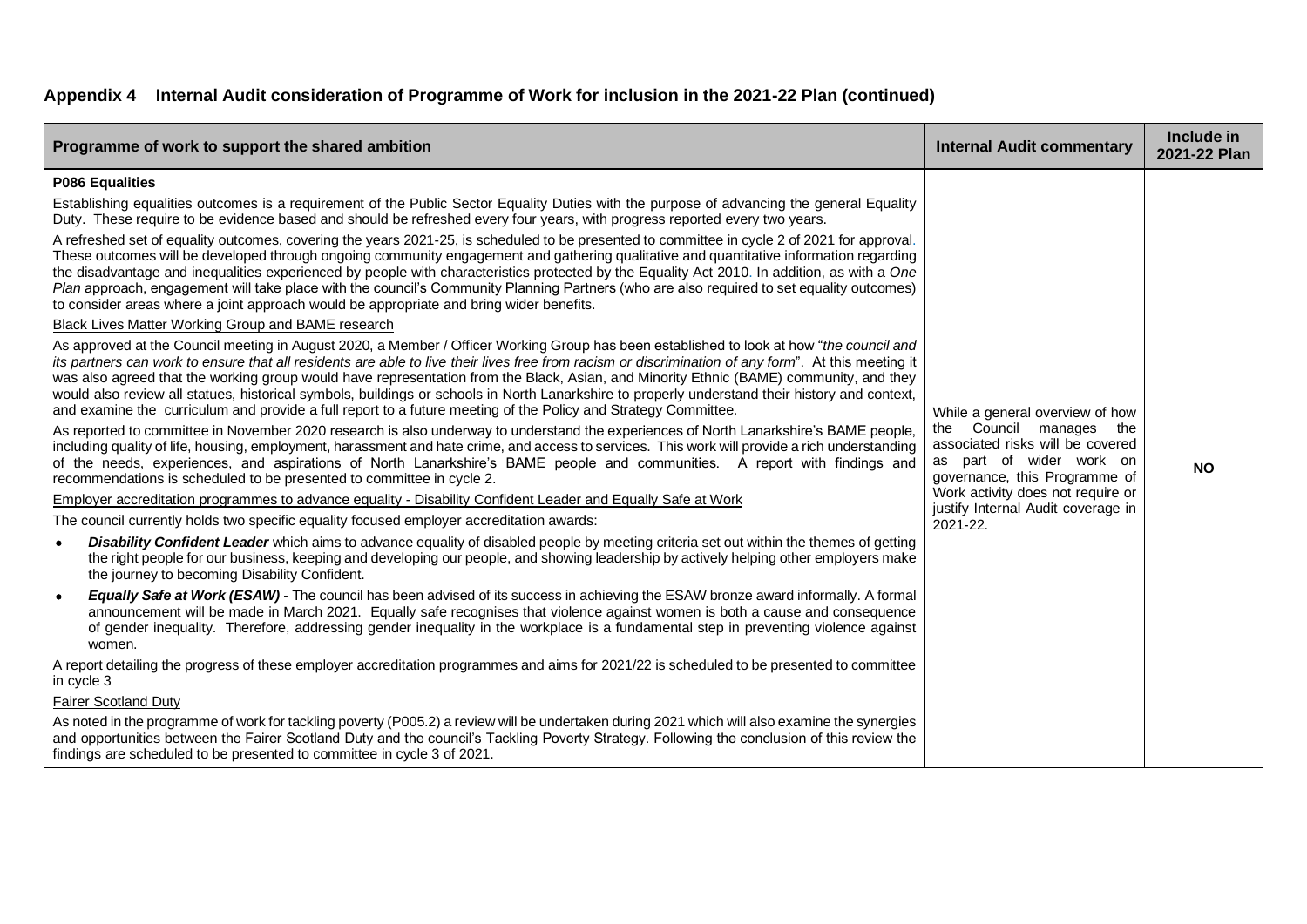## Appendix 4 Internal Audit consideration of Programme of Work for inclusion in the 2021-22 Plan (continued)

| Programme of work to support the shared ambition | Internal Audit commentary | Include in 2021-22 Plan |
|---|---|---|
| **P086 Equalities**<br><br>Establishing equalities outcomes is a requirement of the Public Sector Equality Duties with the purpose of advancing the general Equality Duty. These require to be evidence based and should be refreshed every four years, with progress reported every two years.<br><br>A refreshed set of equality outcomes, covering the years 2021-25, is scheduled to be presented to committee in cycle 2 of 2021 for approval. These outcomes will be developed through ongoing community engagement and gathering qualitative and quantitative information regarding the disadvantage and inequalities experienced by people with characteristics protected by the Equality Act 2010. In addition, as with a *One Plan* approach, engagement will take place with the council's Community Planning Partners (who are also required to set equality outcomes) to consider areas where a joint approach would be appropriate and bring wider benefits.<br><br>Black Lives Matter Working Group and BAME research<br><br>As approved at the Council meeting in August 2020, a Member / Officer Working Group has been established to look at how "*the council and its partners can work to ensure that all residents are able to live their lives free from racism or discrimination of any form*". At this meeting it was also agreed that the working group would have representation from the Black, Asian, and Minority Ethnic (BAME) community, and they would also review all statues, historical symbols, buildings or schools in North Lanarkshire to properly understand their history and context, and examine the curriculum and provide a full report to a future meeting of the Policy and Strategy Committee.<br><br>As reported to committee in November 2020 research is also underway to understand the experiences of North Lanarkshire's BAME people, including quality of life, housing, employment, harassment and hate crime, and access to services. This work will provide a rich understanding of the needs, experiences, and aspirations of North Lanarkshire's BAME people and communities. A report with findings and recommendations is scheduled to be presented to committee in cycle 2.<br><br>Employer accreditation programmes to advance equality - Disability Confident Leader and Equally Safe at Work<br><br>The council currently holds two specific equality focused employer accreditation awards:<br><br>• ***Disability Confident Leader*** which aims to advance equality of disabled people by meeting criteria set out within the themes of getting the right people for our business, keeping and developing our people, and showing leadership by actively helping other employers make the journey to becoming Disability Confident.<br><br>• ***Equally Safe at Work (ESAW)*** - The council has been advised of its success in achieving the ESAW bronze award informally. A formal announcement will be made in March 2021. Equally safe recognises that violence against women is both a cause and consequence of gender inequality. Therefore, addressing gender inequality in the workplace is a fundamental step in preventing violence against women.<br><br>A report detailing the progress of these employer accreditation programmes and aims for 2021/22 is scheduled to be presented to committee in cycle 3<br><br>Fairer Scotland Duty<br><br>As noted in the programme of work for tackling poverty (P005.2) a review will be undertaken during 2021 which will also examine the synergies and opportunities between the Fairer Scotland Duty and the council's Tackling Poverty Strategy. Following the conclusion of this review the findings are scheduled to be presented to committee in cycle 3 of 2021. | While a general overview of how the Council manages the associated risks will be covered as part of wider work on governance, this Programme of Work activity does not require or justify Internal Audit coverage in 2021-22. | **NO** |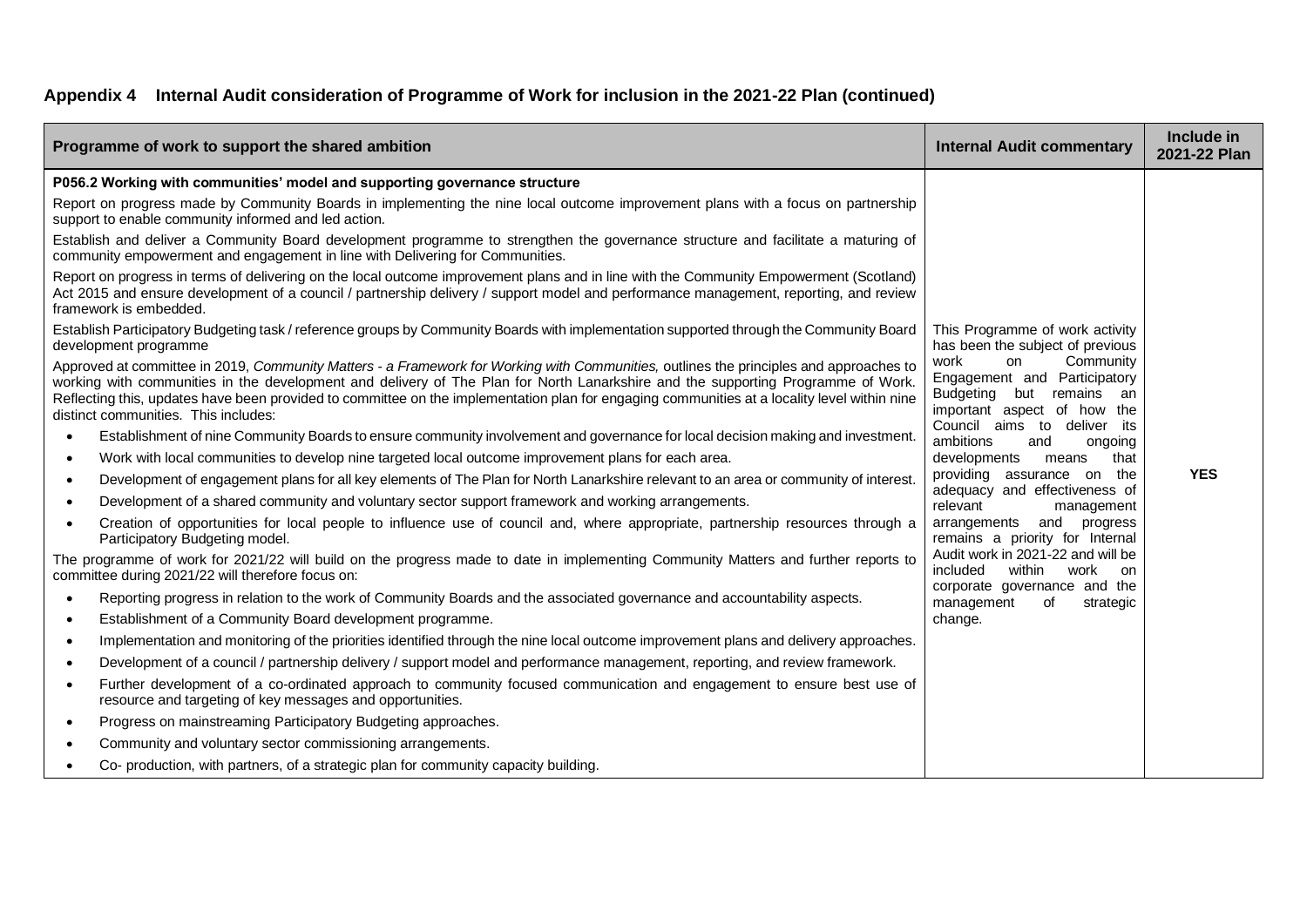## Appendix 4 Internal Audit consideration of Programme of Work for inclusion in the 2021-22 Plan (continued)

| Programme of work to support the shared ambition | Internal Audit commentary | Include in 2021-22 Plan |
|---|---|---|
| **P056.2 Working with communities' model and supporting governance structure**<br><br>Report on progress made by Community Boards in implementing the nine local outcome improvement plans with a focus on partnership support to enable community informed and led action.<br><br>Establish and deliver a Community Board development programme to strengthen the governance structure and facilitate a maturing of community empowerment and engagement in line with Delivering for Communities.<br><br>Report on progress in terms of delivering on the local outcome improvement plans and in line with the Community Empowerment (Scotland) Act 2015 and ensure development of a council / partnership delivery / support model and performance management, reporting, and review framework is embedded.<br><br>Establish Participatory Budgeting task / reference groups by Community Boards with implementation supported through the Community Board development programme<br><br>Approved at committee in 2019, *Community Matters - a Framework for Working with Communities,* outlines the principles and approaches to working with communities in the development and delivery of The Plan for North Lanarkshire and the supporting Programme of Work. Reflecting this, updates have been provided to committee on the implementation plan for engaging communities at a locality level within nine distinct communities. This includes:<br>• Establishment of nine Community Boards to ensure community involvement and governance for local decision making and investment.<br>• Work with local communities to develop nine targeted local outcome improvement plans for each area.<br>• Development of engagement plans for all key elements of The Plan for North Lanarkshire relevant to an area or community of interest.<br>• Development of a shared community and voluntary sector support framework and working arrangements.<br>• Creation of opportunities for local people to influence use of council and, where appropriate, partnership resources through a Participatory Budgeting model.<br><br>The programme of work for 2021/22 will build on the progress made to date in implementing Community Matters and further reports to committee during 2021/22 will therefore focus on:<br>• Reporting progress in relation to the work of Community Boards and the associated governance and accountability aspects.<br>• Establishment of a Community Board development programme.<br>• Implementation and monitoring of the priorities identified through the nine local outcome improvement plans and delivery approaches.<br>• Development of a council / partnership delivery / support model and performance management, reporting, and review framework.<br>• Further development of a co-ordinated approach to community focused communication and engagement to ensure best use of resource and targeting of key messages and opportunities.<br>• Progress on mainstreaming Participatory Budgeting approaches.<br>• Community and voluntary sector commissioning arrangements.<br>• Co- production, with partners, of a strategic plan for community capacity building. | This Programme of work activity has been the subject of previous work on Community Engagement and Participatory Budgeting but remains an important aspect of how the Council aims to deliver its ambitions and ongoing developments means that providing assurance on the adequacy and effectiveness of relevant management arrangements and progress remains a priority for Internal Audit work in 2021-22 and will be included within work on corporate governance and the management of strategic change. | **YES** |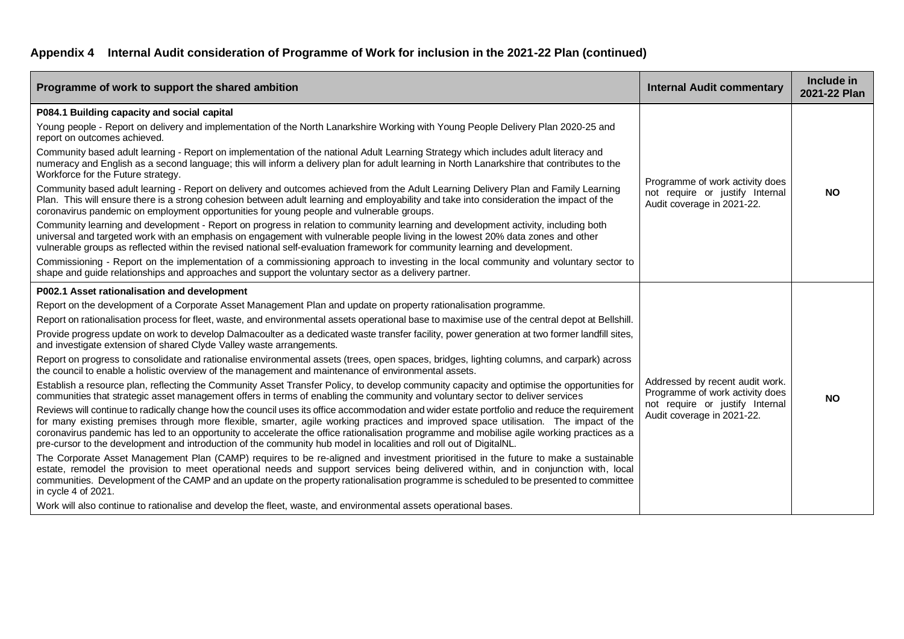## Appendix 4 Internal Audit consideration of Programme of Work for inclusion in the 2021-22 Plan (continued)

| Programme of work to support the shared ambition | Internal Audit commentary | Include in 2021-22 Plan |
|---|---|---|
| **P084.1 Building capacity and social capital**<br>Young people - Report on delivery and implementation of the North Lanarkshire Working with Young People Delivery Plan 2020-25 and report on outcomes achieved.<br>Community based adult learning - Report on implementation of the national Adult Learning Strategy which includes adult literacy and numeracy and English as a second language; this will inform a delivery plan for adult learning in North Lanarkshire that contributes to the Workforce for the Future strategy.<br>Community based adult learning - Report on delivery and outcomes achieved from the Adult Learning Delivery Plan and Family Learning Plan. This will ensure there is a strong cohesion between adult learning and employability and take into consideration the impact of the coronavirus pandemic on employment opportunities for young people and vulnerable groups.<br>Community learning and development - Report on progress in relation to community learning and development activity, including both universal and targeted work with an emphasis on engagement with vulnerable people living in the lowest 20% data zones and other vulnerable groups as reflected within the revised national self-evaluation framework for community learning and development.<br>Commissioning - Report on the implementation of a commissioning approach to investing in the local community and voluntary sector to shape and guide relationships and approaches and support the voluntary sector as a delivery partner. | Programme of work activity does not require or justify Internal Audit coverage in 2021-22. | **NO** |
| **P002.1 Asset rationalisation and development**<br>Report on the development of a Corporate Asset Management Plan and update on property rationalisation programme.<br>Report on rationalisation process for fleet, waste, and environmental assets operational base to maximise use of the central depot at Bellshill.<br>Provide progress update on work to develop Dalmacoulter as a dedicated waste transfer facility, power generation at two former landfill sites, and investigate extension of shared Clyde Valley waste arrangements.<br>Report on progress to consolidate and rationalise environmental assets (trees, open spaces, bridges, lighting columns, and carpark) across the council to enable a holistic overview of the management and maintenance of environmental assets.<br>Establish a resource plan, reflecting the Community Asset Transfer Policy, to develop community capacity and optimise the opportunities for communities that strategic asset management offers in terms of enabling the community and voluntary sector to deliver services<br>Reviews will continue to radically change how the council uses its office accommodation and wider estate portfolio and reduce the requirement for many existing premises through more flexible, smarter, agile working practices and improved space utilisation. The impact of the coronavirus pandemic has led to an opportunity to accelerate the office rationalisation programme and mobilise agile working practices as a pre-cursor to the development and introduction of the community hub model in localities and roll out of DigitalNL.<br>The Corporate Asset Management Plan (CAMP) requires to be re-aligned and investment prioritised in the future to make a sustainable estate, remodel the provision to meet operational needs and support services being delivered within, and in conjunction with, local communities. Development of the CAMP and an update on the property rationalisation programme is scheduled to be presented to committee in cycle 4 of 2021.<br>Work will also continue to rationalise and develop the fleet, waste, and environmental assets operational bases. | Addressed by recent audit work. Programme of work activity does not require or justify Internal Audit coverage in 2021-22. | **NO** |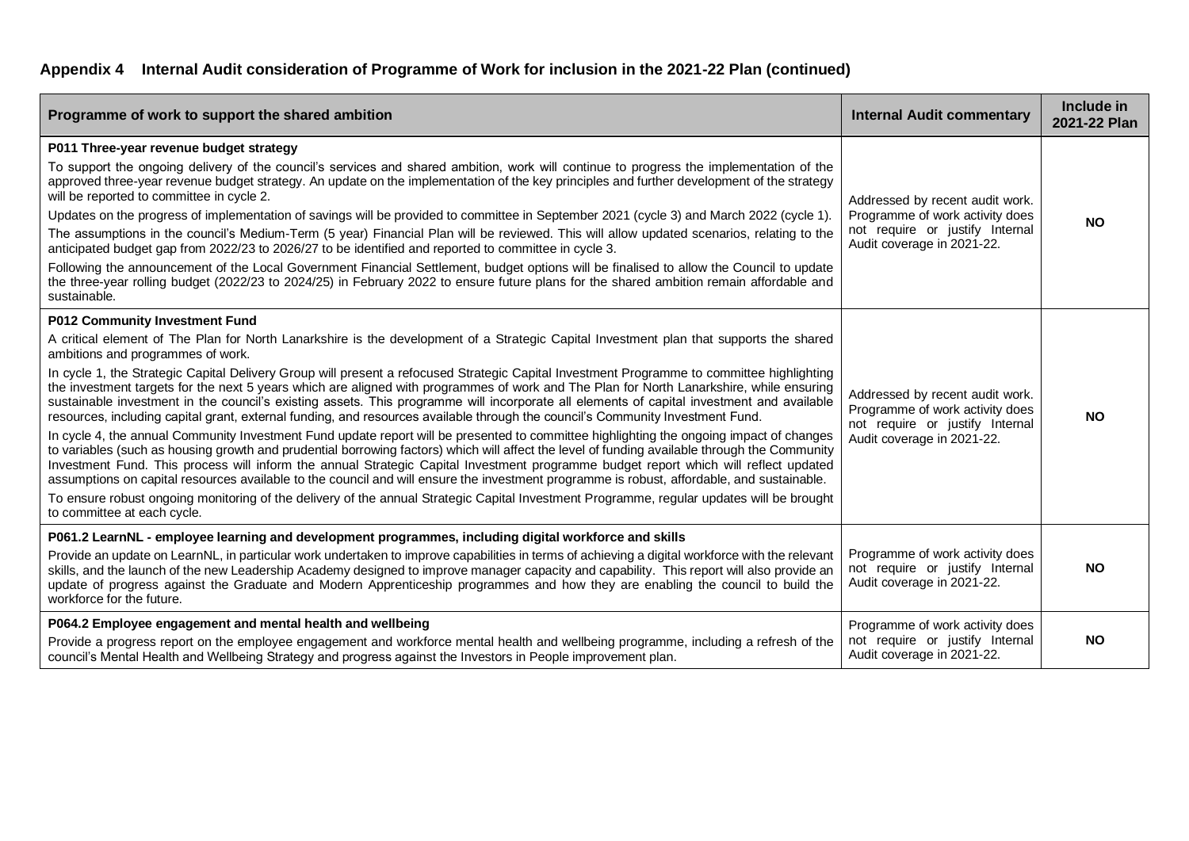## Appendix 4 Internal Audit consideration of Programme of Work for inclusion in the 2021-22 Plan (continued)

| Programme of work to support the shared ambition | Internal Audit commentary | Include in 2021-22 Plan |
|---|---|---|
| **P011 Three-year revenue budget strategy**<br>To support the ongoing delivery of the council's services and shared ambition, work will continue to progress the implementation of the approved three-year revenue budget strategy. An update on the implementation of the key principles and further development of the strategy will be reported to committee in cycle 2.<br>Updates on the progress of implementation of savings will be provided to committee in September 2021 (cycle 3) and March 2022 (cycle 1).<br>The assumptions in the council's Medium-Term (5 year) Financial Plan will be reviewed. This will allow updated scenarios, relating to the anticipated budget gap from 2022/23 to 2026/27 to be identified and reported to committee in cycle 3.<br>Following the announcement of the Local Government Financial Settlement, budget options will be finalised to allow the Council to update the three-year rolling budget (2022/23 to 2024/25) in February 2022 to ensure future plans for the shared ambition remain affordable and sustainable. | Addressed by recent audit work. Programme of work activity does not require or justify Internal Audit coverage in 2021-22. | **NO** |
| **P012 Community Investment Fund**<br>A critical element of The Plan for North Lanarkshire is the development of a Strategic Capital Investment plan that supports the shared ambitions and programmes of work.<br>In cycle 1, the Strategic Capital Delivery Group will present a refocused Strategic Capital Investment Programme to committee highlighting the investment targets for the next 5 years which are aligned with programmes of work and The Plan for North Lanarkshire, while ensuring sustainable investment in the council's existing assets. This programme will incorporate all elements of capital investment and available resources, including capital grant, external funding, and resources available through the council's Community Investment Fund.<br>In cycle 4, the annual Community Investment Fund update report will be presented to committee highlighting the ongoing impact of changes to variables (such as housing growth and prudential borrowing factors) which will affect the level of funding available through the Community Investment Fund. This process will inform the annual Strategic Capital Investment programme budget report which will reflect updated assumptions on capital resources available to the council and will ensure the investment programme is robust, affordable, and sustainable.<br>To ensure robust ongoing monitoring of the delivery of the annual Strategic Capital Investment Programme, regular updates will be brought to committee at each cycle. | Addressed by recent audit work. Programme of work activity does not require or justify Internal Audit coverage in 2021-22. | **NO** |
| **P061.2 LearnNL - employee learning and development programmes, including digital workforce and skills**<br>Provide an update on LearnNL, in particular work undertaken to improve capabilities in terms of achieving a digital workforce with the relevant skills, and the launch of the new Leadership Academy designed to improve manager capacity and capability. This report will also provide an update of progress against the Graduate and Modern Apprenticeship programmes and how they are enabling the council to build the workforce for the future. | Programme of work activity does not require or justify Internal Audit coverage in 2021-22. | **NO** |
| **P064.2 Employee engagement and mental health and wellbeing**<br>Provide a progress report on the employee engagement and workforce mental health and wellbeing programme, including a refresh of the council's Mental Health and Wellbeing Strategy and progress against the Investors in People improvement plan. | Programme of work activity does not require or justify Internal Audit coverage in 2021-22. | **NO** |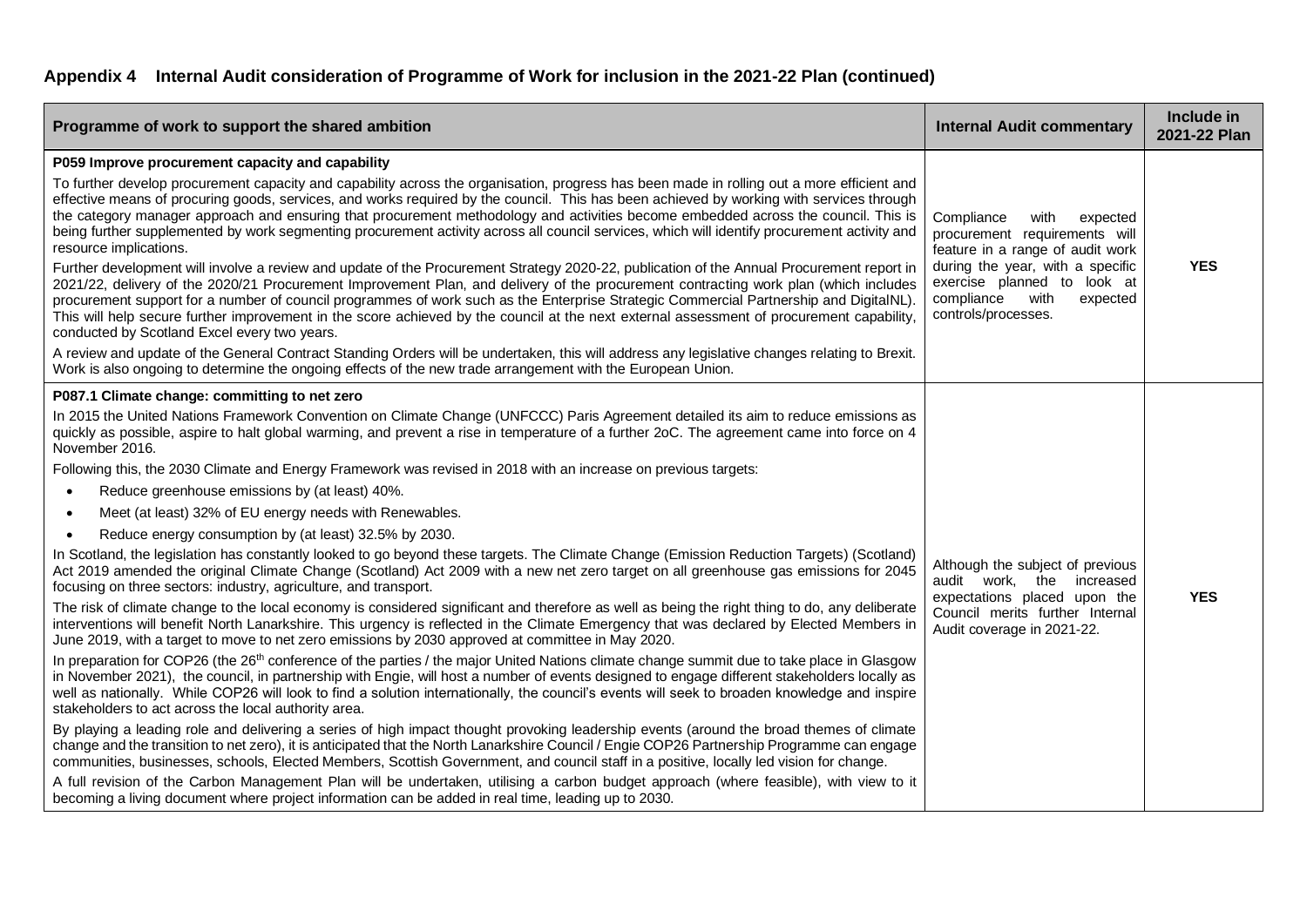## Appendix 4 Internal Audit consideration of Programme of Work for inclusion in the 2021-22 Plan (continued)

| Programme of work to support the shared ambition | Internal Audit commentary | Include in 2021-22 Plan |
|---|---|---|
| **P059 Improve procurement capacity and capability**<br><br>To further develop procurement capacity and capability across the organisation, progress has been made in rolling out a more efficient and effective means of procuring goods, services, and works required by the council. This has been achieved by working with services through the category manager approach and ensuring that procurement methodology and activities become embedded across the council. This is being further supplemented by work segmenting procurement activity across all council services, which will identify procurement activity and resource implications.<br><br>Further development will involve a review and update of the Procurement Strategy 2020-22, publication of the Annual Procurement report in 2021/22, delivery of the 2020/21 Procurement Improvement Plan, and delivery of the procurement contracting work plan (which includes procurement support for a number of council programmes of work such as the Enterprise Strategic Commercial Partnership and DigitalNL). This will help secure further improvement in the score achieved by the council at the next external assessment of procurement capability, conducted by Scotland Excel every two years.<br><br>A review and update of the General Contract Standing Orders will be undertaken, this will address any legislative changes relating to Brexit. Work is also ongoing to determine the ongoing effects of the new trade arrangement with the European Union. | Compliance with expected procurement requirements will feature in a range of audit work during the year, with a specific exercise planned to look at compliance with expected controls/processes. | **YES** |
| **P087.1 Climate change: committing to net zero**<br><br>In 2015 the United Nations Framework Convention on Climate Change (UNFCCC) Paris Agreement detailed its aim to reduce emissions as quickly as possible, aspire to halt global warming, and prevent a rise in temperature of a further 2oC. The agreement came into force on 4 November 2016.<br><br>Following this, the 2030 Climate and Energy Framework was revised in 2018 with an increase on previous targets:<br>• Reduce greenhouse emissions by (at least) 40%.<br>• Meet (at least) 32% of EU energy needs with Renewables.<br>• Reduce energy consumption by (at least) 32.5% by 2030.<br><br>In Scotland, the legislation has constantly looked to go beyond these targets. The Climate Change (Emission Reduction Targets) (Scotland) Act 2019 amended the original Climate Change (Scotland) Act 2009 with a new net zero target on all greenhouse gas emissions for 2045 focusing on three sectors: industry, agriculture, and transport.<br><br>The risk of climate change to the local economy is considered significant and therefore as well as being the right thing to do, any deliberate interventions will benefit North Lanarkshire. This urgency is reflected in the Climate Emergency that was declared by Elected Members in June 2019, with a target to move to net zero emissions by 2030 approved at committee in May 2020.<br><br>In preparation for COP26 (the 26th conference of the parties / the major United Nations climate change summit due to take place in Glasgow in November 2021), the council, in partnership with Engie, will host a number of events designed to engage different stakeholders locally as well as nationally. While COP26 will look to find a solution internationally, the council's events will seek to broaden knowledge and inspire stakeholders to act across the local authority area.<br><br>By playing a leading role and delivering a series of high impact thought provoking leadership events (around the broad themes of climate change and the transition to net zero), it is anticipated that the North Lanarkshire Council / Engie COP26 Partnership Programme can engage communities, businesses, schools, Elected Members, Scottish Government, and council staff in a positive, locally led vision for change.<br><br>A full revision of the Carbon Management Plan will be undertaken, utilising a carbon budget approach (where feasible), with view to it becoming a living document where project information can be added in real time, leading up to 2030. | Although the subject of previous audit work, the increased expectations placed upon the Council merits further Internal Audit coverage in 2021-22. | **YES** |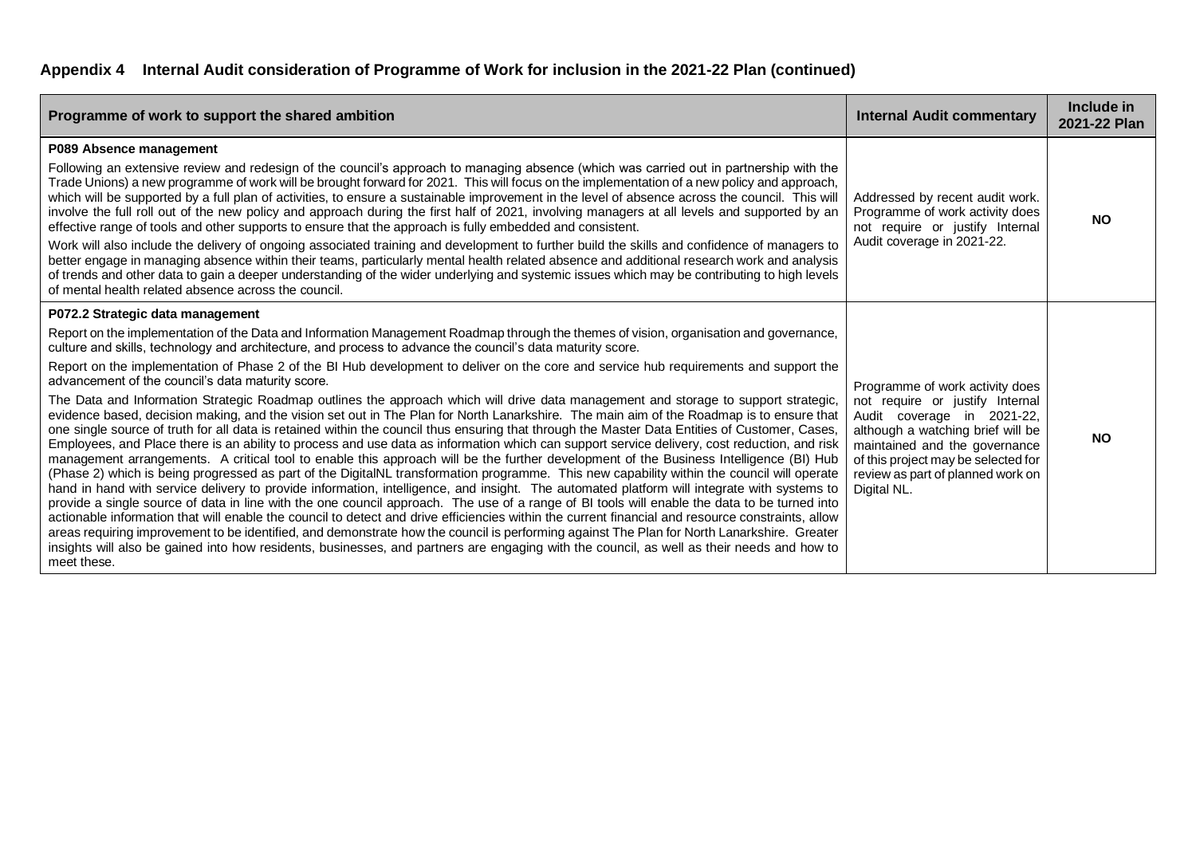## Appendix 4 Internal Audit consideration of Programme of Work for inclusion in the 2021-22 Plan (continued)

| Programme of work to support the shared ambition | Internal Audit commentary | Include in 2021-22 Plan |
|---|---|---|
| **P089 Absence management**<br><br>Following an extensive review and redesign of the council's approach to managing absence (which was carried out in partnership with the Trade Unions) a new programme of work will be brought forward for 2021. This will focus on the implementation of a new policy and approach, which will be supported by a full plan of activities, to ensure a sustainable improvement in the level of absence across the council. This will involve the full roll out of the new policy and approach during the first half of 2021, involving managers at all levels and supported by an effective range of tools and other supports to ensure that the approach is fully embedded and consistent.<br><br>Work will also include the delivery of ongoing associated training and development to further build the skills and confidence of managers to better engage in managing absence within their teams, particularly mental health related absence and additional research work and analysis of trends and other data to gain a deeper understanding of the wider underlying and systemic issues which may be contributing to high levels of mental health related absence across the council. | Addressed by recent audit work. Programme of work activity does not require or justify Internal Audit coverage in 2021-22. | **NO** |
| **P072.2 Strategic data management**<br><br>Report on the implementation of the Data and Information Management Roadmap through the themes of vision, organisation and governance, culture and skills, technology and architecture, and process to advance the council's data maturity score.<br><br>Report on the implementation of Phase 2 of the BI Hub development to deliver on the core and service hub requirements and support the advancement of the council's data maturity score.<br><br>The Data and Information Strategic Roadmap outlines the approach which will drive data management and storage to support strategic, evidence based, decision making, and the vision set out in The Plan for North Lanarkshire. The main aim of the Roadmap is to ensure that one single source of truth for all data is retained within the council thus ensuring that through the Master Data Entities of Customer, Cases, Employees, and Place there is an ability to process and use data as information which can support service delivery, cost reduction, and risk management arrangements. A critical tool to enable this approach will be the further development of the Business Intelligence (BI) Hub (Phase 2) which is being progressed as part of the DigitalNL transformation programme. This new capability within the council will operate hand in hand with service delivery to provide information, intelligence, and insight. The automated platform will integrate with systems to provide a single source of data in line with the one council approach. The use of a range of BI tools will enable the data to be turned into actionable information that will enable the council to detect and drive efficiencies within the current financial and resource constraints, allow areas requiring improvement to be identified, and demonstrate how the council is performing against The Plan for North Lanarkshire. Greater insights will also be gained into how residents, businesses, and partners are engaging with the council, as well as their needs and how to meet these. | Programme of work activity does not require or justify Internal Audit coverage in 2021-22, although a watching brief will be maintained and the governance of this project may be selected for review as part of planned work on Digital NL. | **NO** |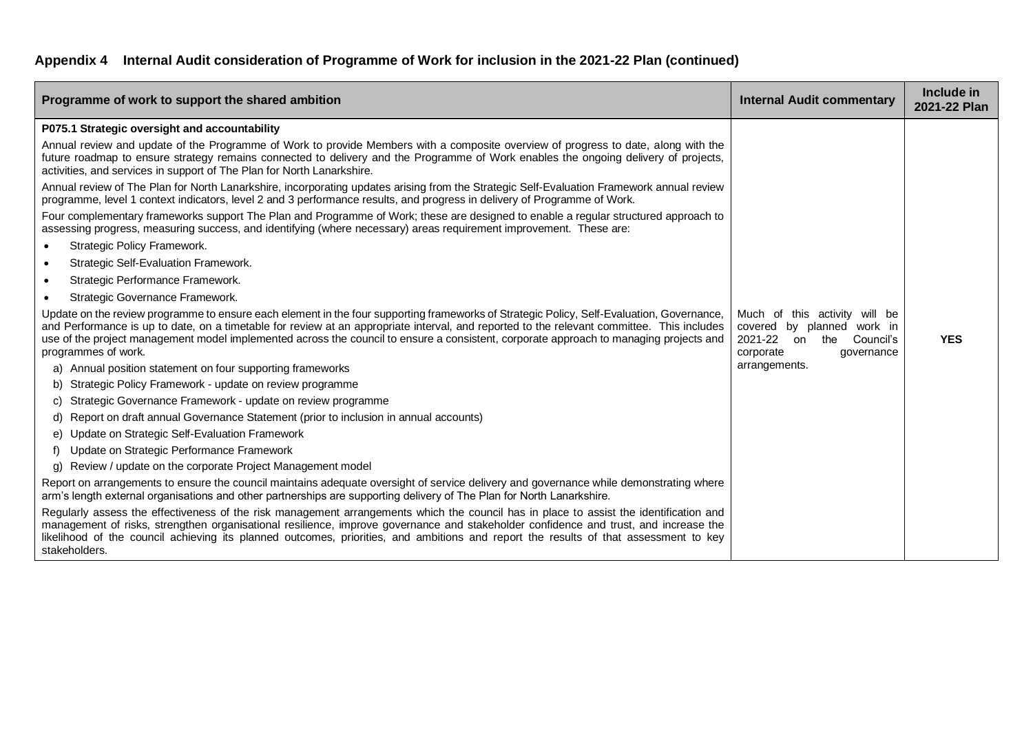## Appendix 4 Internal Audit consideration of Programme of Work for inclusion in the 2021-22 Plan (continued)

| Programme of work to support the shared ambition | Internal Audit commentary | Include in 2021-22 Plan |
|---|---|---|
| **P075.1 Strategic oversight and accountability**<br><br>Annual review and update of the Programme of Work to provide Members with a composite overview of progress to date, along with the future roadmap to ensure strategy remains connected to delivery and the Programme of Work enables the ongoing delivery of projects, activities, and services in support of The Plan for North Lanarkshire.<br><br>Annual review of The Plan for North Lanarkshire, incorporating updates arising from the Strategic Self-Evaluation Framework annual review programme, level 1 context indicators, level 2 and 3 performance results, and progress in delivery of Programme of Work.<br><br>Four complementary frameworks support The Plan and Programme of Work; these are designed to enable a regular structured approach to assessing progress, measuring success, and identifying (where necessary) areas requirement improvement. These are:<br>• Strategic Policy Framework.<br>• Strategic Self-Evaluation Framework.<br>• Strategic Performance Framework.<br>• Strategic Governance Framework.<br><br>Update on the review programme to ensure each element in the four supporting frameworks of Strategic Policy, Self-Evaluation, Governance, and Performance is up to date, on a timetable for review at an appropriate interval, and reported to the relevant committee. This includes use of the project management model implemented across the council to ensure a consistent, corporate approach to managing projects and programmes of work.<br>a) Annual position statement on four supporting frameworks<br>b) Strategic Policy Framework - update on review programme<br>c) Strategic Governance Framework - update on review programme<br>d) Report on draft annual Governance Statement (prior to inclusion in annual accounts)<br>e) Update on Strategic Self-Evaluation Framework<br>f) Update on Strategic Performance Framework<br>g) Review / update on the corporate Project Management model<br><br>Report on arrangements to ensure the council maintains adequate oversight of service delivery and governance while demonstrating where arm's length external organisations and other partnerships are supporting delivery of The Plan for North Lanarkshire.<br><br>Regularly assess the effectiveness of the risk management arrangements which the council has in place to assist the identification and management of risks, strengthen organisational resilience, improve governance and stakeholder confidence and trust, and increase the likelihood of the council achieving its planned outcomes, priorities, and ambitions and report the results of that assessment to key stakeholders. | Much of this activity will be covered by planned work in 2021-22 on the Council's corporate governance arrangements. | **YES** |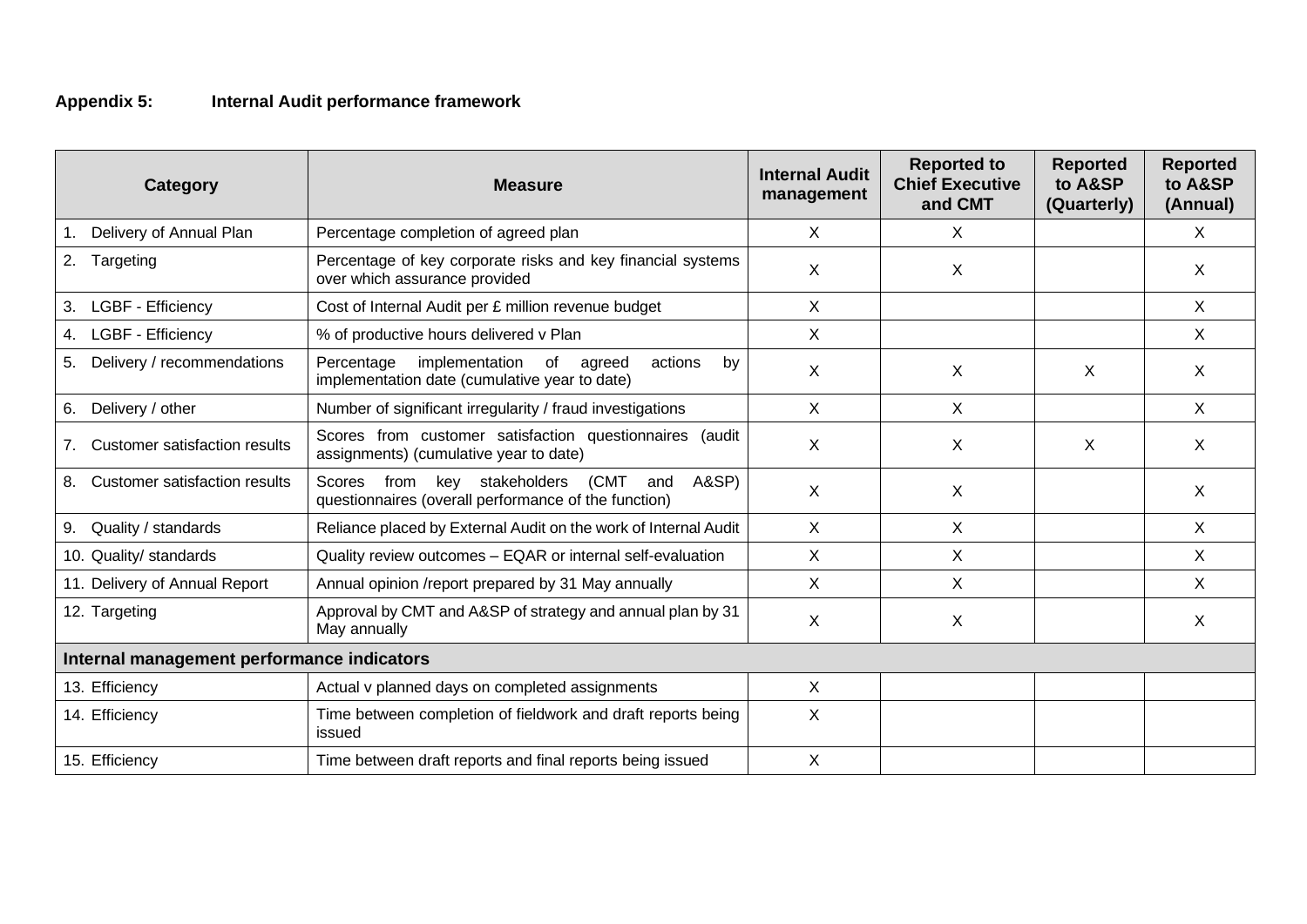**Appendix 5: Internal Audit performance framework**

| Category | Measure | Internal Audit management | Reported to Chief Executive and CMT | Reported to A&SP (Quarterly) | Reported to A&SP (Annual) |
|---|---|---|---|---|---|
| 1. Delivery of Annual Plan | Percentage completion of agreed plan | X | X | | X |
| 2. Targeting | Percentage of key corporate risks and key financial systems over which assurance provided | X | X | | X |
| 3. LGBF - Efficiency | Cost of Internal Audit per £ million revenue budget | X | | | X |
| 4. LGBF - Efficiency | % of productive hours delivered v Plan | X | | | X |
| 5. Delivery / recommendations | Percentage implementation of agreed actions by implementation date (cumulative year to date) | X | X | X | X |
| 6. Delivery / other | Number of significant irregularity / fraud investigations | X | X | | X |
| 7. Customer satisfaction results | Scores from customer satisfaction questionnaires (audit assignments) (cumulative year to date) | X | X | X | X |
| 8. Customer satisfaction results | Scores from key stakeholders (CMT and A&SP) questionnaires (overall performance of the function) | X | X | | X |
| 9. Quality / standards | Reliance placed by External Audit on the work of Internal Audit | X | X | | X |
| 10. Quality/ standards | Quality review outcomes – EQAR or internal self-evaluation | X | X | | X |
| 11. Delivery of Annual Report | Annual opinion /report prepared by 31 May annually | X | X | | X |
| 12. Targeting | Approval by CMT and A&SP of strategy and annual plan by 31 May annually | X | X | | X |
| **Internal management performance indicators** | | | | | |
| 13. Efficiency | Actual v planned days on completed assignments | X | | | |
| 14. Efficiency | Time between completion of fieldwork and draft reports being issued | X | | | |
| 15. Efficiency | Time between draft reports and final reports being issued | X | | | |